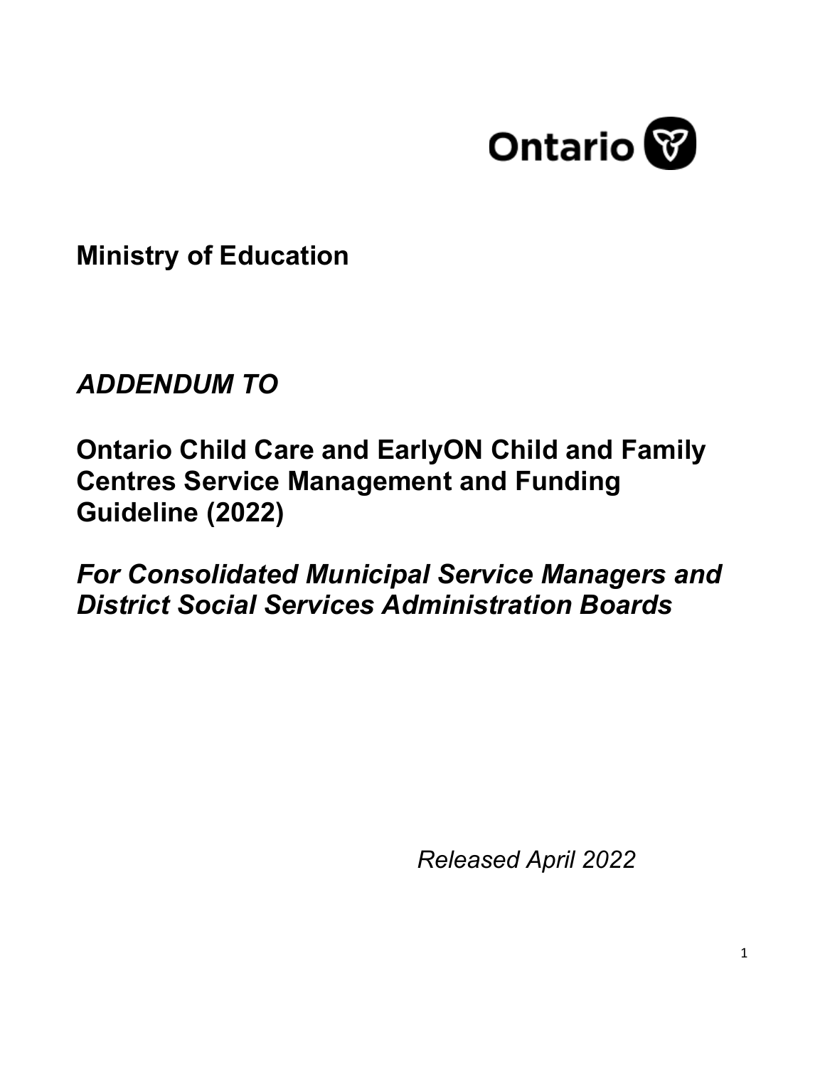Ontario

**Ministry of Education**

***ADDENDUM TO***

# Ontario Child Care and EarlyON Child and Family Centres Service Management and Funding Guideline (2022)

***For Consolidated Municipal Service Managers and District Social Services Administration Boards***

*Released April 2022*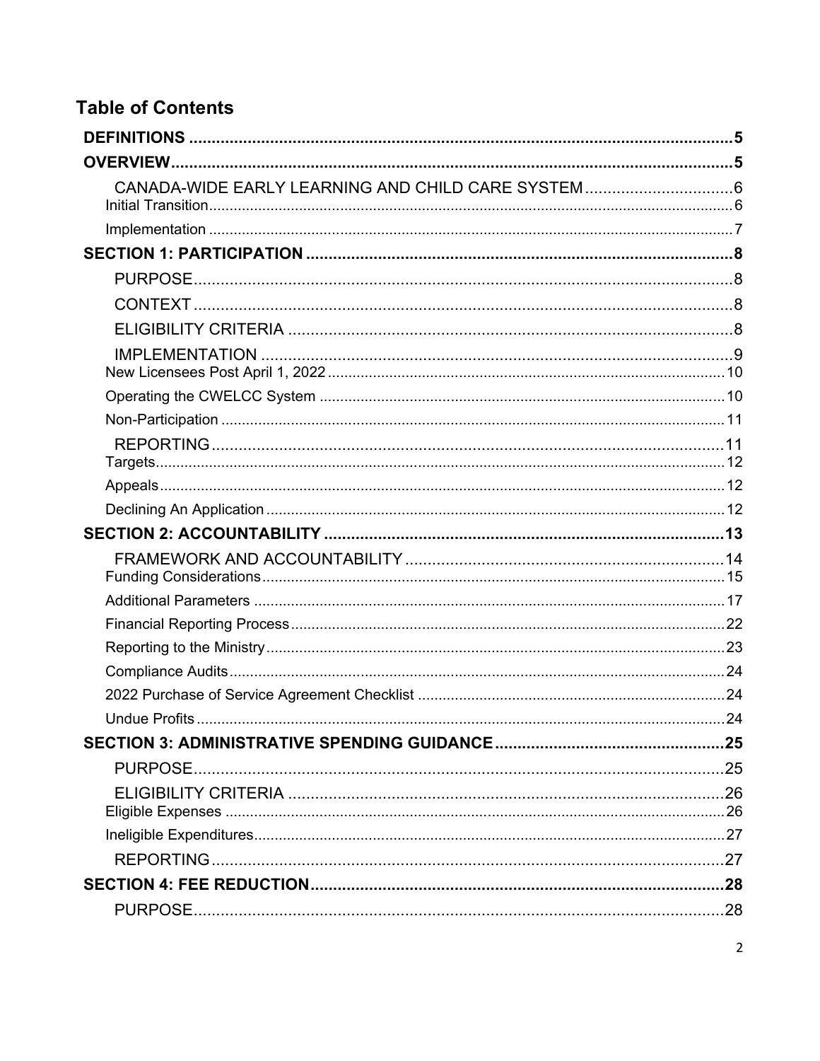## Table of Contents

- **DEFINITIONS** .......... 5
- **OVERVIEW** .......... 5
  - CANADA-WIDE EARLY LEARNING AND CHILD CARE SYSTEM .......... 6
    - Initial Transition .......... 6
    - Implementation .......... 7
- **SECTION 1: PARTICIPATION** .......... 8
  - PURPOSE .......... 8
  - CONTEXT .......... 8
  - ELIGIBILITY CRITERIA .......... 8
  - IMPLEMENTATION .......... 9
    - New Licensees Post April 1, 2022 .......... 10
    - Operating the CWELCC System .......... 10
    - Non-Participation .......... 11
  - REPORTING .......... 11
    - Targets .......... 12
    - Appeals .......... 12
    - Declining An Application .......... 12
- **SECTION 2: ACCOUNTABILITY** .......... 13
  - FRAMEWORK AND ACCOUNTABILITY .......... 14
    - Funding Considerations .......... 15
    - Additional Parameters .......... 17
    - Financial Reporting Process .......... 22
    - Reporting to the Ministry .......... 23
    - Compliance Audits .......... 24
    - 2022 Purchase of Service Agreement Checklist .......... 24
    - Undue Profits .......... 24
- **SECTION 3: ADMINISTRATIVE SPENDING GUIDANCE** .......... 25
  - PURPOSE .......... 25
  - ELIGIBILITY CRITERIA .......... 26
    - Eligible Expenses .......... 26
    - Ineligible Expenditures .......... 27
  - REPORTING .......... 27
- **SECTION 4: FEE REDUCTION** .......... 28
  - PURPOSE .......... 28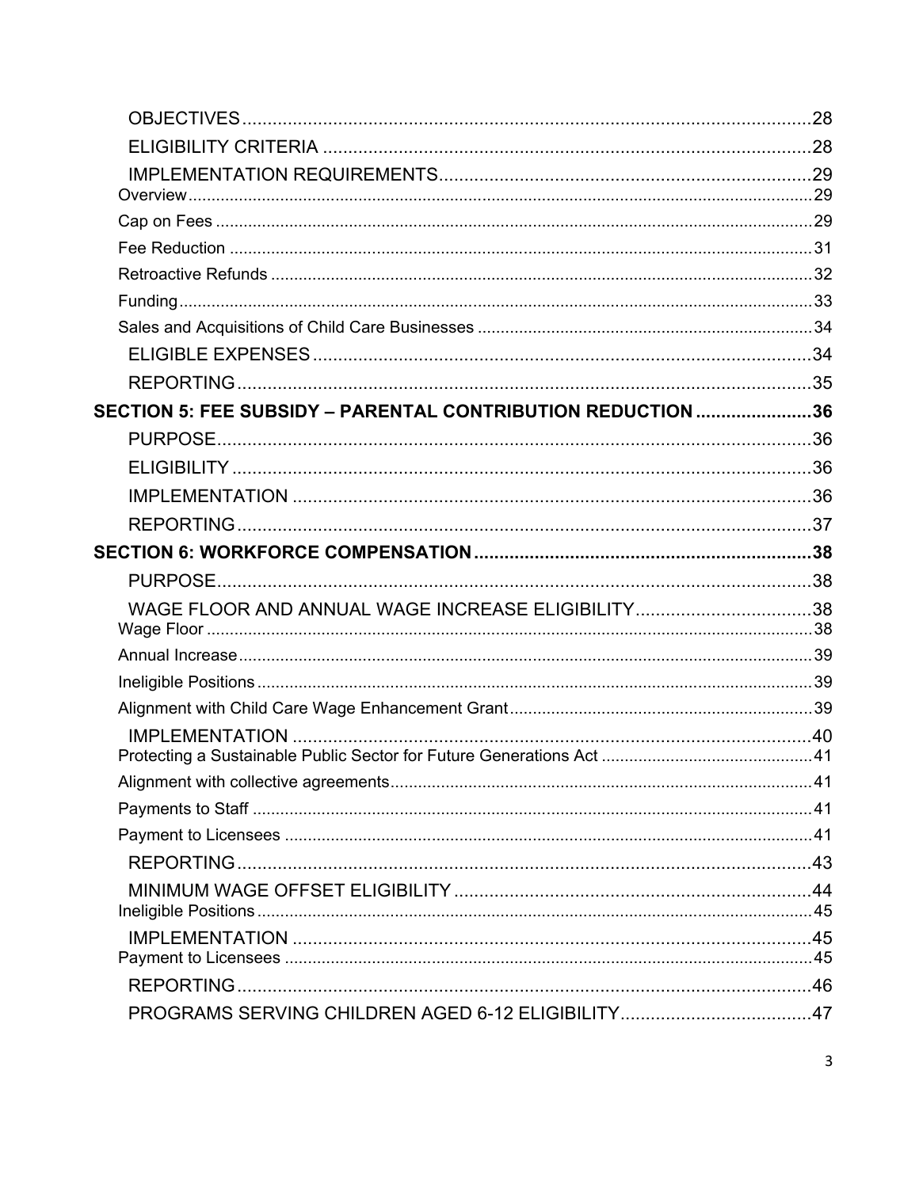OBJECTIVES ........................................................................................................... 28
ELIGIBILITY CRITERIA ........................................................................................... 28
IMPLEMENTATION REQUIREMENTS ........................................................................ 29
Overview ..................................................................................................................... 29
Cap on Fees ................................................................................................................ 29
Fee Reduction ............................................................................................................ 31
Retroactive Refunds ................................................................................................... 32
Funding ...................................................................................................................... 33
Sales and Acquisitions of Child Care Businesses ......................................................... 34
ELIGIBLE EXPENSES ............................................................................................... 34
REPORTING ............................................................................................................. 35

**SECTION 5: FEE SUBSIDY – PARENTAL CONTRIBUTION REDUCTION ....................... 36**

PURPOSE .................................................................................................................. 36
ELIGIBILITY .............................................................................................................. 36
IMPLEMENTATION ................................................................................................... 36
REPORTING ............................................................................................................. 37

**SECTION 6: WORKFORCE COMPENSATION .................................................................. 38**

PURPOSE .................................................................................................................. 38
WAGE FLOOR AND ANNUAL WAGE INCREASE ELIGIBILITY ................................... 38
Wage Floor ................................................................................................................. 38
Annual Increase .......................................................................................................... 39
Ineligible Positions ..................................................................................................... 39
Alignment with Child Care Wage Enhancement Grant ................................................. 39
IMPLEMENTATION ................................................................................................... 40
Protecting a Sustainable Public Sector for Future Generations Act .............................. 41
Alignment with collective agreements ......................................................................... 41
Payments to Staff ........................................................................................................ 41
Payment to Licensees ................................................................................................. 41
REPORTING ............................................................................................................. 43
MINIMUM WAGE OFFSET ELIGIBILITY ..................................................................... 44
Ineligible Positions ..................................................................................................... 45
IMPLEMENTATION ................................................................................................... 45
Payment to Licensees ................................................................................................. 45
REPORTING ............................................................................................................. 46
PROGRAMS SERVING CHILDREN AGED 6-12 ELIGIBILITY ...................................... 47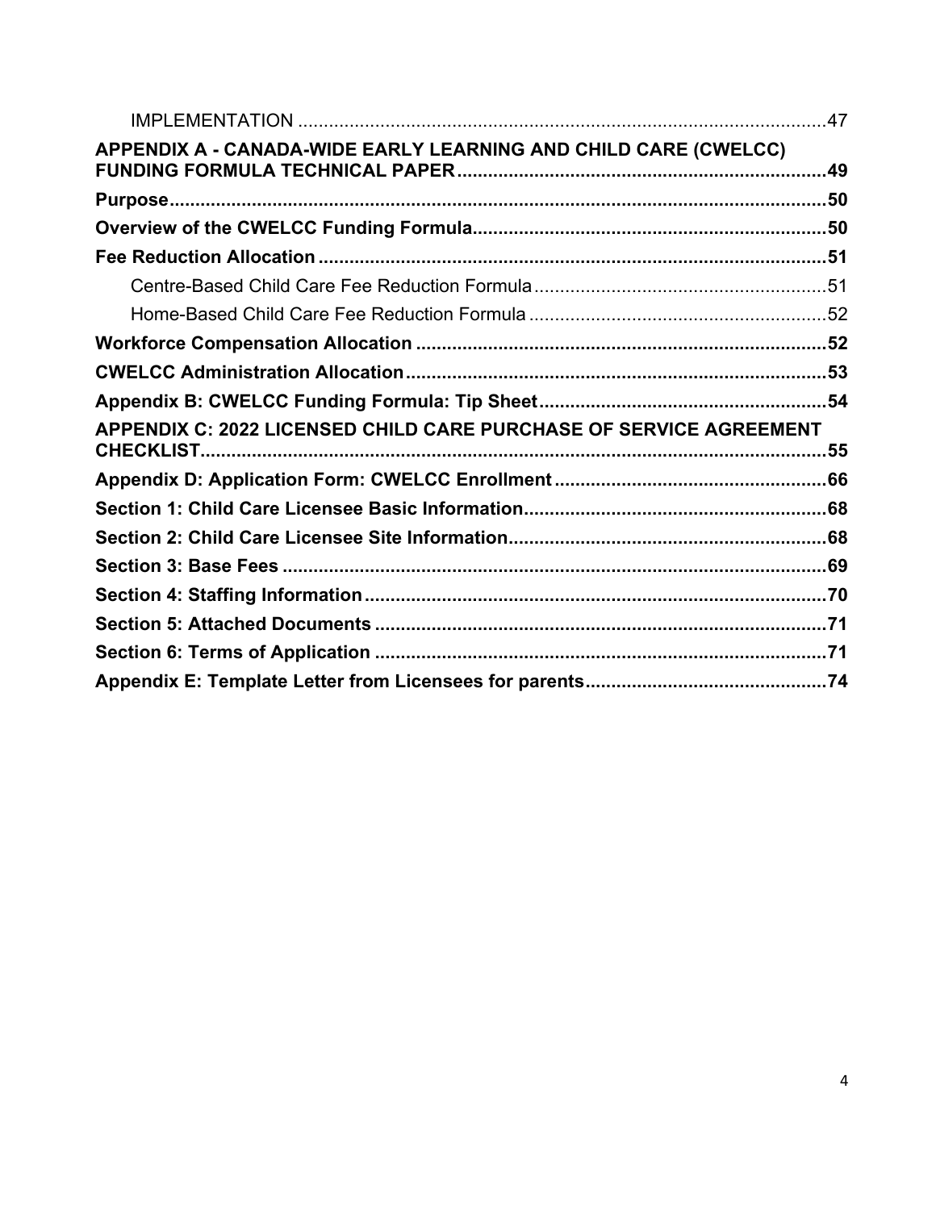IMPLEMENTATION .......................................................................................................47

**APPENDIX A - CANADA-WIDE EARLY LEARNING AND CHILD CARE (CWELCC) FUNDING FORMULA TECHNICAL PAPER.......................................................................49**

**Purpose.................................................................................................................50**

**Overview of the CWELCC Funding Formula.....................................................................50**

**Fee Reduction Allocation ...................................................................................................51**

Centre-Based Child Care Fee Reduction Formula.........................................................51

Home-Based Child Care Fee Reduction Formula ..........................................................52

**Workforce Compensation Allocation ................................................................................52**

**CWELCC Administration Allocation.................................................................................53**

**Appendix B: CWELCC Funding Formula: Tip Sheet........................................................54**

**APPENDIX C: 2022 LICENSED CHILD CARE PURCHASE OF SERVICE AGREEMENT CHECKLIST..........................................................................................................................55**

**Appendix D: Application Form: CWELCC Enrollment.....................................................66**

**Section 1: Child Care Licensee Basic Information..........................................................68**

**Section 2: Child Care Licensee Site Information.............................................................68**

**Section 3: Base Fees ..........................................................................................................69**

**Section 4: Staffing Information..........................................................................................70**

**Section 5: Attached Documents ........................................................................................71**

**Section 6: Terms of Application ........................................................................................71**

**Appendix E: Template Letter from Licensees for parents...............................................74**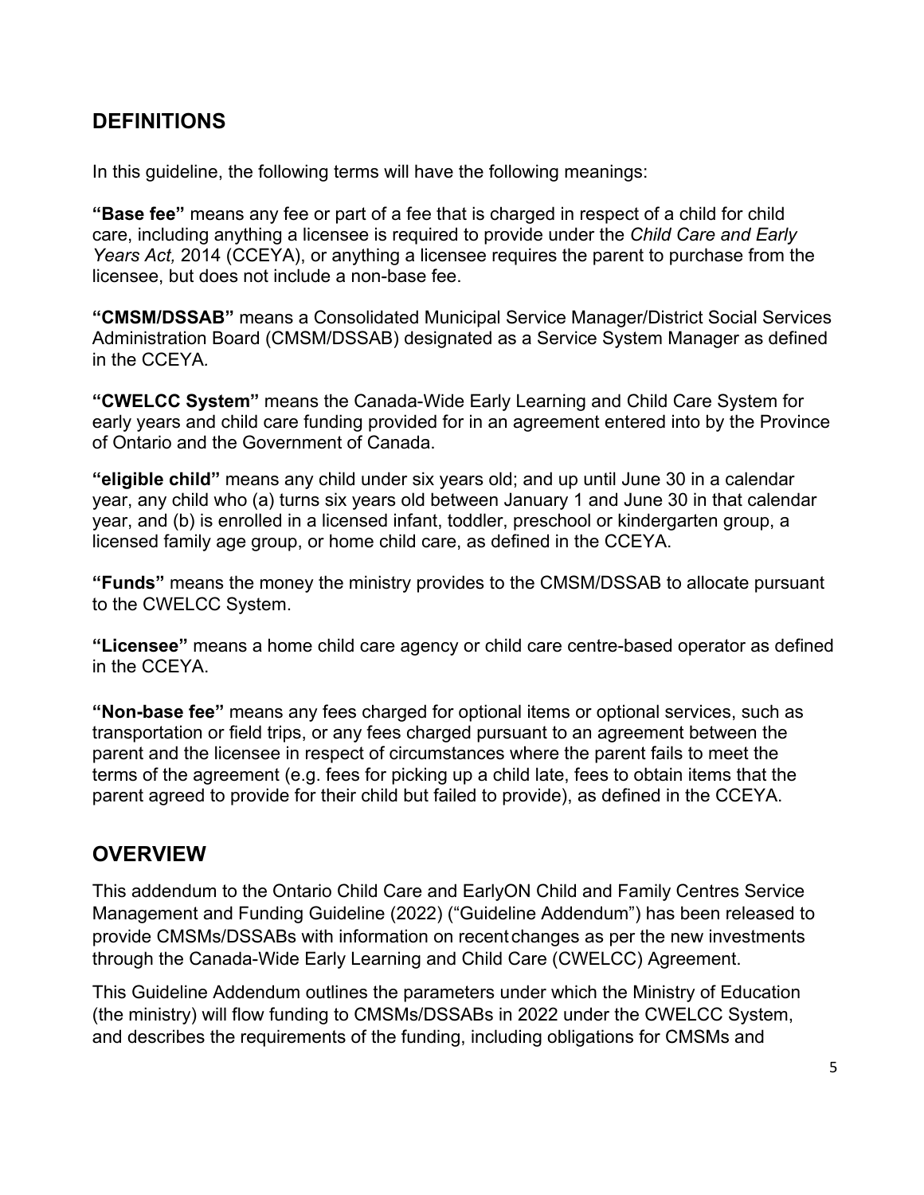## DEFINITIONS

In this guideline, the following terms will have the following meanings:

**"Base fee"** means any fee or part of a fee that is charged in respect of a child for child care, including anything a licensee is required to provide under the *Child Care and Early Years Act,* 2014 (CCEYA), or anything a licensee requires the parent to purchase from the licensee, but does not include a non-base fee.

**"CMSM/DSSAB"** means a Consolidated Municipal Service Manager/District Social Services Administration Board (CMSM/DSSAB) designated as a Service System Manager as defined in the CCEYA.

**"CWELCC System"** means the Canada-Wide Early Learning and Child Care System for early years and child care funding provided for in an agreement entered into by the Province of Ontario and the Government of Canada.

**"eligible child"** means any child under six years old; and up until June 30 in a calendar year, any child who (a) turns six years old between January 1 and June 30 in that calendar year, and (b) is enrolled in a licensed infant, toddler, preschool or kindergarten group, a licensed family age group, or home child care, as defined in the CCEYA.

**"Funds"** means the money the ministry provides to the CMSM/DSSAB to allocate pursuant to the CWELCC System.

**"Licensee"** means a home child care agency or child care centre-based operator as defined in the CCEYA.

**"Non-base fee"** means any fees charged for optional items or optional services, such as transportation or field trips, or any fees charged pursuant to an agreement between the parent and the licensee in respect of circumstances where the parent fails to meet the terms of the agreement (e.g. fees for picking up a child late, fees to obtain items that the parent agreed to provide for their child but failed to provide), as defined in the CCEYA.

## OVERVIEW

This addendum to the Ontario Child Care and EarlyON Child and Family Centres Service Management and Funding Guideline (2022) ("Guideline Addendum") has been released to provide CMSMs/DSSABs with information on recent changes as per the new investments through the Canada-Wide Early Learning and Child Care (CWELCC) Agreement.

This Guideline Addendum outlines the parameters under which the Ministry of Education (the ministry) will flow funding to CMSMs/DSSABs in 2022 under the CWELCC System, and describes the requirements of the funding, including obligations for CMSMs and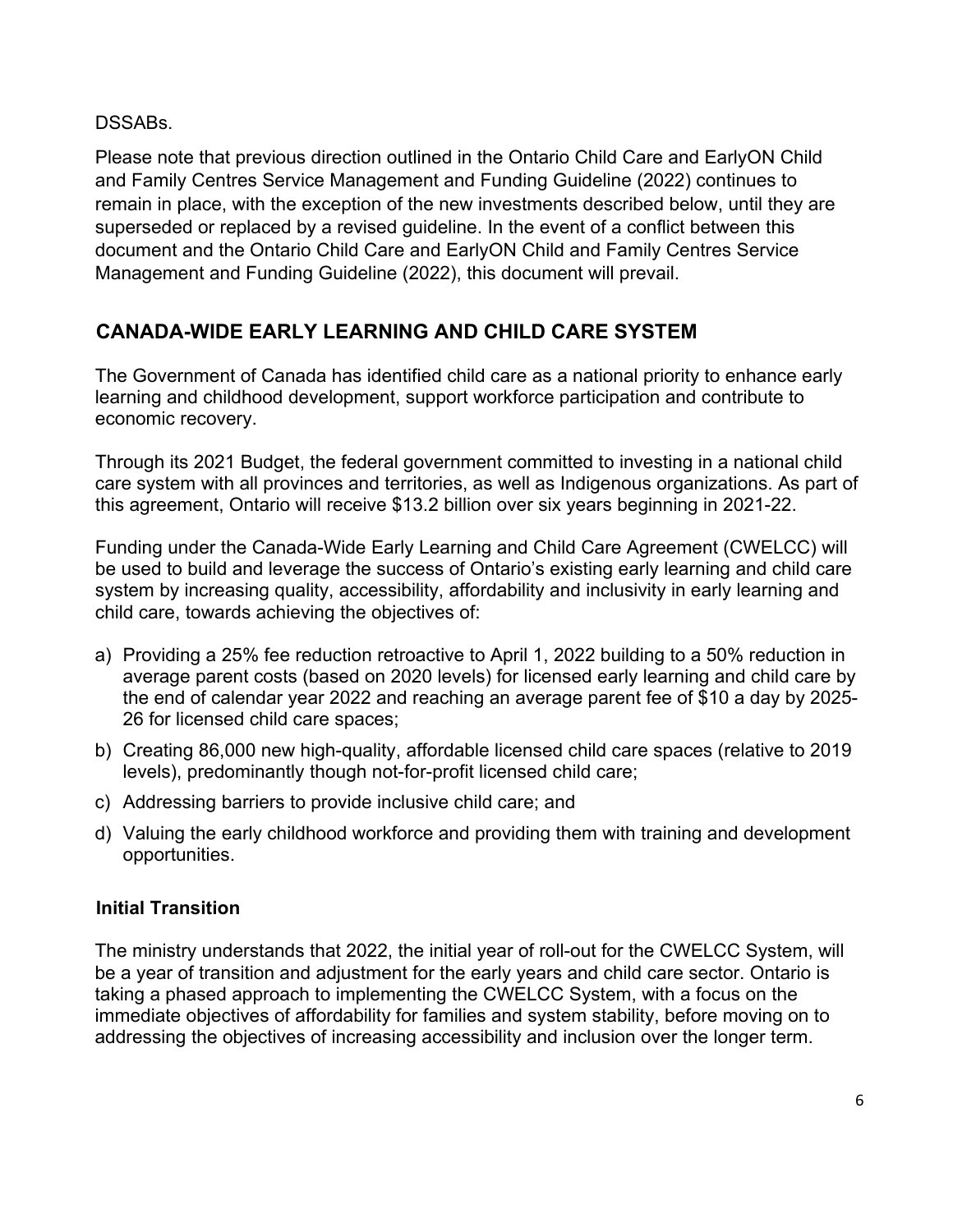DSSABs.

Please note that previous direction outlined in the Ontario Child Care and EarlyON Child and Family Centres Service Management and Funding Guideline (2022) continues to remain in place, with the exception of the new investments described below, until they are superseded or replaced by a revised guideline. In the event of a conflict between this document and the Ontario Child Care and EarlyON Child and Family Centres Service Management and Funding Guideline (2022), this document will prevail.

## CANADA-WIDE EARLY LEARNING AND CHILD CARE SYSTEM

The Government of Canada has identified child care as a national priority to enhance early learning and childhood development, support workforce participation and contribute to economic recovery.

Through its 2021 Budget, the federal government committed to investing in a national child care system with all provinces and territories, as well as Indigenous organizations. As part of this agreement, Ontario will receive $13.2 billion over six years beginning in 2021-22.

Funding under the Canada-Wide Early Learning and Child Care Agreement (CWELCC) will be used to build and leverage the success of Ontario's existing early learning and child care system by increasing quality, accessibility, affordability and inclusivity in early learning and child care, towards achieving the objectives of:

a) Providing a 25% fee reduction retroactive to April 1, 2022 building to a 50% reduction in average parent costs (based on 2020 levels) for licensed early learning and child care by the end of calendar year 2022 and reaching an average parent fee of $10 a day by 2025-26 for licensed child care spaces;
b) Creating 86,000 new high-quality, affordable licensed child care spaces (relative to 2019 levels), predominantly though not-for-profit licensed child care;
c) Addressing barriers to provide inclusive child care; and
d) Valuing the early childhood workforce and providing them with training and development opportunities.

### Initial Transition

The ministry understands that 2022, the initial year of roll-out for the CWELCC System, will be a year of transition and adjustment for the early years and child care sector. Ontario is taking a phased approach to implementing the CWELCC System, with a focus on the immediate objectives of affordability for families and system stability, before moving on to addressing the objectives of increasing accessibility and inclusion over the longer term.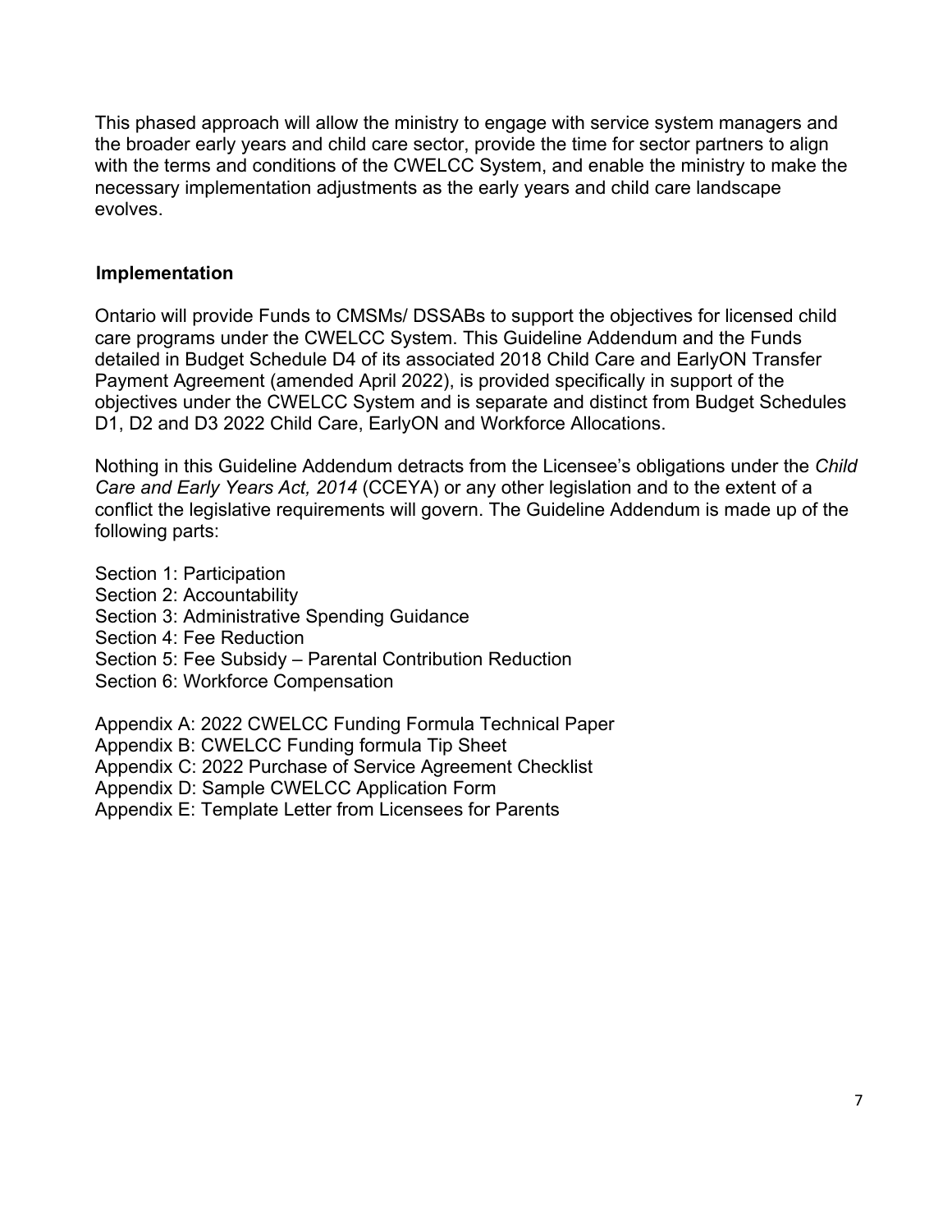This phased approach will allow the ministry to engage with service system managers and the broader early years and child care sector, provide the time for sector partners to align with the terms and conditions of the CWELCC System, and enable the ministry to make the necessary implementation adjustments as the early years and child care landscape evolves.

## Implementation

Ontario will provide Funds to CMSMs/ DSSABs to support the objectives for licensed child care programs under the CWELCC System. This Guideline Addendum and the Funds detailed in Budget Schedule D4 of its associated 2018 Child Care and EarlyON Transfer Payment Agreement (amended April 2022), is provided specifically in support of the objectives under the CWELCC System and is separate and distinct from Budget Schedules D1, D2 and D3 2022 Child Care, EarlyON and Workforce Allocations.

Nothing in this Guideline Addendum detracts from the Licensee's obligations under the *Child Care and Early Years Act, 2014* (CCEYA) or any other legislation and to the extent of a conflict the legislative requirements will govern. The Guideline Addendum is made up of the following parts:

Section 1: Participation
Section 2: Accountability
Section 3: Administrative Spending Guidance
Section 4: Fee Reduction
Section 5: Fee Subsidy – Parental Contribution Reduction
Section 6: Workforce Compensation

Appendix A: 2022 CWELCC Funding Formula Technical Paper
Appendix B: CWELCC Funding formula Tip Sheet
Appendix C: 2022 Purchase of Service Agreement Checklist
Appendix D: Sample CWELCC Application Form
Appendix E: Template Letter from Licensees for Parents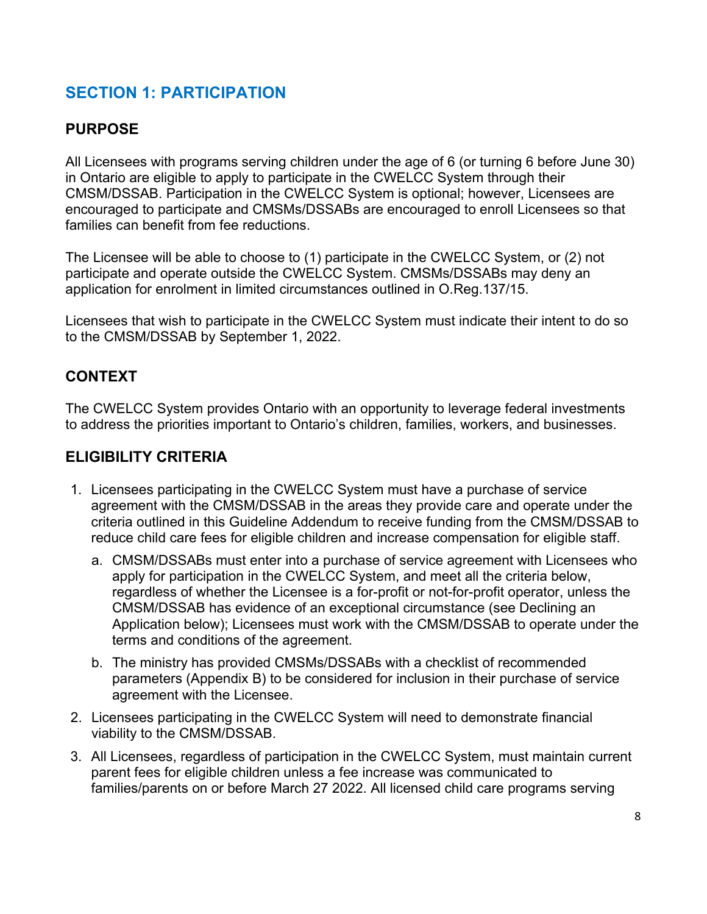## SECTION 1: PARTICIPATION

### PURPOSE

All Licensees with programs serving children under the age of 6 (or turning 6 before June 30) in Ontario are eligible to apply to participate in the CWELCC System through their CMSM/DSSAB. Participation in the CWELCC System is optional; however, Licensees are encouraged to participate and CMSMs/DSSABs are encouraged to enroll Licensees so that families can benefit from fee reductions.

The Licensee will be able to choose to (1) participate in the CWELCC System, or (2) not participate and operate outside the CWELCC System. CMSMs/DSSABs may deny an application for enrolment in limited circumstances outlined in O.Reg.137/15.

Licensees that wish to participate in the CWELCC System must indicate their intent to do so to the CMSM/DSSAB by September 1, 2022.

### CONTEXT

The CWELCC System provides Ontario with an opportunity to leverage federal investments to address the priorities important to Ontario's children, families, workers, and businesses.

### ELIGIBILITY CRITERIA

1. Licensees participating in the CWELCC System must have a purchase of service agreement with the CMSM/DSSAB in the areas they provide care and operate under the criteria outlined in this Guideline Addendum to receive funding from the CMSM/DSSAB to reduce child care fees for eligible children and increase compensation for eligible staff.
   a. CMSM/DSSABs must enter into a purchase of service agreement with Licensees who apply for participation in the CWELCC System, and meet all the criteria below, regardless of whether the Licensee is a for-profit or not-for-profit operator, unless the CMSM/DSSAB has evidence of an exceptional circumstance (see Declining an Application below); Licensees must work with the CMSM/DSSAB to operate under the terms and conditions of the agreement.
   b. The ministry has provided CMSMs/DSSABs with a checklist of recommended parameters (Appendix B) to be considered for inclusion in their purchase of service agreement with the Licensee.
2. Licensees participating in the CWELCC System will need to demonstrate financial viability to the CMSM/DSSAB.
3. All Licensees, regardless of participation in the CWELCC System, must maintain current parent fees for eligible children unless a fee increase was communicated to families/parents on or before March 27 2022. All licensed child care programs serving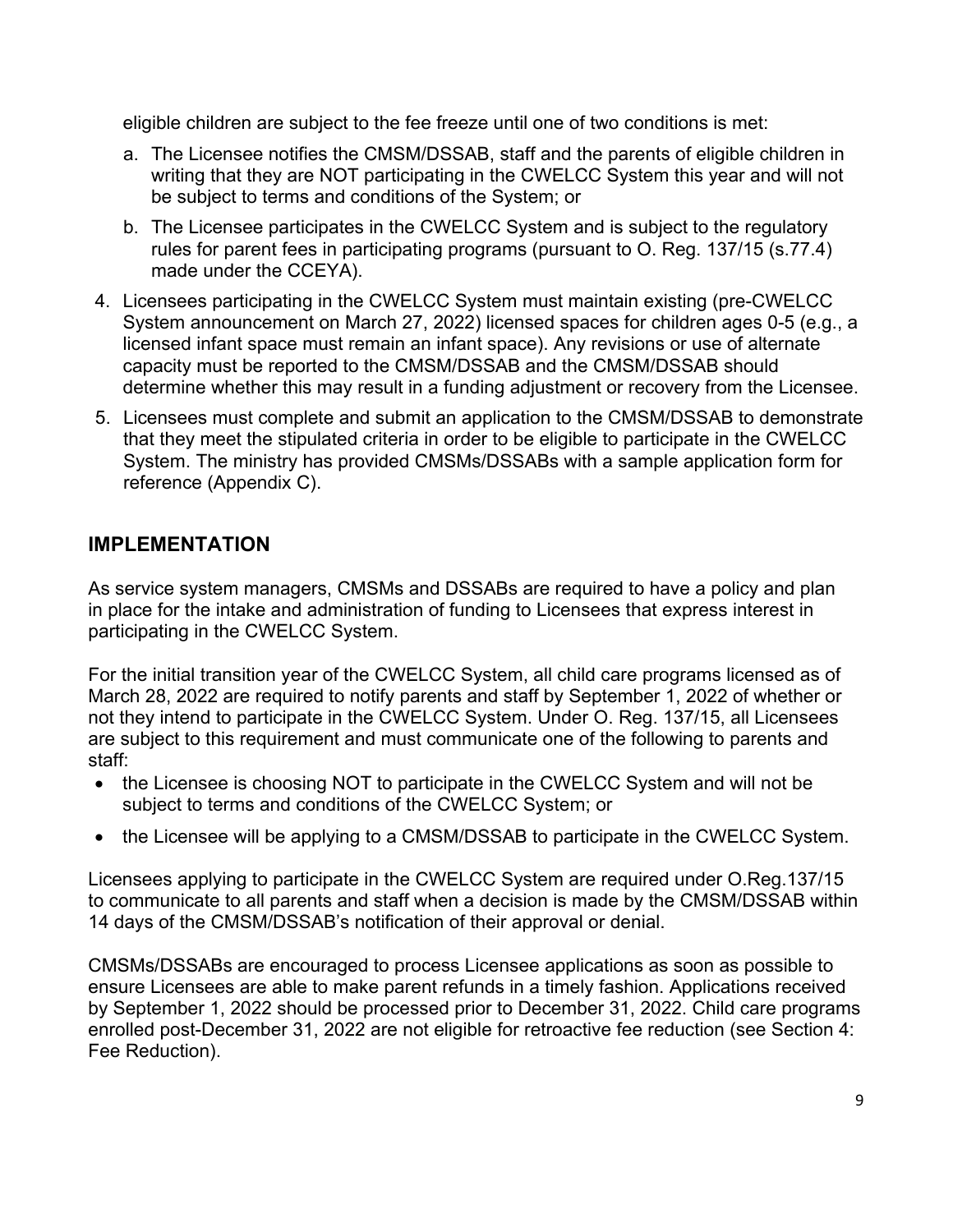eligible children are subject to the fee freeze until one of two conditions is met:

  a. The Licensee notifies the CMSM/DSSAB, staff and the parents of eligible children in writing that they are NOT participating in the CWELCC System this year and will not be subject to terms and conditions of the System; or
  b. The Licensee participates in the CWELCC System and is subject to the regulatory rules for parent fees in participating programs (pursuant to O. Reg. 137/15 (s.77.4) made under the CCEYA).

4. Licensees participating in the CWELCC System must maintain existing (pre-CWELCC System announcement on March 27, 2022) licensed spaces for children ages 0-5 (e.g., a licensed infant space must remain an infant space). Any revisions or use of alternate capacity must be reported to the CMSM/DSSAB and the CMSM/DSSAB should determine whether this may result in a funding adjustment or recovery from the Licensee.
5. Licensees must complete and submit an application to the CMSM/DSSAB to demonstrate that they meet the stipulated criteria in order to be eligible to participate in the CWELCC System. The ministry has provided CMSMs/DSSABs with a sample application form for reference (Appendix C).

## IMPLEMENTATION

As service system managers, CMSMs and DSSABs are required to have a policy and plan in place for the intake and administration of funding to Licensees that express interest in participating in the CWELCC System.

For the initial transition year of the CWELCC System, all child care programs licensed as of March 28, 2022 are required to notify parents and staff by September 1, 2022 of whether or not they intend to participate in the CWELCC System. Under O. Reg. 137/15, all Licensees are subject to this requirement and must communicate one of the following to parents and staff:

- the Licensee is choosing NOT to participate in the CWELCC System and will not be subject to terms and conditions of the CWELCC System; or
- the Licensee will be applying to a CMSM/DSSAB to participate in the CWELCC System.

Licensees applying to participate in the CWELCC System are required under O.Reg.137/15 to communicate to all parents and staff when a decision is made by the CMSM/DSSAB within 14 days of the CMSM/DSSAB's notification of their approval or denial.

CMSMs/DSSABs are encouraged to process Licensee applications as soon as possible to ensure Licensees are able to make parent refunds in a timely fashion. Applications received by September 1, 2022 should be processed prior to December 31, 2022. Child care programs enrolled post-December 31, 2022 are not eligible for retroactive fee reduction (see Section 4: Fee Reduction).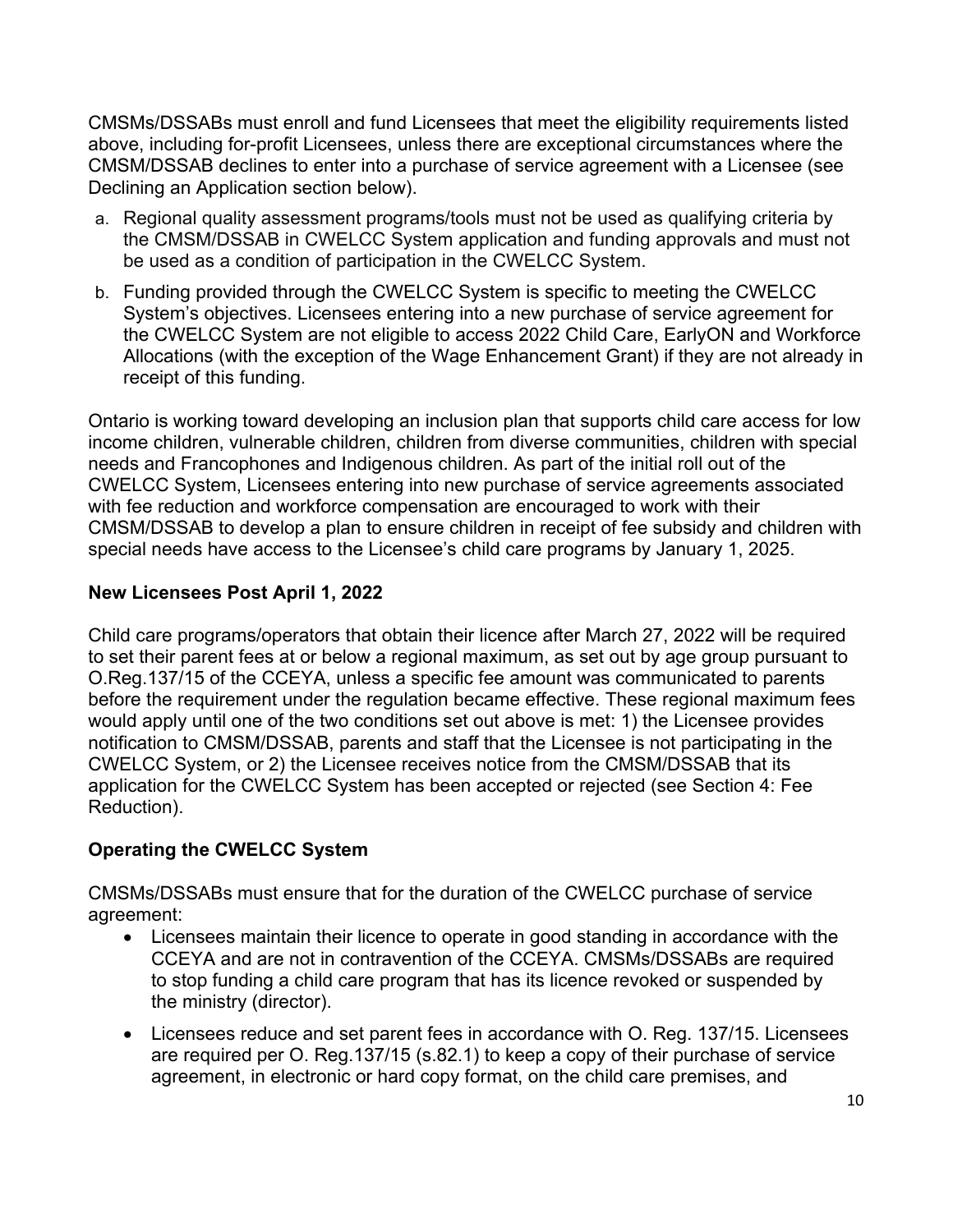CMSMs/DSSABs must enroll and fund Licensees that meet the eligibility requirements listed above, including for-profit Licensees, unless there are exceptional circumstances where the CMSM/DSSAB declines to enter into a purchase of service agreement with a Licensee (see Declining an Application section below).

a. Regional quality assessment programs/tools must not be used as qualifying criteria by the CMSM/DSSAB in CWELCC System application and funding approvals and must not be used as a condition of participation in the CWELCC System.
b. Funding provided through the CWELCC System is specific to meeting the CWELCC System's objectives. Licensees entering into a new purchase of service agreement for the CWELCC System are not eligible to access 2022 Child Care, EarlyON and Workforce Allocations (with the exception of the Wage Enhancement Grant) if they are not already in receipt of this funding.

Ontario is working toward developing an inclusion plan that supports child care access for low income children, vulnerable children, children from diverse communities, children with special needs and Francophones and Indigenous children. As part of the initial roll out of the CWELCC System, Licensees entering into new purchase of service agreements associated with fee reduction and workforce compensation are encouraged to work with their CMSM/DSSAB to develop a plan to ensure children in receipt of fee subsidy and children with special needs have access to the Licensee's child care programs by January 1, 2025.

**New Licensees Post April 1, 2022**

Child care programs/operators that obtain their licence after March 27, 2022 will be required to set their parent fees at or below a regional maximum, as set out by age group pursuant to O.Reg.137/15 of the CCEYA, unless a specific fee amount was communicated to parents before the requirement under the regulation became effective. These regional maximum fees would apply until one of the two conditions set out above is met: 1) the Licensee provides notification to CMSM/DSSAB, parents and staff that the Licensee is not participating in the CWELCC System, or 2) the Licensee receives notice from the CMSM/DSSAB that its application for the CWELCC System has been accepted or rejected (see Section 4: Fee Reduction).

**Operating the CWELCC System**

CMSMs/DSSABs must ensure that for the duration of the CWELCC purchase of service agreement:

- Licensees maintain their licence to operate in good standing in accordance with the CCEYA and are not in contravention of the CCEYA. CMSMs/DSSABs are required to stop funding a child care program that has its licence revoked or suspended by the ministry (director).
- Licensees reduce and set parent fees in accordance with O. Reg. 137/15. Licensees are required per O. Reg.137/15 (s.82.1) to keep a copy of their purchase of service agreement, in electronic or hard copy format, on the child care premises, and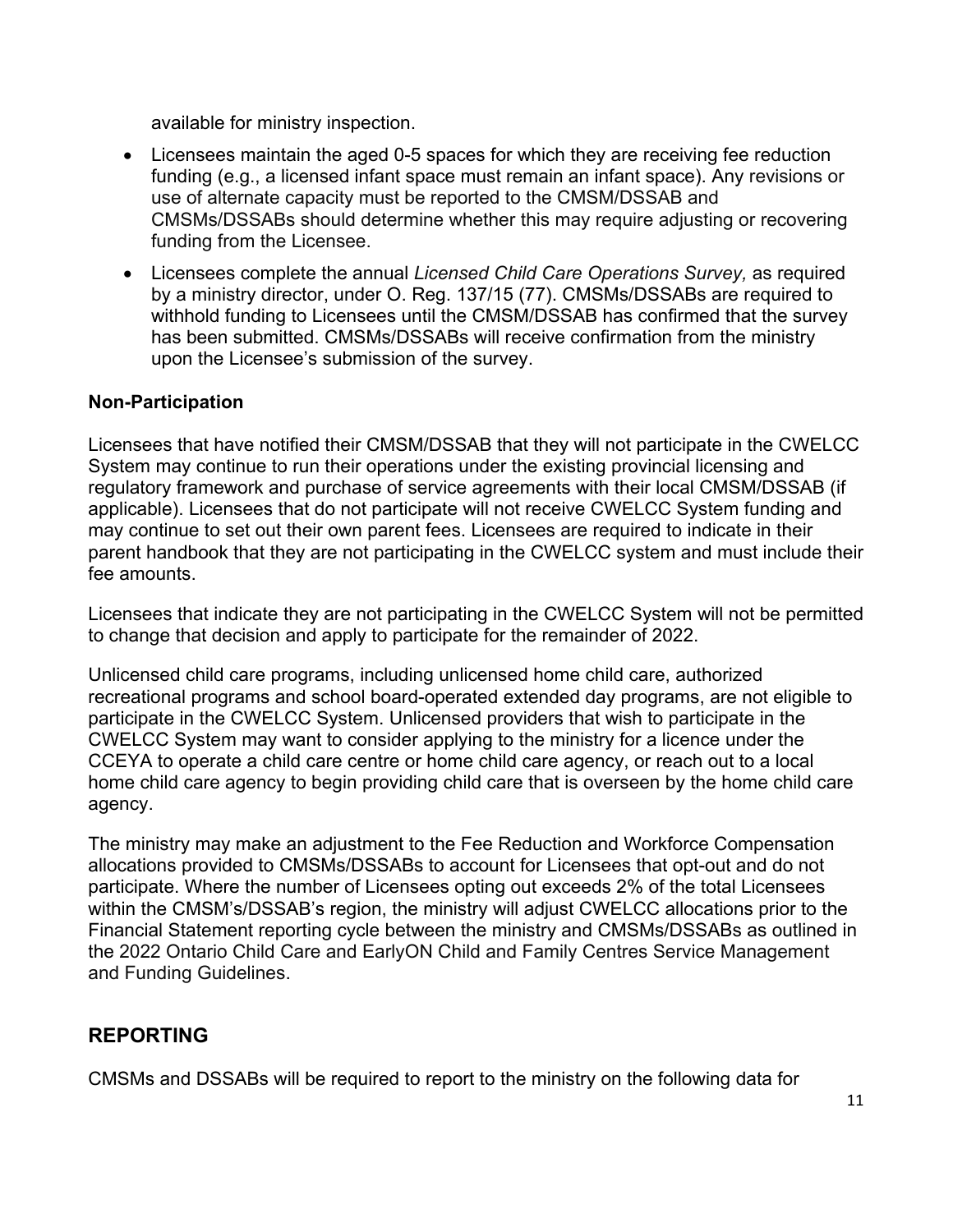available for ministry inspection.

- Licensees maintain the aged 0-5 spaces for which they are receiving fee reduction funding (e.g., a licensed infant space must remain an infant space). Any revisions or use of alternate capacity must be reported to the CMSM/DSSAB and CMSMs/DSSABs should determine whether this may require adjusting or recovering funding from the Licensee.
- Licensees complete the annual *Licensed Child Care Operations Survey,* as required by a ministry director, under O. Reg. 137/15 (77). CMSMs/DSSABs are required to withhold funding to Licensees until the CMSM/DSSAB has confirmed that the survey has been submitted. CMSMs/DSSABs will receive confirmation from the ministry upon the Licensee's submission of the survey.

**Non-Participation**

Licensees that have notified their CMSM/DSSAB that they will not participate in the CWELCC System may continue to run their operations under the existing provincial licensing and regulatory framework and purchase of service agreements with their local CMSM/DSSAB (if applicable). Licensees that do not participate will not receive CWELCC System funding and may continue to set out their own parent fees. Licensees are required to indicate in their parent handbook that they are not participating in the CWELCC system and must include their fee amounts.

Licensees that indicate they are not participating in the CWELCC System will not be permitted to change that decision and apply to participate for the remainder of 2022.

Unlicensed child care programs, including unlicensed home child care, authorized recreational programs and school board-operated extended day programs, are not eligible to participate in the CWELCC System. Unlicensed providers that wish to participate in the CWELCC System may want to consider applying to the ministry for a licence under the CCEYA to operate a child care centre or home child care agency, or reach out to a local home child care agency to begin providing child care that is overseen by the home child care agency.

The ministry may make an adjustment to the Fee Reduction and Workforce Compensation allocations provided to CMSMs/DSSABs to account for Licensees that opt-out and do not participate. Where the number of Licensees opting out exceeds 2% of the total Licensees within the CMSM's/DSSAB's region, the ministry will adjust CWELCC allocations prior to the Financial Statement reporting cycle between the ministry and CMSMs/DSSABs as outlined in the 2022 Ontario Child Care and EarlyON Child and Family Centres Service Management and Funding Guidelines.

## REPORTING

CMSMs and DSSABs will be required to report to the ministry on the following data for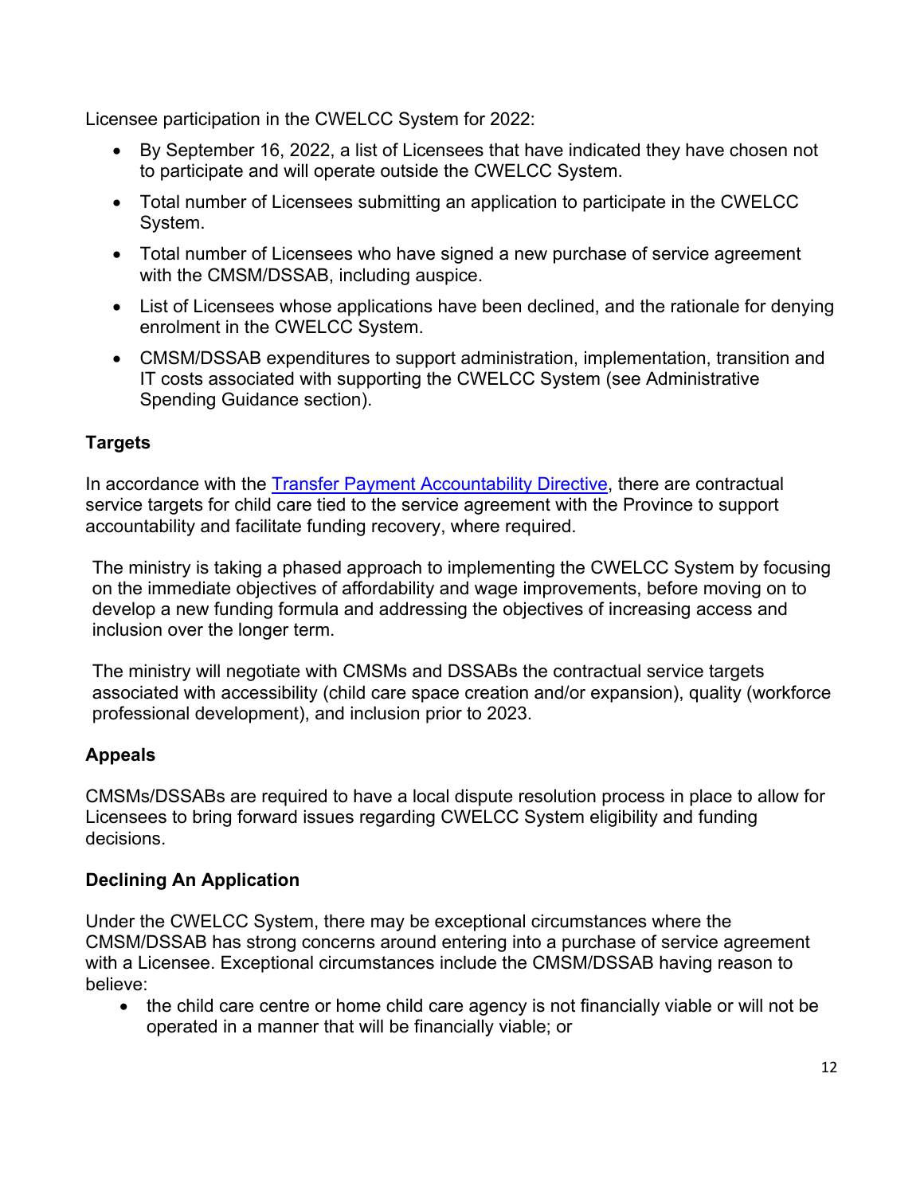Licensee participation in the CWELCC System for 2022:

- By September 16, 2022, a list of Licensees that have indicated they have chosen not to participate and will operate outside the CWELCC System.
- Total number of Licensees submitting an application to participate in the CWELCC System.
- Total number of Licensees who have signed a new purchase of service agreement with the CMSM/DSSAB, including auspice.
- List of Licensees whose applications have been declined, and the rationale for denying enrolment in the CWELCC System.
- CMSM/DSSAB expenditures to support administration, implementation, transition and IT costs associated with supporting the CWELCC System (see Administrative Spending Guidance section).

### Targets

In accordance with the [Transfer Payment Accountability Directive](), there are contractual service targets for child care tied to the service agreement with the Province to support accountability and facilitate funding recovery, where required.

The ministry is taking a phased approach to implementing the CWELCC System by focusing on the immediate objectives of affordability and wage improvements, before moving on to develop a new funding formula and addressing the objectives of increasing access and inclusion over the longer term.

The ministry will negotiate with CMSMs and DSSABs the contractual service targets associated with accessibility (child care space creation and/or expansion), quality (workforce professional development), and inclusion prior to 2023.

### Appeals

CMSMs/DSSABs are required to have a local dispute resolution process in place to allow for Licensees to bring forward issues regarding CWELCC System eligibility and funding decisions.

### Declining An Application

Under the CWELCC System, there may be exceptional circumstances where the CMSM/DSSAB has strong concerns around entering into a purchase of service agreement with a Licensee. Exceptional circumstances include the CMSM/DSSAB having reason to believe:

- the child care centre or home child care agency is not financially viable or will not be operated in a manner that will be financially viable; or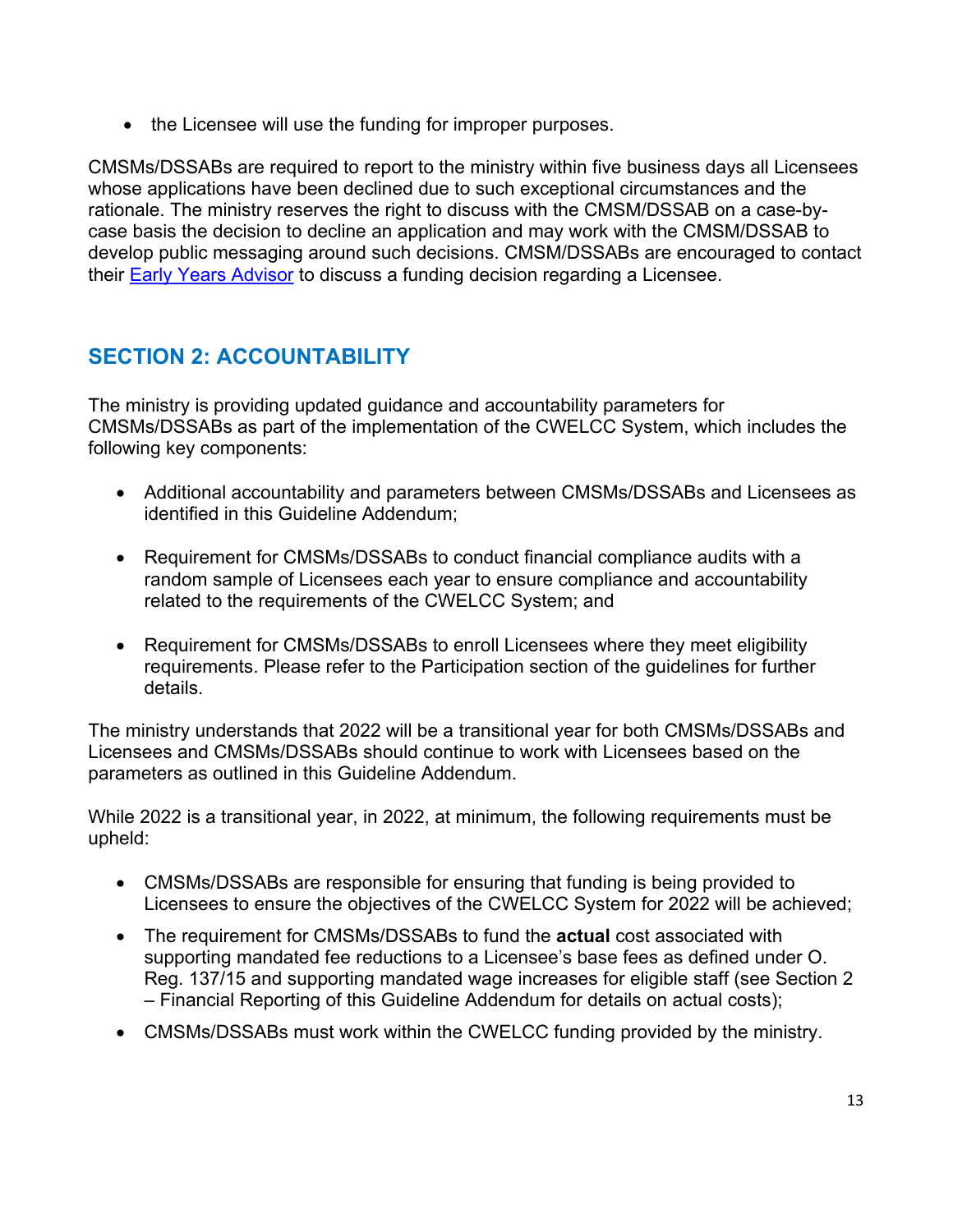- the Licensee will use the funding for improper purposes.

CMSMs/DSSABs are required to report to the ministry within five business days all Licensees whose applications have been declined due to such exceptional circumstances and the rationale. The ministry reserves the right to discuss with the CMSM/DSSAB on a case-by-case basis the decision to decline an application and may work with the CMSM/DSSAB to develop public messaging around such decisions. CMSM/DSSABs are encouraged to contact their Early Years Advisor to discuss a funding decision regarding a Licensee.

## SECTION 2: ACCOUNTABILITY

The ministry is providing updated guidance and accountability parameters for CMSMs/DSSABs as part of the implementation of the CWELCC System, which includes the following key components:

- Additional accountability and parameters between CMSMs/DSSABs and Licensees as identified in this Guideline Addendum;
- Requirement for CMSMs/DSSABs to conduct financial compliance audits with a random sample of Licensees each year to ensure compliance and accountability related to the requirements of the CWELCC System; and
- Requirement for CMSMs/DSSABs to enroll Licensees where they meet eligibility requirements. Please refer to the Participation section of the guidelines for further details.

The ministry understands that 2022 will be a transitional year for both CMSMs/DSSABs and Licensees and CMSMs/DSSABs should continue to work with Licensees based on the parameters as outlined in this Guideline Addendum.

While 2022 is a transitional year, in 2022, at minimum, the following requirements must be upheld:

- CMSMs/DSSABs are responsible for ensuring that funding is being provided to Licensees to ensure the objectives of the CWELCC System for 2022 will be achieved;
- The requirement for CMSMs/DSSABs to fund the **actual** cost associated with supporting mandated fee reductions to a Licensee's base fees as defined under O. Reg. 137/15 and supporting mandated wage increases for eligible staff (see Section 2 – Financial Reporting of this Guideline Addendum for details on actual costs);
- CMSMs/DSSABs must work within the CWELCC funding provided by the ministry.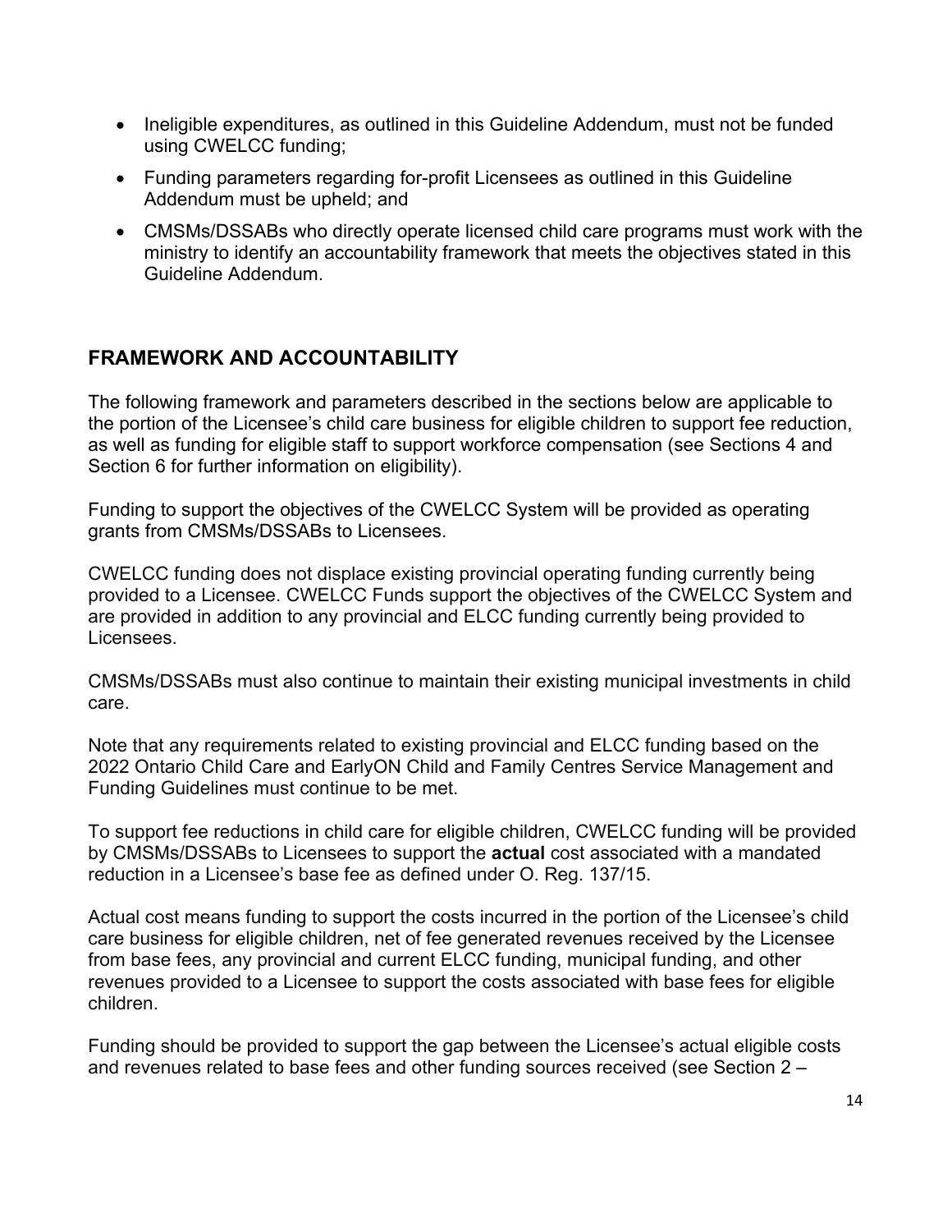- Ineligible expenditures, as outlined in this Guideline Addendum, must not be funded using CWELCC funding;
- Funding parameters regarding for-profit Licensees as outlined in this Guideline Addendum must be upheld; and
- CMSMs/DSSABs who directly operate licensed child care programs must work with the ministry to identify an accountability framework that meets the objectives stated in this Guideline Addendum.

## FRAMEWORK AND ACCOUNTABILITY

The following framework and parameters described in the sections below are applicable to the portion of the Licensee's child care business for eligible children to support fee reduction, as well as funding for eligible staff to support workforce compensation (see Sections 4 and Section 6 for further information on eligibility).

Funding to support the objectives of the CWELCC System will be provided as operating grants from CMSMs/DSSABs to Licensees.

CWELCC funding does not displace existing provincial operating funding currently being provided to a Licensee. CWELCC Funds support the objectives of the CWELCC System and are provided in addition to any provincial and ELCC funding currently being provided to Licensees.

CMSMs/DSSABs must also continue to maintain their existing municipal investments in child care.

Note that any requirements related to existing provincial and ELCC funding based on the 2022 Ontario Child Care and EarlyON Child and Family Centres Service Management and Funding Guidelines must continue to be met.

To support fee reductions in child care for eligible children, CWELCC funding will be provided by CMSMs/DSSABs to Licensees to support the **actual** cost associated with a mandated reduction in a Licensee's base fee as defined under O. Reg. 137/15.

Actual cost means funding to support the costs incurred in the portion of the Licensee's child care business for eligible children, net of fee generated revenues received by the Licensee from base fees, any provincial and current ELCC funding, municipal funding, and other revenues provided to a Licensee to support the costs associated with base fees for eligible children.

Funding should be provided to support the gap between the Licensee's actual eligible costs and revenues related to base fees and other funding sources received (see Section 2 –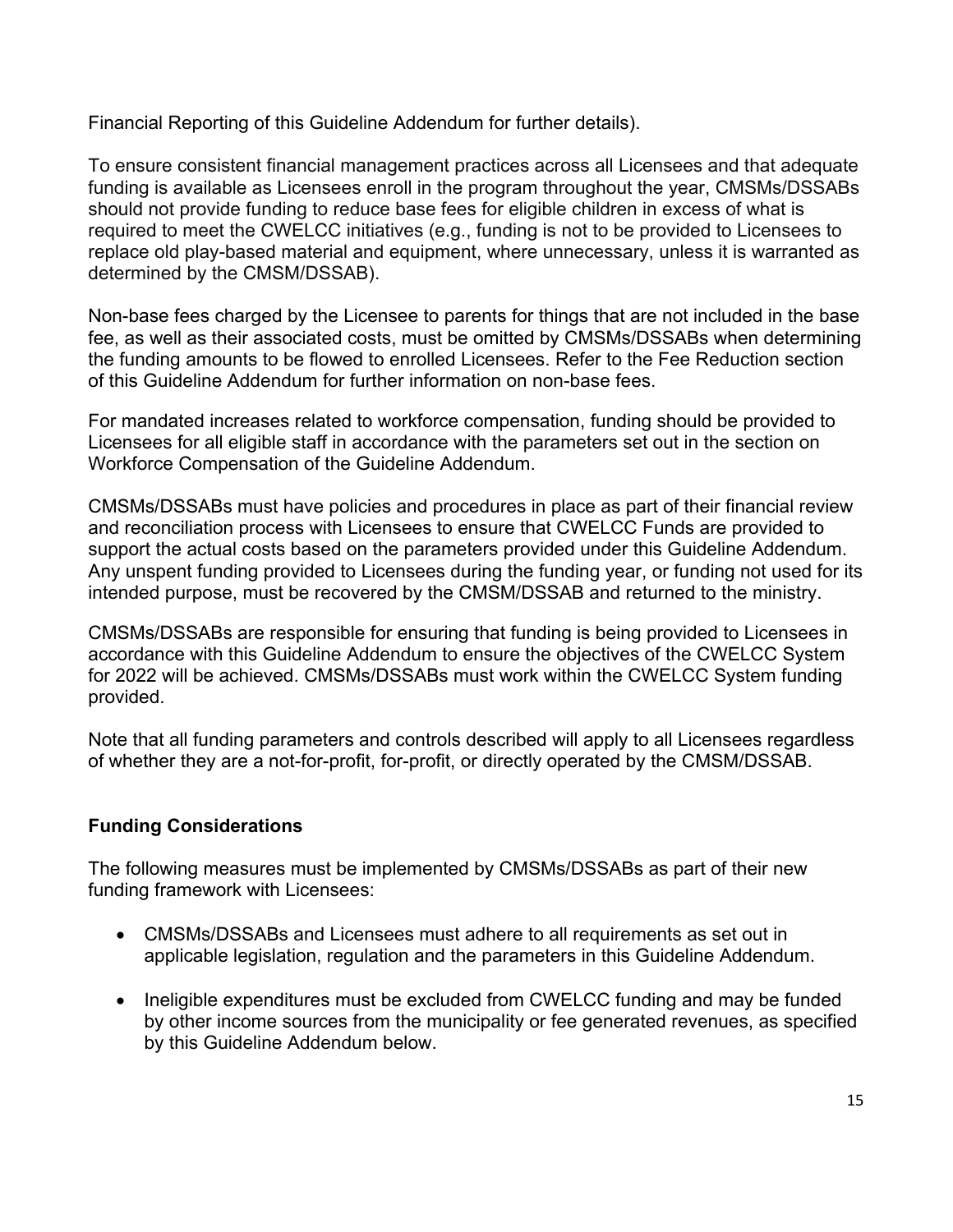Financial Reporting of this Guideline Addendum for further details).

To ensure consistent financial management practices across all Licensees and that adequate funding is available as Licensees enroll in the program throughout the year, CMSMs/DSSABs should not provide funding to reduce base fees for eligible children in excess of what is required to meet the CWELCC initiatives (e.g., funding is not to be provided to Licensees to replace old play-based material and equipment, where unnecessary, unless it is warranted as determined by the CMSM/DSSAB).

Non-base fees charged by the Licensee to parents for things that are not included in the base fee, as well as their associated costs, must be omitted by CMSMs/DSSABs when determining the funding amounts to be flowed to enrolled Licensees. Refer to the Fee Reduction section of this Guideline Addendum for further information on non-base fees.

For mandated increases related to workforce compensation, funding should be provided to Licensees for all eligible staff in accordance with the parameters set out in the section on Workforce Compensation of the Guideline Addendum.

CMSMs/DSSABs must have policies and procedures in place as part of their financial review and reconciliation process with Licensees to ensure that CWELCC Funds are provided to support the actual costs based on the parameters provided under this Guideline Addendum. Any unspent funding provided to Licensees during the funding year, or funding not used for its intended purpose, must be recovered by the CMSM/DSSAB and returned to the ministry.

CMSMs/DSSABs are responsible for ensuring that funding is being provided to Licensees in accordance with this Guideline Addendum to ensure the objectives of the CWELCC System for 2022 will be achieved. CMSMs/DSSABs must work within the CWELCC System funding provided.

Note that all funding parameters and controls described will apply to all Licensees regardless of whether they are a not-for-profit, for-profit, or directly operated by the CMSM/DSSAB.

**Funding Considerations**

The following measures must be implemented by CMSMs/DSSABs as part of their new funding framework with Licensees:

- CMSMs/DSSABs and Licensees must adhere to all requirements as set out in applicable legislation, regulation and the parameters in this Guideline Addendum.
- Ineligible expenditures must be excluded from CWELCC funding and may be funded by other income sources from the municipality or fee generated revenues, as specified by this Guideline Addendum below.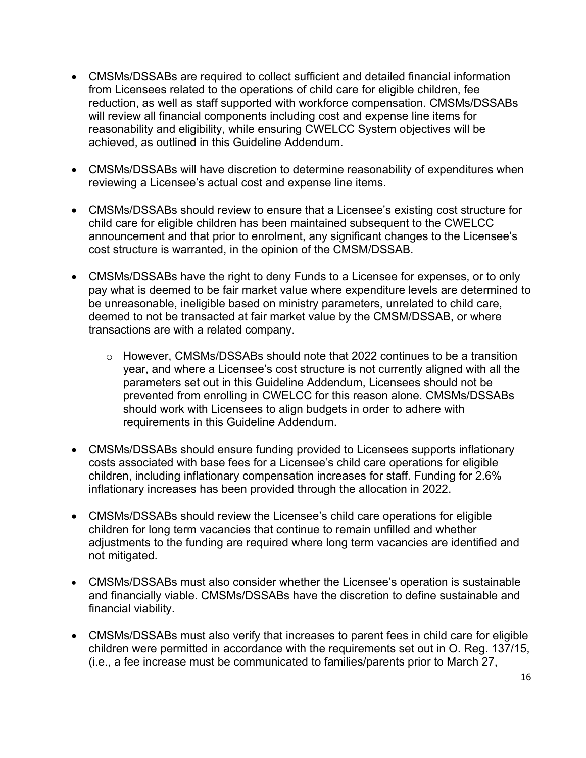- CMSMs/DSSABs are required to collect sufficient and detailed financial information from Licensees related to the operations of child care for eligible children, fee reduction, as well as staff supported with workforce compensation. CMSMs/DSSABs will review all financial components including cost and expense line items for reasonability and eligibility, while ensuring CWELCC System objectives will be achieved, as outlined in this Guideline Addendum.

- CMSMs/DSSABs will have discretion to determine reasonability of expenditures when reviewing a Licensee's actual cost and expense line items.

- CMSMs/DSSABs should review to ensure that a Licensee's existing cost structure for child care for eligible children has been maintained subsequent to the CWELCC announcement and that prior to enrolment, any significant changes to the Licensee's cost structure is warranted, in the opinion of the CMSM/DSSAB.

- CMSMs/DSSABs have the right to deny Funds to a Licensee for expenses, or to only pay what is deemed to be fair market value where expenditure levels are determined to be unreasonable, ineligible based on ministry parameters, unrelated to child care, deemed to not be transacted at fair market value by the CMSM/DSSAB, or where transactions are with a related company.

  - However, CMSMs/DSSABs should note that 2022 continues to be a transition year, and where a Licensee's cost structure is not currently aligned with all the parameters set out in this Guideline Addendum, Licensees should not be prevented from enrolling in CWELCC for this reason alone. CMSMs/DSSABs should work with Licensees to align budgets in order to adhere with requirements in this Guideline Addendum.

- CMSMs/DSSABs should ensure funding provided to Licensees supports inflationary costs associated with base fees for a Licensee's child care operations for eligible children, including inflationary compensation increases for staff. Funding for 2.6% inflationary increases has been provided through the allocation in 2022.

- CMSMs/DSSABs should review the Licensee's child care operations for eligible children for long term vacancies that continue to remain unfilled and whether adjustments to the funding are required where long term vacancies are identified and not mitigated.

- CMSMs/DSSABs must also consider whether the Licensee's operation is sustainable and financially viable. CMSMs/DSSABs have the discretion to define sustainable and financial viability.

- CMSMs/DSSABs must also verify that increases to parent fees in child care for eligible children were permitted in accordance with the requirements set out in O. Reg. 137/15, (i.e., a fee increase must be communicated to families/parents prior to March 27,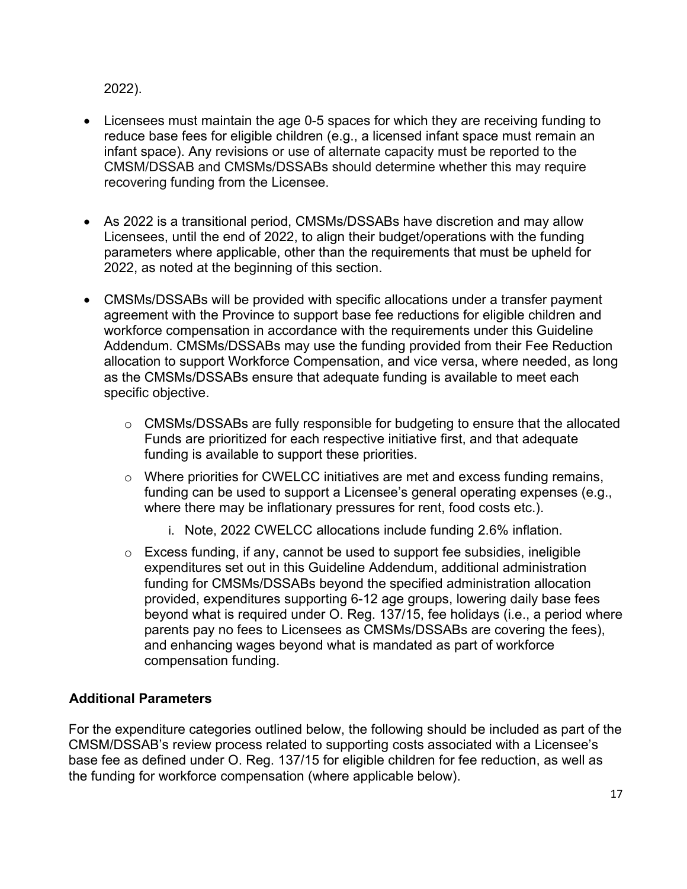2022).

- Licensees must maintain the age 0-5 spaces for which they are receiving funding to reduce base fees for eligible children (e.g., a licensed infant space must remain an infant space). Any revisions or use of alternate capacity must be reported to the CMSM/DSSAB and CMSMs/DSSABs should determine whether this may require recovering funding from the Licensee.

- As 2022 is a transitional period, CMSMs/DSSABs have discretion and may allow Licensees, until the end of 2022, to align their budget/operations with the funding parameters where applicable, other than the requirements that must be upheld for 2022, as noted at the beginning of this section.

- CMSMs/DSSABs will be provided with specific allocations under a transfer payment agreement with the Province to support base fee reductions for eligible children and workforce compensation in accordance with the requirements under this Guideline Addendum. CMSMs/DSSABs may use the funding provided from their Fee Reduction allocation to support Workforce Compensation, and vice versa, where needed, as long as the CMSMs/DSSABs ensure that adequate funding is available to meet each specific objective.
  - CMSMs/DSSABs are fully responsible for budgeting to ensure that the allocated Funds are prioritized for each respective initiative first, and that adequate funding is available to support these priorities.
  - Where priorities for CWELCC initiatives are met and excess funding remains, funding can be used to support a Licensee's general operating expenses (e.g., where there may be inflationary pressures for rent, food costs etc.).
    i. Note, 2022 CWELCC allocations include funding 2.6% inflation.
  - Excess funding, if any, cannot be used to support fee subsidies, ineligible expenditures set out in this Guideline Addendum, additional administration funding for CMSMs/DSSABs beyond the specified administration allocation provided, expenditures supporting 6-12 age groups, lowering daily base fees beyond what is required under O. Reg. 137/15, fee holidays (i.e., a period where parents pay no fees to Licensees as CMSMs/DSSABs are covering the fees), and enhancing wages beyond what is mandated as part of workforce compensation funding.

### Additional Parameters

For the expenditure categories outlined below, the following should be included as part of the CMSM/DSSAB's review process related to supporting costs associated with a Licensee's base fee as defined under O. Reg. 137/15 for eligible children for fee reduction, as well as the funding for workforce compensation (where applicable below).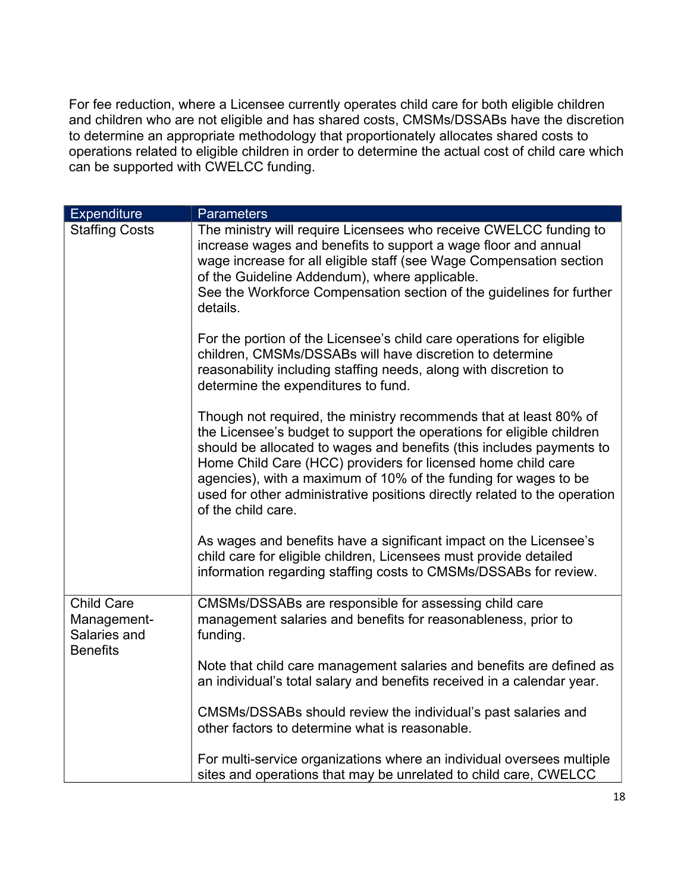For fee reduction, where a Licensee currently operates child care for both eligible children and children who are not eligible and has shared costs, CMSMs/DSSABs have the discretion to determine an appropriate methodology that proportionately allocates shared costs to operations related to eligible children in order to determine the actual cost of child care which can be supported with CWELCC funding.

| Expenditure | Parameters |
|---|---|
| Staffing Costs | The ministry will require Licensees who receive CWELCC funding to increase wages and benefits to support a wage floor and annual wage increase for all eligible staff (see Wage Compensation section of the Guideline Addendum), where applicable.<br>See the Workforce Compensation section of the guidelines for further details.<br><br>For the portion of the Licensee's child care operations for eligible children, CMSMs/DSSABs will have discretion to determine reasonability including staffing needs, along with discretion to determine the expenditures to fund.<br><br>Though not required, the ministry recommends that at least 80% of the Licensee's budget to support the operations for eligible children should be allocated to wages and benefits (this includes payments to Home Child Care (HCC) providers for licensed home child care agencies), with a maximum of 10% of the funding for wages to be used for other administrative positions directly related to the operation of the child care.<br><br>As wages and benefits have a significant impact on the Licensee's child care for eligible children, Licensees must provide detailed information regarding staffing costs to CMSMs/DSSABs for review. |
| Child Care Management-Salaries and Benefits | CMSMs/DSSABs are responsible for assessing child care management salaries and benefits for reasonableness, prior to funding.<br><br>Note that child care management salaries and benefits are defined as an individual's total salary and benefits received in a calendar year.<br><br>CMSMs/DSSABs should review the individual's past salaries and other factors to determine what is reasonable.<br><br>For multi-service organizations where an individual oversees multiple sites and operations that may be unrelated to child care, CWELCC |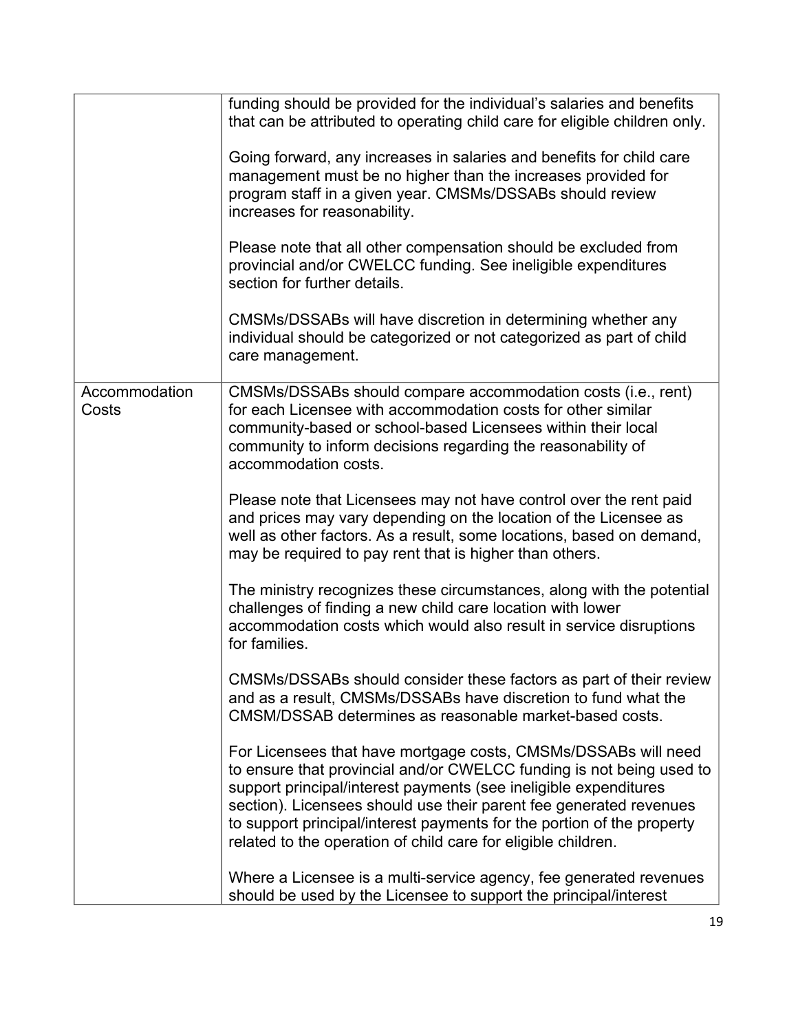|  |  |
| --- | --- |
|  | funding should be provided for the individual's salaries and benefits that can be attributed to operating child care for eligible children only.<br><br>Going forward, any increases in salaries and benefits for child care management must be no higher than the increases provided for program staff in a given year. CMSMs/DSSABs should review increases for reasonability.<br><br>Please note that all other compensation should be excluded from provincial and/or CWELCC funding. See ineligible expenditures section for further details.<br><br>CMSMs/DSSABs will have discretion in determining whether any individual should be categorized or not categorized as part of child care management. |
| Accommodation Costs | CMSMs/DSSABs should compare accommodation costs (i.e., rent) for each Licensee with accommodation costs for other similar community-based or school-based Licensees within their local community to inform decisions regarding the reasonability of accommodation costs.<br><br>Please note that Licensees may not have control over the rent paid and prices may vary depending on the location of the Licensee as well as other factors. As a result, some locations, based on demand, may be required to pay rent that is higher than others.<br><br>The ministry recognizes these circumstances, along with the potential challenges of finding a new child care location with lower accommodation costs which would also result in service disruptions for families.<br><br>CMSMs/DSSABs should consider these factors as part of their review and as a result, CMSMs/DSSABs have discretion to fund what the CMSM/DSSAB determines as reasonable market-based costs.<br><br>For Licensees that have mortgage costs, CMSMs/DSSABs will need to ensure that provincial and/or CWELCC funding is not being used to support principal/interest payments (see ineligible expenditures section). Licensees should use their parent fee generated revenues to support principal/interest payments for the portion of the property related to the operation of child care for eligible children.<br><br>Where a Licensee is a multi-service agency, fee generated revenues should be used by the Licensee to support the principal/interest |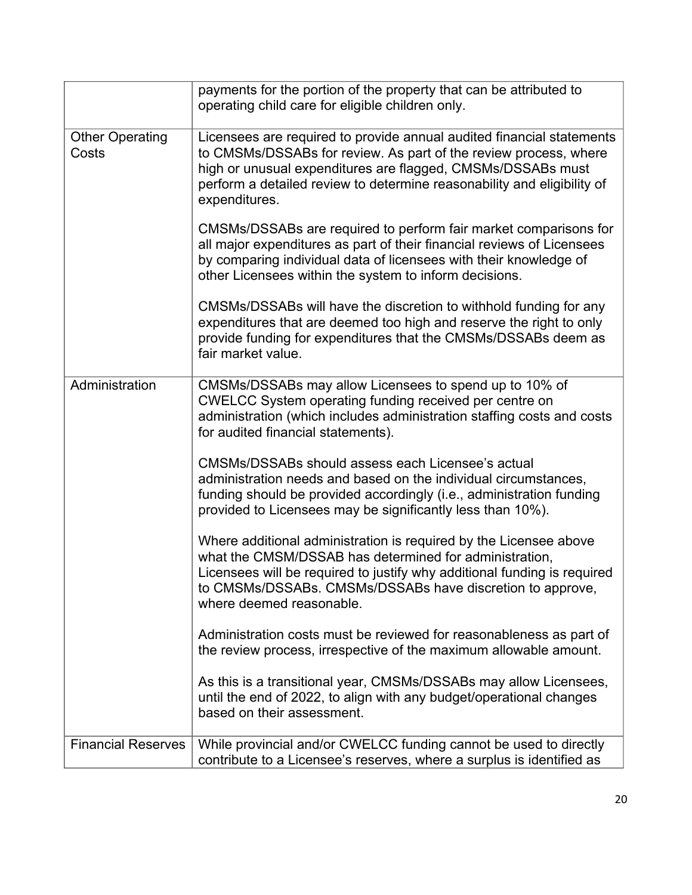| | |
|---|---|
| | payments for the portion of the property that can be attributed to operating child care for eligible children only. |
| Other Operating Costs | Licensees are required to provide annual audited financial statements to CMSMs/DSSABs for review. As part of the review process, where high or unusual expenditures are flagged, CMSMs/DSSABs must perform a detailed review to determine reasonability and eligibility of expenditures.<br><br>CMSMs/DSSABs are required to perform fair market comparisons for all major expenditures as part of their financial reviews of Licensees by comparing individual data of licensees with their knowledge of other Licensees within the system to inform decisions.<br><br>CMSMs/DSSABs will have the discretion to withhold funding for any expenditures that are deemed too high and reserve the right to only provide funding for expenditures that the CMSMs/DSSABs deem as fair market value. |
| Administration | CMSMs/DSSABs may allow Licensees to spend up to 10% of CWELCC System operating funding received per centre on administration (which includes administration staffing costs and costs for audited financial statements).<br><br>CMSMs/DSSABs should assess each Licensee's actual administration needs and based on the individual circumstances, funding should be provided accordingly (i.e., administration funding provided to Licensees may be significantly less than 10%).<br><br>Where additional administration is required by the Licensee above what the CMSM/DSSAB has determined for administration, Licensees will be required to justify why additional funding is required to CMSMs/DSSABs. CMSMs/DSSABs have discretion to approve, where deemed reasonable.<br><br>Administration costs must be reviewed for reasonableness as part of the review process, irrespective of the maximum allowable amount.<br><br>As this is a transitional year, CMSMs/DSSABs may allow Licensees, until the end of 2022, to align with any budget/operational changes based on their assessment. |
| Financial Reserves | While provincial and/or CWELCC funding cannot be used to directly contribute to a Licensee's reserves, where a surplus is identified as |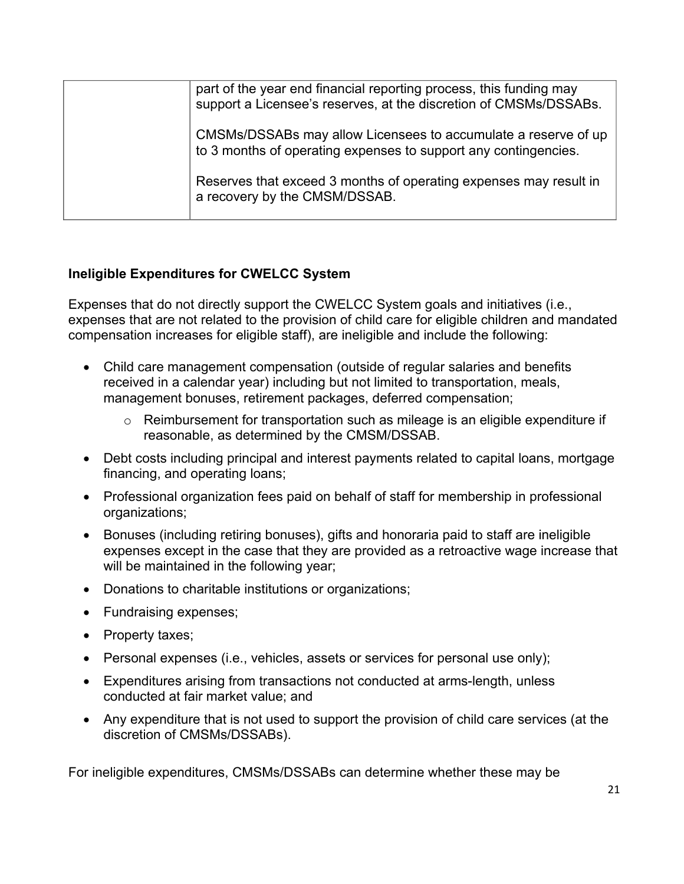| | part of the year end financial reporting process, this funding may support a Licensee's reserves, at the discretion of CMSMs/DSSABs.<br><br>CMSMs/DSSABs may allow Licensees to accumulate a reserve of up to 3 months of operating expenses to support any contingencies.<br><br>Reserves that exceed 3 months of operating expenses may result in a recovery by the CMSM/DSSAB. |
|---|---|

### Ineligible Expenditures for CWELCC System

Expenses that do not directly support the CWELCC System goals and initiatives (i.e., expenses that are not related to the provision of child care for eligible children and mandated compensation increases for eligible staff), are ineligible and include the following:

- Child care management compensation (outside of regular salaries and benefits received in a calendar year) including but not limited to transportation, meals, management bonuses, retirement packages, deferred compensation;
    - Reimbursement for transportation such as mileage is an eligible expenditure if reasonable, as determined by the CMSM/DSSAB.
- Debt costs including principal and interest payments related to capital loans, mortgage financing, and operating loans;
- Professional organization fees paid on behalf of staff for membership in professional organizations;
- Bonuses (including retiring bonuses), gifts and honoraria paid to staff are ineligible expenses except in the case that they are provided as a retroactive wage increase that will be maintained in the following year;
- Donations to charitable institutions or organizations;
- Fundraising expenses;
- Property taxes;
- Personal expenses (i.e., vehicles, assets or services for personal use only);
- Expenditures arising from transactions not conducted at arms-length, unless conducted at fair market value; and
- Any expenditure that is not used to support the provision of child care services (at the discretion of CMSMs/DSSABs).

For ineligible expenditures, CMSMs/DSSABs can determine whether these may be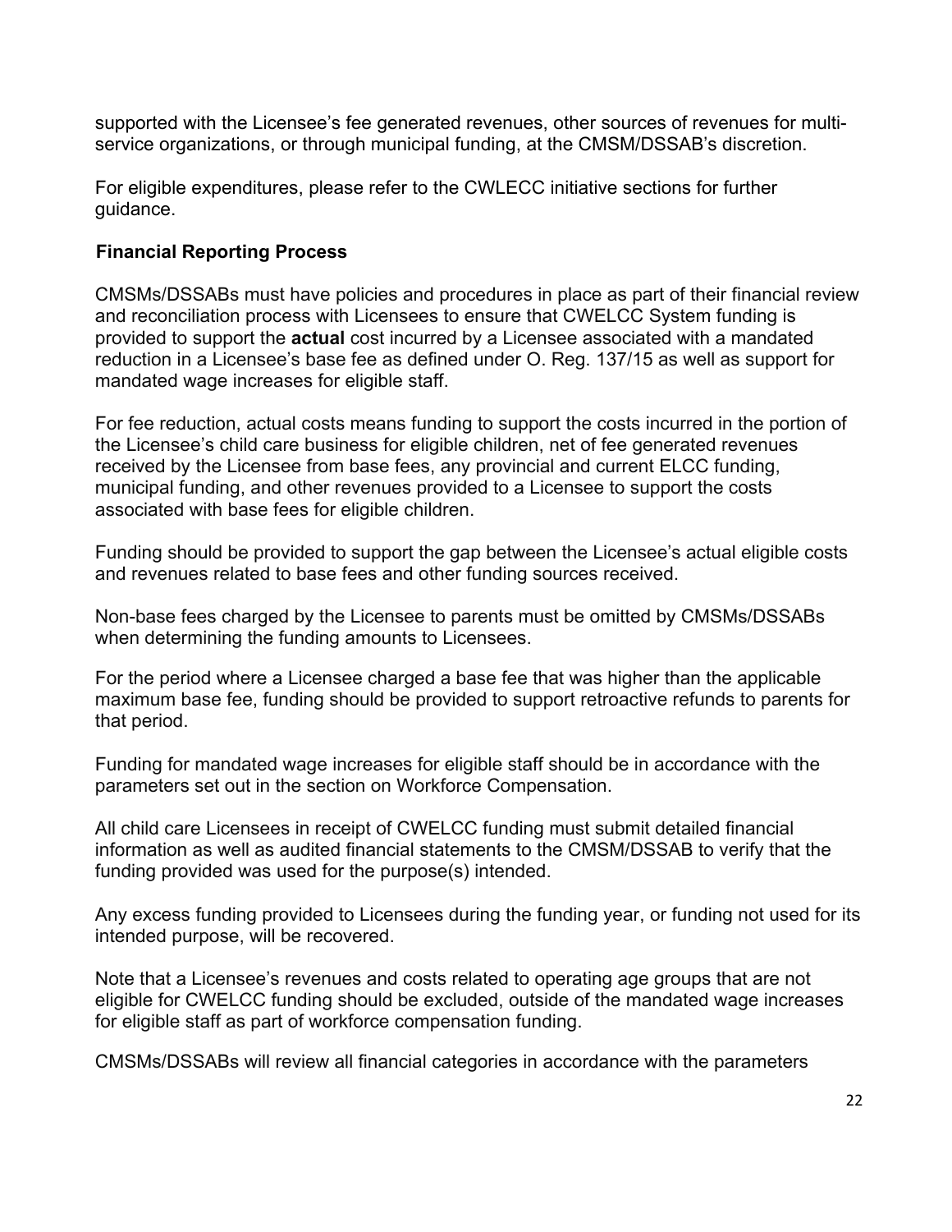supported with the Licensee's fee generated revenues, other sources of revenues for multi-service organizations, or through municipal funding, at the CMSM/DSSAB's discretion.

For eligible expenditures, please refer to the CWLECC initiative sections for further guidance.

### Financial Reporting Process

CMSMs/DSSABs must have policies and procedures in place as part of their financial review and reconciliation process with Licensees to ensure that CWELCC System funding is provided to support the **actual** cost incurred by a Licensee associated with a mandated reduction in a Licensee's base fee as defined under O. Reg. 137/15 as well as support for mandated wage increases for eligible staff.

For fee reduction, actual costs means funding to support the costs incurred in the portion of the Licensee's child care business for eligible children, net of fee generated revenues received by the Licensee from base fees, any provincial and current ELCC funding, municipal funding, and other revenues provided to a Licensee to support the costs associated with base fees for eligible children.

Funding should be provided to support the gap between the Licensee's actual eligible costs and revenues related to base fees and other funding sources received.

Non-base fees charged by the Licensee to parents must be omitted by CMSMs/DSSABs when determining the funding amounts to Licensees.

For the period where a Licensee charged a base fee that was higher than the applicable maximum base fee, funding should be provided to support retroactive refunds to parents for that period.

Funding for mandated wage increases for eligible staff should be in accordance with the parameters set out in the section on Workforce Compensation.

All child care Licensees in receipt of CWELCC funding must submit detailed financial information as well as audited financial statements to the CMSM/DSSAB to verify that the funding provided was used for the purpose(s) intended.

Any excess funding provided to Licensees during the funding year, or funding not used for its intended purpose, will be recovered.

Note that a Licensee's revenues and costs related to operating age groups that are not eligible for CWELCC funding should be excluded, outside of the mandated wage increases for eligible staff as part of workforce compensation funding.

CMSMs/DSSABs will review all financial categories in accordance with the parameters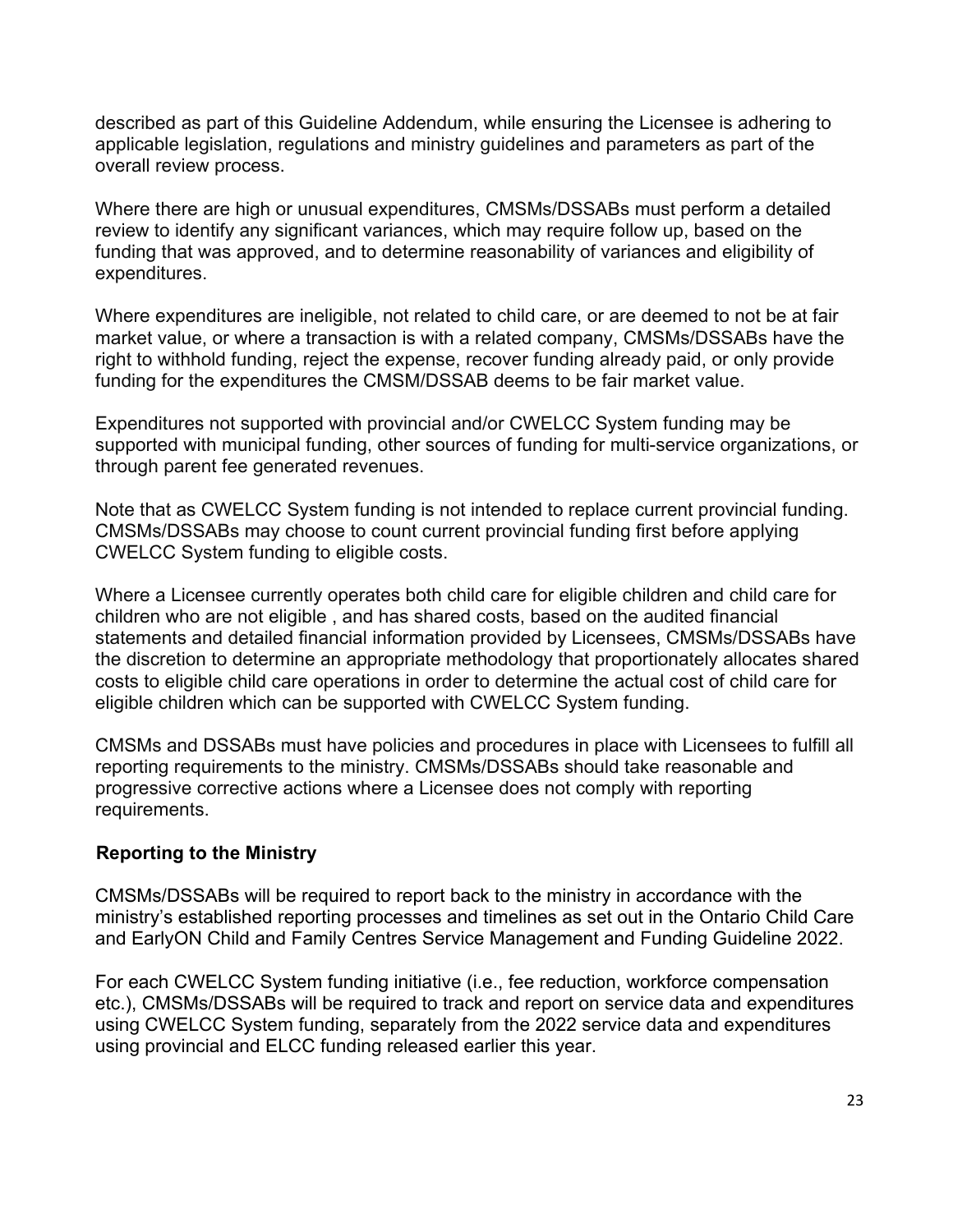described as part of this Guideline Addendum, while ensuring the Licensee is adhering to applicable legislation, regulations and ministry guidelines and parameters as part of the overall review process.

Where there are high or unusual expenditures, CMSMs/DSSABs must perform a detailed review to identify any significant variances, which may require follow up, based on the funding that was approved, and to determine reasonability of variances and eligibility of expenditures.

Where expenditures are ineligible, not related to child care, or are deemed to not be at fair market value, or where a transaction is with a related company, CMSMs/DSSABs have the right to withhold funding, reject the expense, recover funding already paid, or only provide funding for the expenditures the CMSM/DSSAB deems to be fair market value.

Expenditures not supported with provincial and/or CWELCC System funding may be supported with municipal funding, other sources of funding for multi-service organizations, or through parent fee generated revenues.

Note that as CWELCC System funding is not intended to replace current provincial funding. CMSMs/DSSABs may choose to count current provincial funding first before applying CWELCC System funding to eligible costs.

Where a Licensee currently operates both child care for eligible children and child care for children who are not eligible , and has shared costs, based on the audited financial statements and detailed financial information provided by Licensees, CMSMs/DSSABs have the discretion to determine an appropriate methodology that proportionately allocates shared costs to eligible child care operations in order to determine the actual cost of child care for eligible children which can be supported with CWELCC System funding.

CMSMs and DSSABs must have policies and procedures in place with Licensees to fulfill all reporting requirements to the ministry. CMSMs/DSSABs should take reasonable and progressive corrective actions where a Licensee does not comply with reporting requirements.

### Reporting to the Ministry

CMSMs/DSSABs will be required to report back to the ministry in accordance with the ministry's established reporting processes and timelines as set out in the Ontario Child Care and EarlyON Child and Family Centres Service Management and Funding Guideline 2022.

For each CWELCC System funding initiative (i.e., fee reduction, workforce compensation etc.), CMSMs/DSSABs will be required to track and report on service data and expenditures using CWELCC System funding, separately from the 2022 service data and expenditures using provincial and ELCC funding released earlier this year.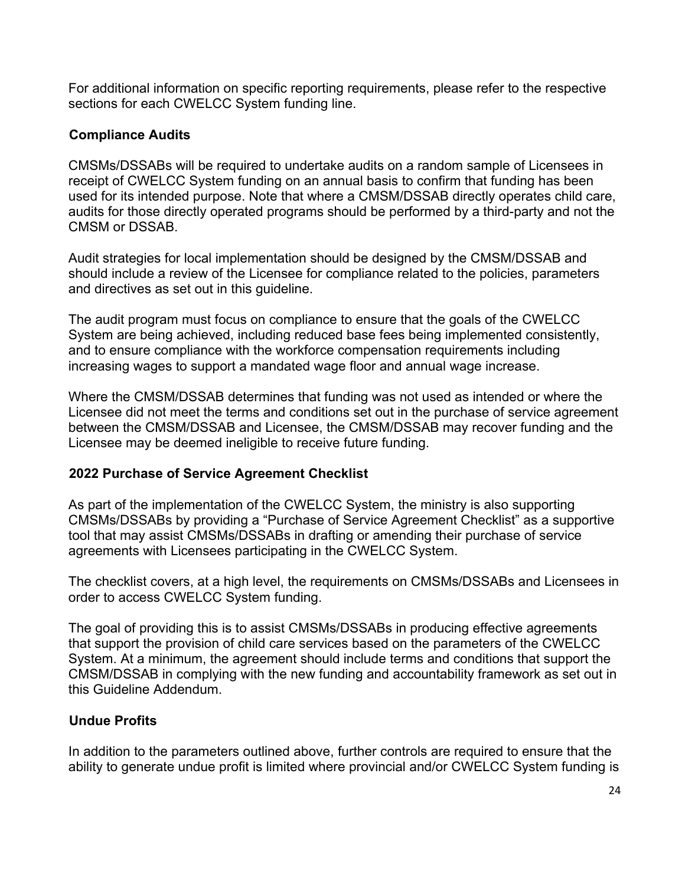For additional information on specific reporting requirements, please refer to the respective sections for each CWELCC System funding line.

### Compliance Audits

CMSMs/DSSABs will be required to undertake audits on a random sample of Licensees in receipt of CWELCC System funding on an annual basis to confirm that funding has been used for its intended purpose. Note that where a CMSM/DSSAB directly operates child care, audits for those directly operated programs should be performed by a third-party and not the CMSM or DSSAB.

Audit strategies for local implementation should be designed by the CMSM/DSSAB and should include a review of the Licensee for compliance related to the policies, parameters and directives as set out in this guideline.

The audit program must focus on compliance to ensure that the goals of the CWELCC System are being achieved, including reduced base fees being implemented consistently, and to ensure compliance with the workforce compensation requirements including increasing wages to support a mandated wage floor and annual wage increase.

Where the CMSM/DSSAB determines that funding was not used as intended or where the Licensee did not meet the terms and conditions set out in the purchase of service agreement between the CMSM/DSSAB and Licensee, the CMSM/DSSAB may recover funding and the Licensee may be deemed ineligible to receive future funding.

### 2022 Purchase of Service Agreement Checklist

As part of the implementation of the CWELCC System, the ministry is also supporting CMSMs/DSSABs by providing a "Purchase of Service Agreement Checklist" as a supportive tool that may assist CMSMs/DSSABs in drafting or amending their purchase of service agreements with Licensees participating in the CWELCC System.

The checklist covers, at a high level, the requirements on CMSMs/DSSABs and Licensees in order to access CWELCC System funding.

The goal of providing this is to assist CMSMs/DSSABs in producing effective agreements that support the provision of child care services based on the parameters of the CWELCC System. At a minimum, the agreement should include terms and conditions that support the CMSM/DSSAB in complying with the new funding and accountability framework as set out in this Guideline Addendum.

### Undue Profits

In addition to the parameters outlined above, further controls are required to ensure that the ability to generate undue profit is limited where provincial and/or CWELCC System funding is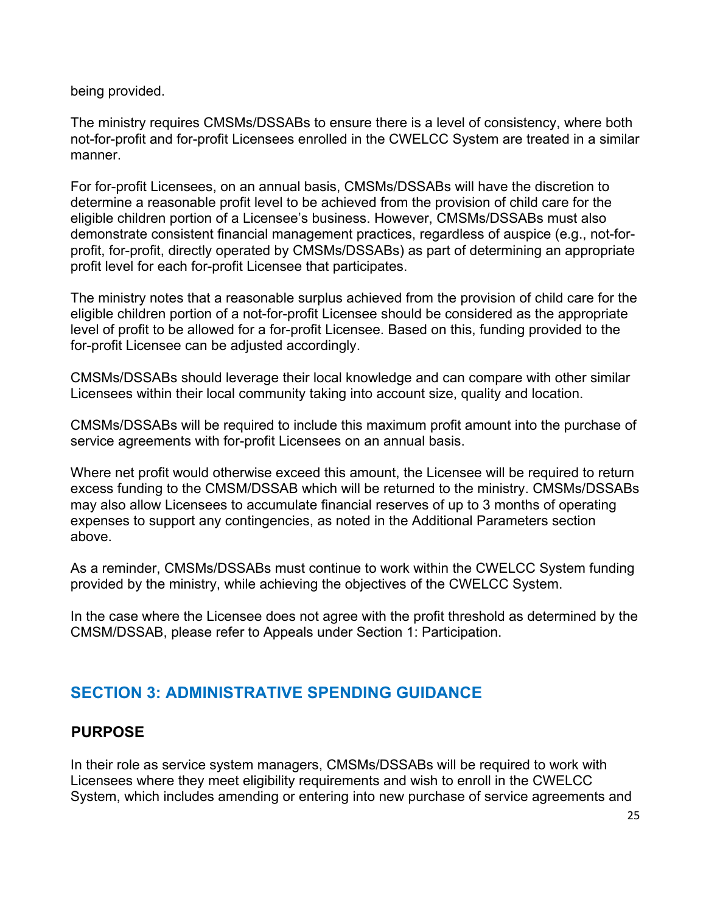being provided.

The ministry requires CMSMs/DSSABs to ensure there is a level of consistency, where both not-for-profit and for-profit Licensees enrolled in the CWELCC System are treated in a similar manner.

For for-profit Licensees, on an annual basis, CMSMs/DSSABs will have the discretion to determine a reasonable profit level to be achieved from the provision of child care for the eligible children portion of a Licensee's business. However, CMSMs/DSSABs must also demonstrate consistent financial management practices, regardless of auspice (e.g., not-for-profit, for-profit, directly operated by CMSMs/DSSABs) as part of determining an appropriate profit level for each for-profit Licensee that participates.

The ministry notes that a reasonable surplus achieved from the provision of child care for the eligible children portion of a not-for-profit Licensee should be considered as the appropriate level of profit to be allowed for a for-profit Licensee. Based on this, funding provided to the for-profit Licensee can be adjusted accordingly.

CMSMs/DSSABs should leverage their local knowledge and can compare with other similar Licensees within their local community taking into account size, quality and location.

CMSMs/DSSABs will be required to include this maximum profit amount into the purchase of service agreements with for-profit Licensees on an annual basis.

Where net profit would otherwise exceed this amount, the Licensee will be required to return excess funding to the CMSM/DSSAB which will be returned to the ministry. CMSMs/DSSABs may also allow Licensees to accumulate financial reserves of up to 3 months of operating expenses to support any contingencies, as noted in the Additional Parameters section above.

As a reminder, CMSMs/DSSABs must continue to work within the CWELCC System funding provided by the ministry, while achieving the objectives of the CWELCC System.

In the case where the Licensee does not agree with the profit threshold as determined by the CMSM/DSSAB, please refer to Appeals under Section 1: Participation.

## SECTION 3: ADMINISTRATIVE SPENDING GUIDANCE

### PURPOSE

In their role as service system managers, CMSMs/DSSABs will be required to work with Licensees where they meet eligibility requirements and wish to enroll in the CWELCC System, which includes amending or entering into new purchase of service agreements and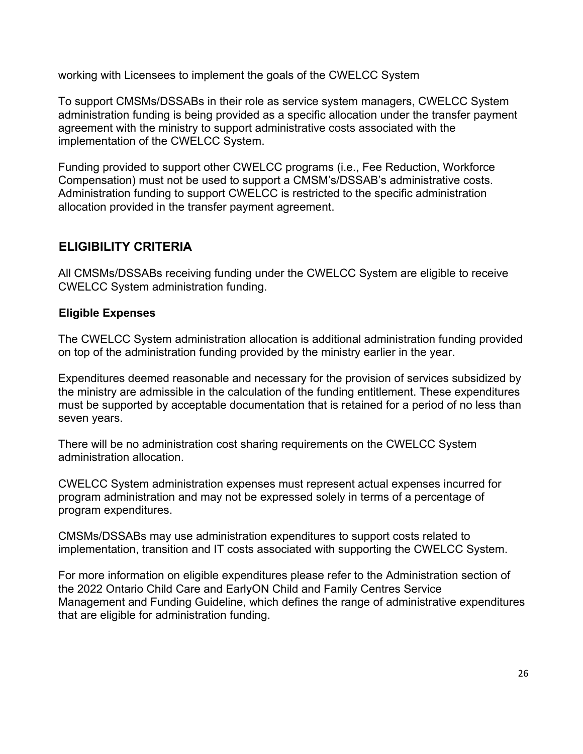working with Licensees to implement the goals of the CWELCC System

To support CMSMs/DSSABs in their role as service system managers, CWELCC System administration funding is being provided as a specific allocation under the transfer payment agreement with the ministry to support administrative costs associated with the implementation of the CWELCC System.

Funding provided to support other CWELCC programs (i.e., Fee Reduction, Workforce Compensation) must not be used to support a CMSM's/DSSAB's administrative costs. Administration funding to support CWELCC is restricted to the specific administration allocation provided in the transfer payment agreement.

## ELIGIBILITY CRITERIA

All CMSMs/DSSABs receiving funding under the CWELCC System are eligible to receive CWELCC System administration funding.

### Eligible Expenses

The CWELCC System administration allocation is additional administration funding provided on top of the administration funding provided by the ministry earlier in the year.

Expenditures deemed reasonable and necessary for the provision of services subsidized by the ministry are admissible in the calculation of the funding entitlement. These expenditures must be supported by acceptable documentation that is retained for a period of no less than seven years.

There will be no administration cost sharing requirements on the CWELCC System administration allocation.

CWELCC System administration expenses must represent actual expenses incurred for program administration and may not be expressed solely in terms of a percentage of program expenditures.

CMSMs/DSSABs may use administration expenditures to support costs related to implementation, transition and IT costs associated with supporting the CWELCC System.

For more information on eligible expenditures please refer to the Administration section of the 2022 Ontario Child Care and EarlyON Child and Family Centres Service Management and Funding Guideline, which defines the range of administrative expenditures that are eligible for administration funding.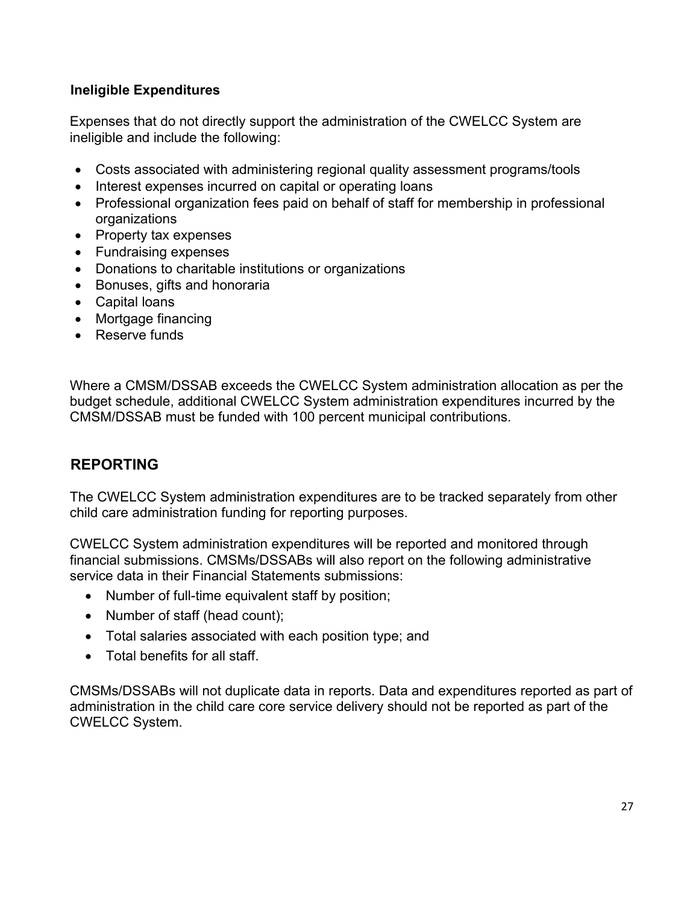### Ineligible Expenditures

Expenses that do not directly support the administration of the CWELCC System are ineligible and include the following:

- Costs associated with administering regional quality assessment programs/tools
- Interest expenses incurred on capital or operating loans
- Professional organization fees paid on behalf of staff for membership in professional organizations
- Property tax expenses
- Fundraising expenses
- Donations to charitable institutions or organizations
- Bonuses, gifts and honoraria
- Capital loans
- Mortgage financing
- Reserve funds

Where a CMSM/DSSAB exceeds the CWELCC System administration allocation as per the budget schedule, additional CWELCC System administration expenditures incurred by the CMSM/DSSAB must be funded with 100 percent municipal contributions.

## REPORTING

The CWELCC System administration expenditures are to be tracked separately from other child care administration funding for reporting purposes.

CWELCC System administration expenditures will be reported and monitored through financial submissions. CMSMs/DSSABs will also report on the following administrative service data in their Financial Statements submissions:

- Number of full-time equivalent staff by position;
- Number of staff (head count);
- Total salaries associated with each position type; and
- Total benefits for all staff.

CMSMs/DSSABs will not duplicate data in reports. Data and expenditures reported as part of administration in the child care core service delivery should not be reported as part of the CWELCC System.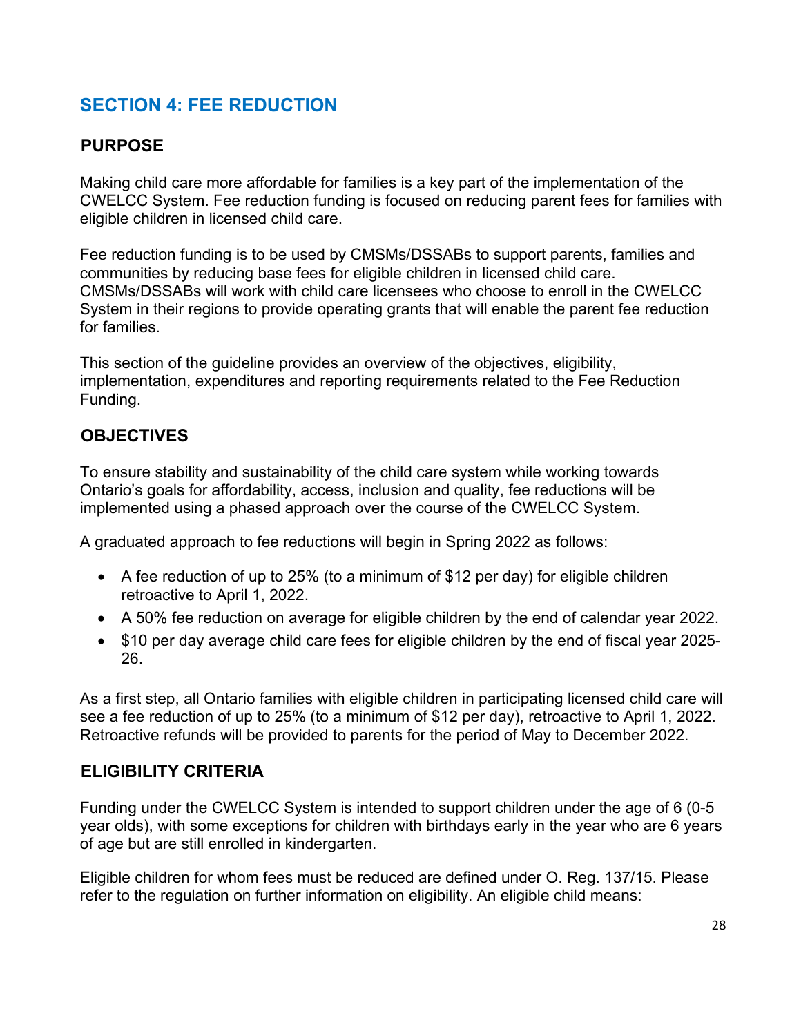## SECTION 4: FEE REDUCTION

### PURPOSE

Making child care more affordable for families is a key part of the implementation of the CWELCC System. Fee reduction funding is focused on reducing parent fees for families with eligible children in licensed child care.

Fee reduction funding is to be used by CMSMs/DSSABs to support parents, families and communities by reducing base fees for eligible children in licensed child care. CMSMs/DSSABs will work with child care licensees who choose to enroll in the CWELCC System in their regions to provide operating grants that will enable the parent fee reduction for families.

This section of the guideline provides an overview of the objectives, eligibility, implementation, expenditures and reporting requirements related to the Fee Reduction Funding.

### OBJECTIVES

To ensure stability and sustainability of the child care system while working towards Ontario's goals for affordability, access, inclusion and quality, fee reductions will be implemented using a phased approach over the course of the CWELCC System.

A graduated approach to fee reductions will begin in Spring 2022 as follows:

- A fee reduction of up to 25% (to a minimum of $12 per day) for eligible children retroactive to April 1, 2022.
- A 50% fee reduction on average for eligible children by the end of calendar year 2022.
- $10 per day average child care fees for eligible children by the end of fiscal year 2025-26.

As a first step, all Ontario families with eligible children in participating licensed child care will see a fee reduction of up to 25% (to a minimum of $12 per day), retroactive to April 1, 2022. Retroactive refunds will be provided to parents for the period of May to December 2022.

### ELIGIBILITY CRITERIA

Funding under the CWELCC System is intended to support children under the age of 6 (0-5 year olds), with some exceptions for children with birthdays early in the year who are 6 years of age but are still enrolled in kindergarten.

Eligible children for whom fees must be reduced are defined under O. Reg. 137/15. Please refer to the regulation on further information on eligibility. An eligible child means: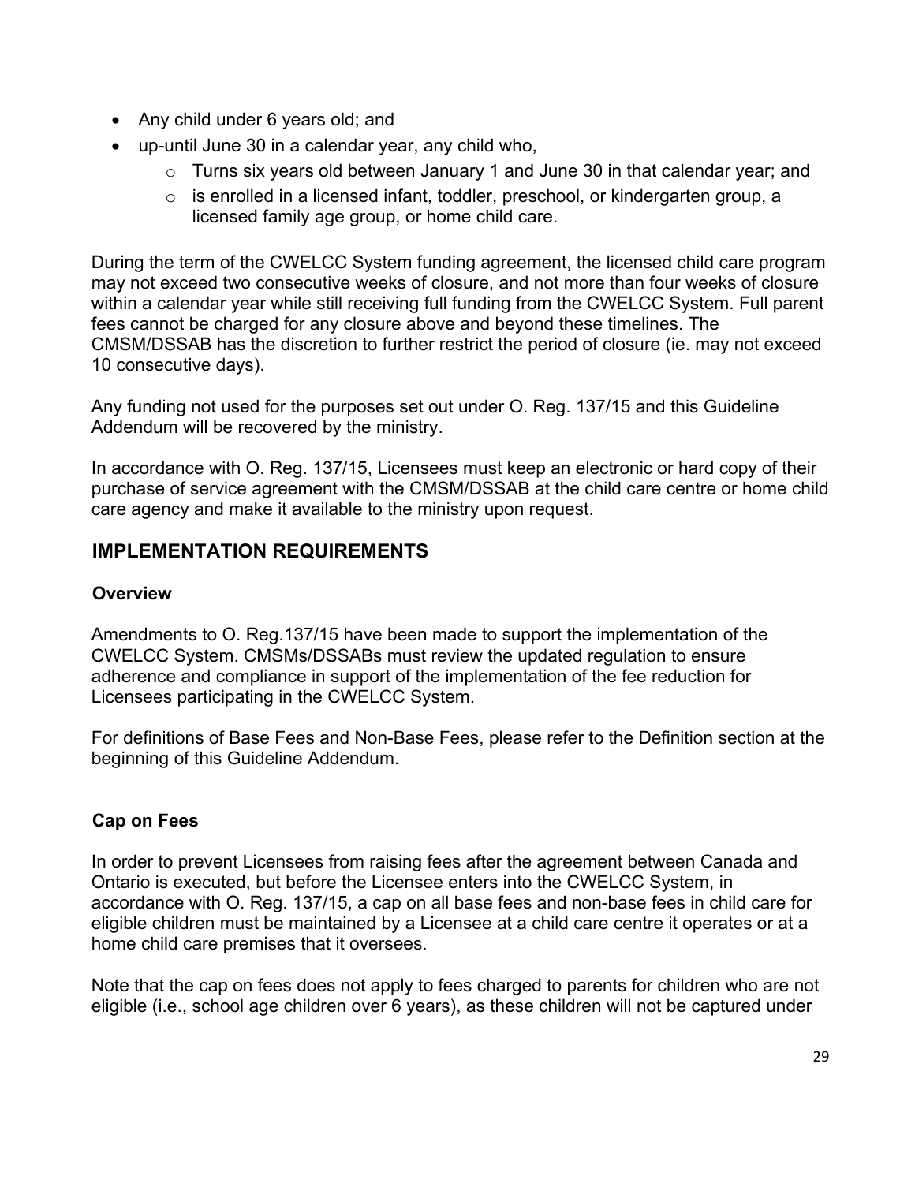- Any child under 6 years old; and
- up-until June 30 in a calendar year, any child who,
    - Turns six years old between January 1 and June 30 in that calendar year; and
    - is enrolled in a licensed infant, toddler, preschool, or kindergarten group, a licensed family age group, or home child care.

During the term of the CWELCC System funding agreement, the licensed child care program may not exceed two consecutive weeks of closure, and not more than four weeks of closure within a calendar year while still receiving full funding from the CWELCC System. Full parent fees cannot be charged for any closure above and beyond these timelines. The CMSM/DSSAB has the discretion to further restrict the period of closure (ie. may not exceed 10 consecutive days).

Any funding not used for the purposes set out under O. Reg. 137/15 and this Guideline Addendum will be recovered by the ministry.

In accordance with O. Reg. 137/15, Licensees must keep an electronic or hard copy of their purchase of service agreement with the CMSM/DSSAB at the child care centre or home child care agency and make it available to the ministry upon request.

## IMPLEMENTATION REQUIREMENTS

### Overview

Amendments to O. Reg.137/15 have been made to support the implementation of the CWELCC System. CMSMs/DSSABs must review the updated regulation to ensure adherence and compliance in support of the implementation of the fee reduction for Licensees participating in the CWELCC System.

For definitions of Base Fees and Non-Base Fees, please refer to the Definition section at the beginning of this Guideline Addendum.

### Cap on Fees

In order to prevent Licensees from raising fees after the agreement between Canada and Ontario is executed, but before the Licensee enters into the CWELCC System, in accordance with O. Reg. 137/15, a cap on all base fees and non-base fees in child care for eligible children must be maintained by a Licensee at a child care centre it operates or at a home child care premises that it oversees.

Note that the cap on fees does not apply to fees charged to parents for children who are not eligible (i.e., school age children over 6 years), as these children will not be captured under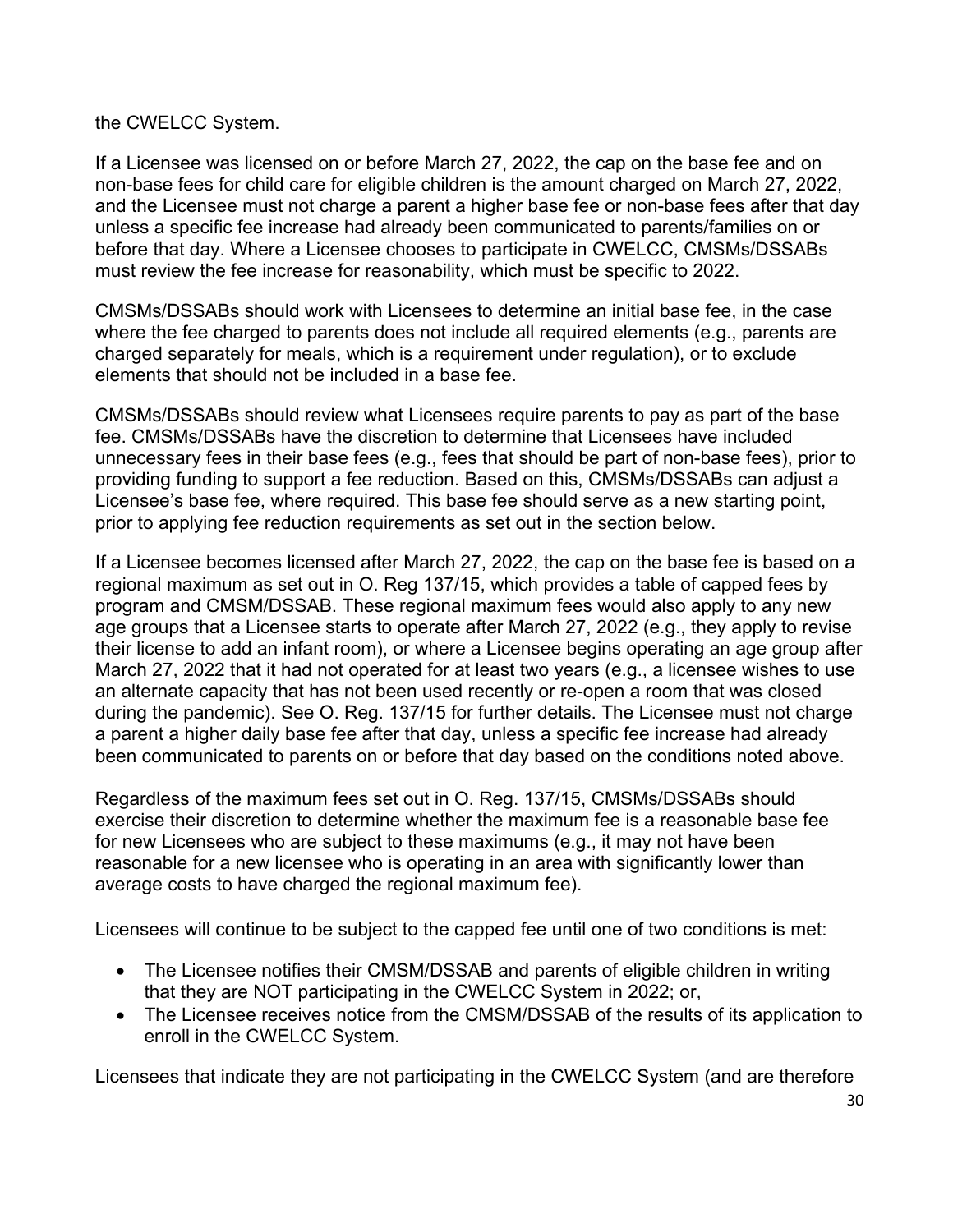the CWELCC System.

If a Licensee was licensed on or before March 27, 2022, the cap on the base fee and on non-base fees for child care for eligible children is the amount charged on March 27, 2022, and the Licensee must not charge a parent a higher base fee or non-base fees after that day unless a specific fee increase had already been communicated to parents/families on or before that day. Where a Licensee chooses to participate in CWELCC, CMSMs/DSSABs must review the fee increase for reasonability, which must be specific to 2022.

CMSMs/DSSABs should work with Licensees to determine an initial base fee, in the case where the fee charged to parents does not include all required elements (e.g., parents are charged separately for meals, which is a requirement under regulation), or to exclude elements that should not be included in a base fee.

CMSMs/DSSABs should review what Licensees require parents to pay as part of the base fee. CMSMs/DSSABs have the discretion to determine that Licensees have included unnecessary fees in their base fees (e.g., fees that should be part of non-base fees), prior to providing funding to support a fee reduction. Based on this, CMSMs/DSSABs can adjust a Licensee's base fee, where required. This base fee should serve as a new starting point, prior to applying fee reduction requirements as set out in the section below.

If a Licensee becomes licensed after March 27, 2022, the cap on the base fee is based on a regional maximum as set out in O. Reg 137/15, which provides a table of capped fees by program and CMSM/DSSAB. These regional maximum fees would also apply to any new age groups that a Licensee starts to operate after March 27, 2022 (e.g., they apply to revise their license to add an infant room), or where a Licensee begins operating an age group after March 27, 2022 that it had not operated for at least two years (e.g., a licensee wishes to use an alternate capacity that has not been used recently or re-open a room that was closed during the pandemic). See O. Reg. 137/15 for further details. The Licensee must not charge a parent a higher daily base fee after that day, unless a specific fee increase had already been communicated to parents on or before that day based on the conditions noted above.

Regardless of the maximum fees set out in O. Reg. 137/15, CMSMs/DSSABs should exercise their discretion to determine whether the maximum fee is a reasonable base fee for new Licensees who are subject to these maximums (e.g., it may not have been reasonable for a new licensee who is operating in an area with significantly lower than average costs to have charged the regional maximum fee).

Licensees will continue to be subject to the capped fee until one of two conditions is met:

- The Licensee notifies their CMSM/DSSAB and parents of eligible children in writing that they are NOT participating in the CWELCC System in 2022; or,
- The Licensee receives notice from the CMSM/DSSAB of the results of its application to enroll in the CWELCC System.

Licensees that indicate they are not participating in the CWELCC System (and are therefore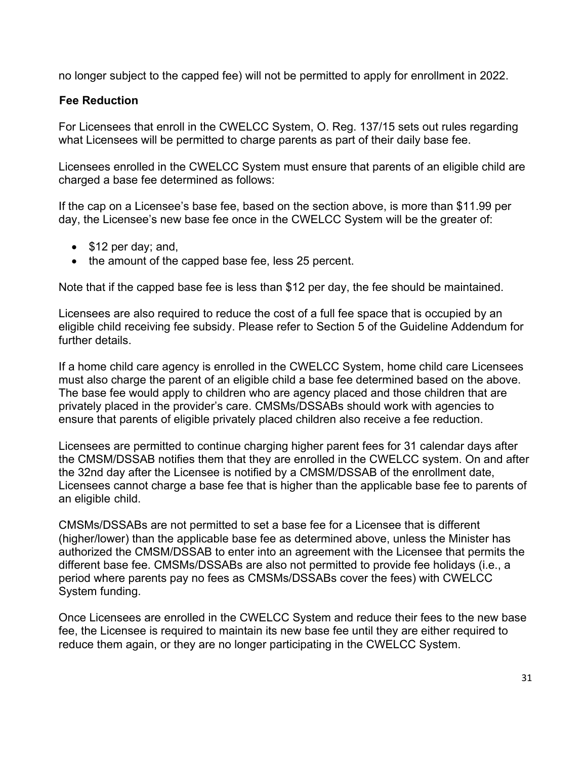no longer subject to the capped fee) will not be permitted to apply for enrollment in 2022.

### Fee Reduction

For Licensees that enroll in the CWELCC System, O. Reg. 137/15 sets out rules regarding what Licensees will be permitted to charge parents as part of their daily base fee.

Licensees enrolled in the CWELCC System must ensure that parents of an eligible child are charged a base fee determined as follows:

If the cap on a Licensee's base fee, based on the section above, is more than $11.99 per day, the Licensee's new base fee once in the CWELCC System will be the greater of:

- $12 per day; and,
- the amount of the capped base fee, less 25 percent.

Note that if the capped base fee is less than $12 per day, the fee should be maintained.

Licensees are also required to reduce the cost of a full fee space that is occupied by an eligible child receiving fee subsidy. Please refer to Section 5 of the Guideline Addendum for further details.

If a home child care agency is enrolled in the CWELCC System, home child care Licensees must also charge the parent of an eligible child a base fee determined based on the above. The base fee would apply to children who are agency placed and those children that are privately placed in the provider's care. CMSMs/DSSABs should work with agencies to ensure that parents of eligible privately placed children also receive a fee reduction.

Licensees are permitted to continue charging higher parent fees for 31 calendar days after the CMSM/DSSAB notifies them that they are enrolled in the CWELCC system. On and after the 32nd day after the Licensee is notified by a CMSM/DSSAB of the enrollment date, Licensees cannot charge a base fee that is higher than the applicable base fee to parents of an eligible child.

CMSMs/DSSABs are not permitted to set a base fee for a Licensee that is different (higher/lower) than the applicable base fee as determined above, unless the Minister has authorized the CMSM/DSSAB to enter into an agreement with the Licensee that permits the different base fee. CMSMs/DSSABs are also not permitted to provide fee holidays (i.e., a period where parents pay no fees as CMSMs/DSSABs cover the fees) with CWELCC System funding.

Once Licensees are enrolled in the CWELCC System and reduce their fees to the new base fee, the Licensee is required to maintain its new base fee until they are either required to reduce them again, or they are no longer participating in the CWELCC System.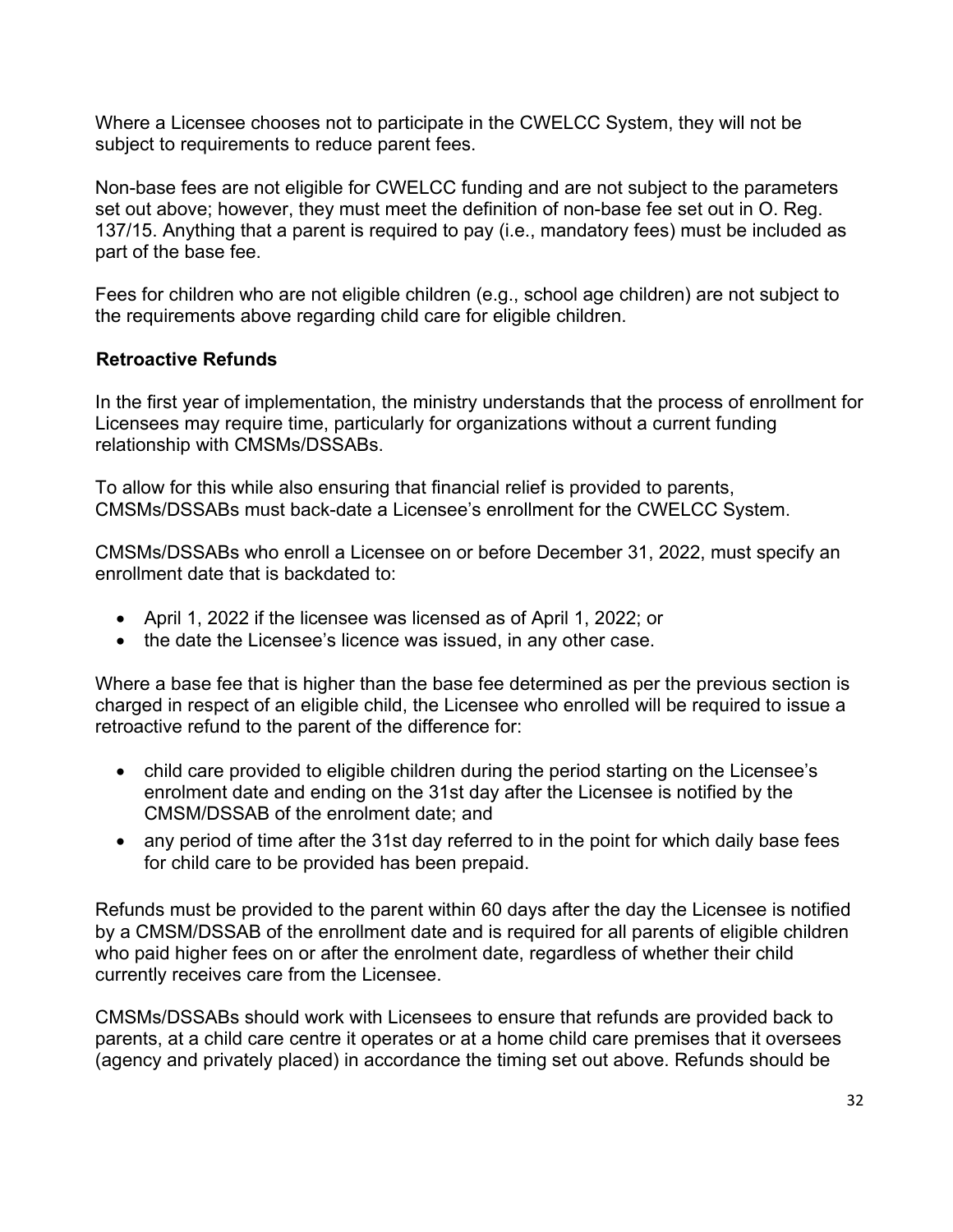Where a Licensee chooses not to participate in the CWELCC System, they will not be subject to requirements to reduce parent fees.

Non-base fees are not eligible for CWELCC funding and are not subject to the parameters set out above; however, they must meet the definition of non-base fee set out in O. Reg. 137/15. Anything that a parent is required to pay (i.e., mandatory fees) must be included as part of the base fee.

Fees for children who are not eligible children (e.g., school age children) are not subject to the requirements above regarding child care for eligible children.

### Retroactive Refunds

In the first year of implementation, the ministry understands that the process of enrollment for Licensees may require time, particularly for organizations without a current funding relationship with CMSMs/DSSABs.

To allow for this while also ensuring that financial relief is provided to parents, CMSMs/DSSABs must back-date a Licensee's enrollment for the CWELCC System.

CMSMs/DSSABs who enroll a Licensee on or before December 31, 2022, must specify an enrollment date that is backdated to:

- April 1, 2022 if the licensee was licensed as of April 1, 2022; or
- the date the Licensee's licence was issued, in any other case.

Where a base fee that is higher than the base fee determined as per the previous section is charged in respect of an eligible child, the Licensee who enrolled will be required to issue a retroactive refund to the parent of the difference for:

- child care provided to eligible children during the period starting on the Licensee's enrolment date and ending on the 31st day after the Licensee is notified by the CMSM/DSSAB of the enrolment date; and
- any period of time after the 31st day referred to in the point for which daily base fees for child care to be provided has been prepaid.

Refunds must be provided to the parent within 60 days after the day the Licensee is notified by a CMSM/DSSAB of the enrollment date and is required for all parents of eligible children who paid higher fees on or after the enrolment date, regardless of whether their child currently receives care from the Licensee.

CMSMs/DSSABs should work with Licensees to ensure that refunds are provided back to parents, at a child care centre it operates or at a home child care premises that it oversees (agency and privately placed) in accordance the timing set out above. Refunds should be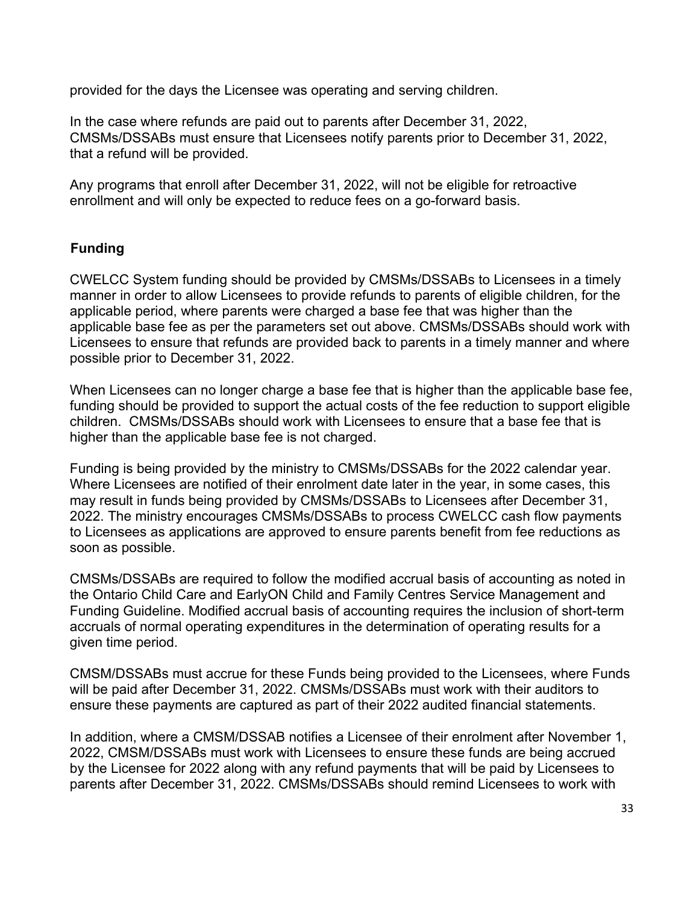provided for the days the Licensee was operating and serving children.

In the case where refunds are paid out to parents after December 31, 2022, CMSMs/DSSABs must ensure that Licensees notify parents prior to December 31, 2022, that a refund will be provided.

Any programs that enroll after December 31, 2022, will not be eligible for retroactive enrollment and will only be expected to reduce fees on a go-forward basis.

### Funding

CWELCC System funding should be provided by CMSMs/DSSABs to Licensees in a timely manner in order to allow Licensees to provide refunds to parents of eligible children, for the applicable period, where parents were charged a base fee that was higher than the applicable base fee as per the parameters set out above. CMSMs/DSSABs should work with Licensees to ensure that refunds are provided back to parents in a timely manner and where possible prior to December 31, 2022.

When Licensees can no longer charge a base fee that is higher than the applicable base fee, funding should be provided to support the actual costs of the fee reduction to support eligible children. CMSMs/DSSABs should work with Licensees to ensure that a base fee that is higher than the applicable base fee is not charged.

Funding is being provided by the ministry to CMSMs/DSSABs for the 2022 calendar year. Where Licensees are notified of their enrolment date later in the year, in some cases, this may result in funds being provided by CMSMs/DSSABs to Licensees after December 31, 2022. The ministry encourages CMSMs/DSSABs to process CWELCC cash flow payments to Licensees as applications are approved to ensure parents benefit from fee reductions as soon as possible.

CMSMs/DSSABs are required to follow the modified accrual basis of accounting as noted in the Ontario Child Care and EarlyON Child and Family Centres Service Management and Funding Guideline. Modified accrual basis of accounting requires the inclusion of short-term accruals of normal operating expenditures in the determination of operating results for a given time period.

CMSM/DSSABs must accrue for these Funds being provided to the Licensees, where Funds will be paid after December 31, 2022. CMSMs/DSSABs must work with their auditors to ensure these payments are captured as part of their 2022 audited financial statements.

In addition, where a CMSM/DSSAB notifies a Licensee of their enrolment after November 1, 2022, CMSM/DSSABs must work with Licensees to ensure these funds are being accrued by the Licensee for 2022 along with any refund payments that will be paid by Licensees to parents after December 31, 2022. CMSMs/DSSABs should remind Licensees to work with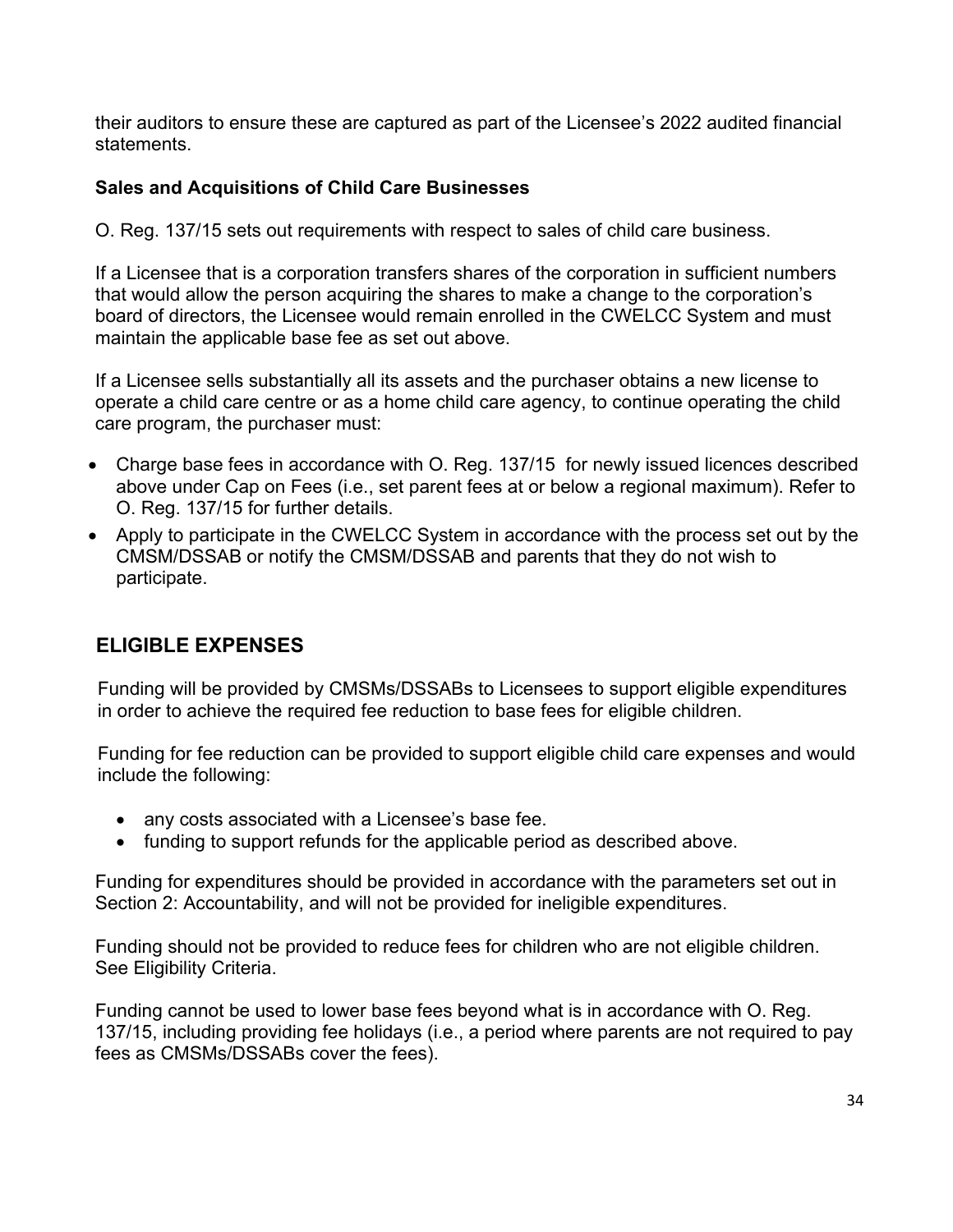their auditors to ensure these are captured as part of the Licensee's 2022 audited financial statements.

### Sales and Acquisitions of Child Care Businesses

O. Reg. 137/15 sets out requirements with respect to sales of child care business.

If a Licensee that is a corporation transfers shares of the corporation in sufficient numbers that would allow the person acquiring the shares to make a change to the corporation's board of directors, the Licensee would remain enrolled in the CWELCC System and must maintain the applicable base fee as set out above.

If a Licensee sells substantially all its assets and the purchaser obtains a new license to operate a child care centre or as a home child care agency, to continue operating the child care program, the purchaser must:

- Charge base fees in accordance with O. Reg. 137/15 for newly issued licences described above under Cap on Fees (i.e., set parent fees at or below a regional maximum). Refer to O. Reg. 137/15 for further details.
- Apply to participate in the CWELCC System in accordance with the process set out by the CMSM/DSSAB or notify the CMSM/DSSAB and parents that they do not wish to participate.

## ELIGIBLE EXPENSES

Funding will be provided by CMSMs/DSSABs to Licensees to support eligible expenditures in order to achieve the required fee reduction to base fees for eligible children.

Funding for fee reduction can be provided to support eligible child care expenses and would include the following:

- any costs associated with a Licensee's base fee.
- funding to support refunds for the applicable period as described above.

Funding for expenditures should be provided in accordance with the parameters set out in Section 2: Accountability, and will not be provided for ineligible expenditures.

Funding should not be provided to reduce fees for children who are not eligible children. See Eligibility Criteria.

Funding cannot be used to lower base fees beyond what is in accordance with O. Reg. 137/15, including providing fee holidays (i.e., a period where parents are not required to pay fees as CMSMs/DSSABs cover the fees).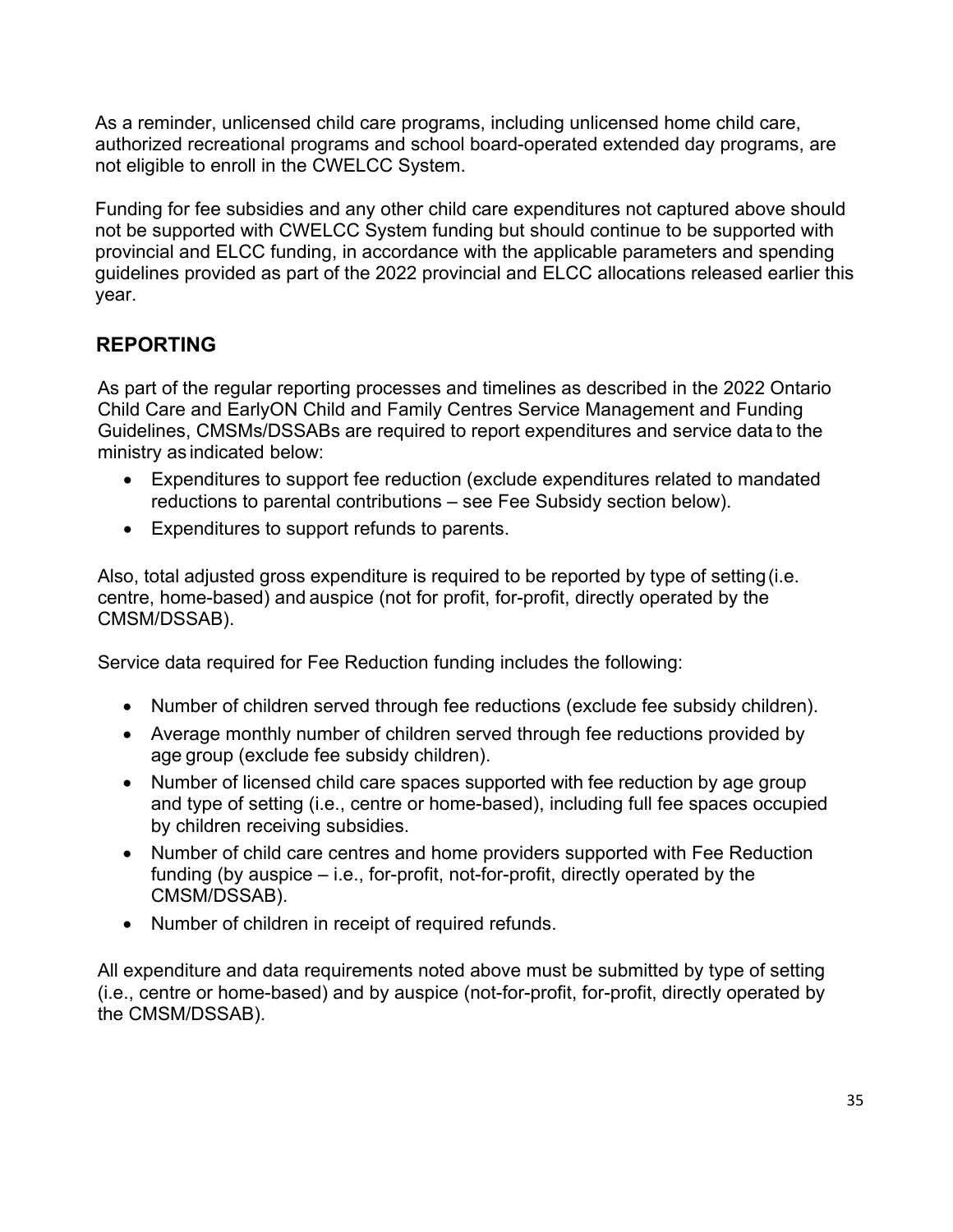As a reminder, unlicensed child care programs, including unlicensed home child care, authorized recreational programs and school board-operated extended day programs, are not eligible to enroll in the CWELCC System.

Funding for fee subsidies and any other child care expenditures not captured above should not be supported with CWELCC System funding but should continue to be supported with provincial and ELCC funding, in accordance with the applicable parameters and spending guidelines provided as part of the 2022 provincial and ELCC allocations released earlier this year.

## REPORTING

As part of the regular reporting processes and timelines as described in the 2022 Ontario Child Care and EarlyON Child and Family Centres Service Management and Funding Guidelines, CMSMs/DSSABs are required to report expenditures and service data to the ministry as indicated below:

- Expenditures to support fee reduction (exclude expenditures related to mandated reductions to parental contributions – see Fee Subsidy section below).
- Expenditures to support refunds to parents.

Also, total adjusted gross expenditure is required to be reported by type of setting (i.e. centre, home-based) and auspice (not for profit, for-profit, directly operated by the CMSM/DSSAB).

Service data required for Fee Reduction funding includes the following:

- Number of children served through fee reductions (exclude fee subsidy children).
- Average monthly number of children served through fee reductions provided by age group (exclude fee subsidy children).
- Number of licensed child care spaces supported with fee reduction by age group and type of setting (i.e., centre or home-based), including full fee spaces occupied by children receiving subsidies.
- Number of child care centres and home providers supported with Fee Reduction funding (by auspice – i.e., for-profit, not-for-profit, directly operated by the CMSM/DSSAB).
- Number of children in receipt of required refunds.

All expenditure and data requirements noted above must be submitted by type of setting (i.e., centre or home-based) and by auspice (not-for-profit, for-profit, directly operated by the CMSM/DSSAB).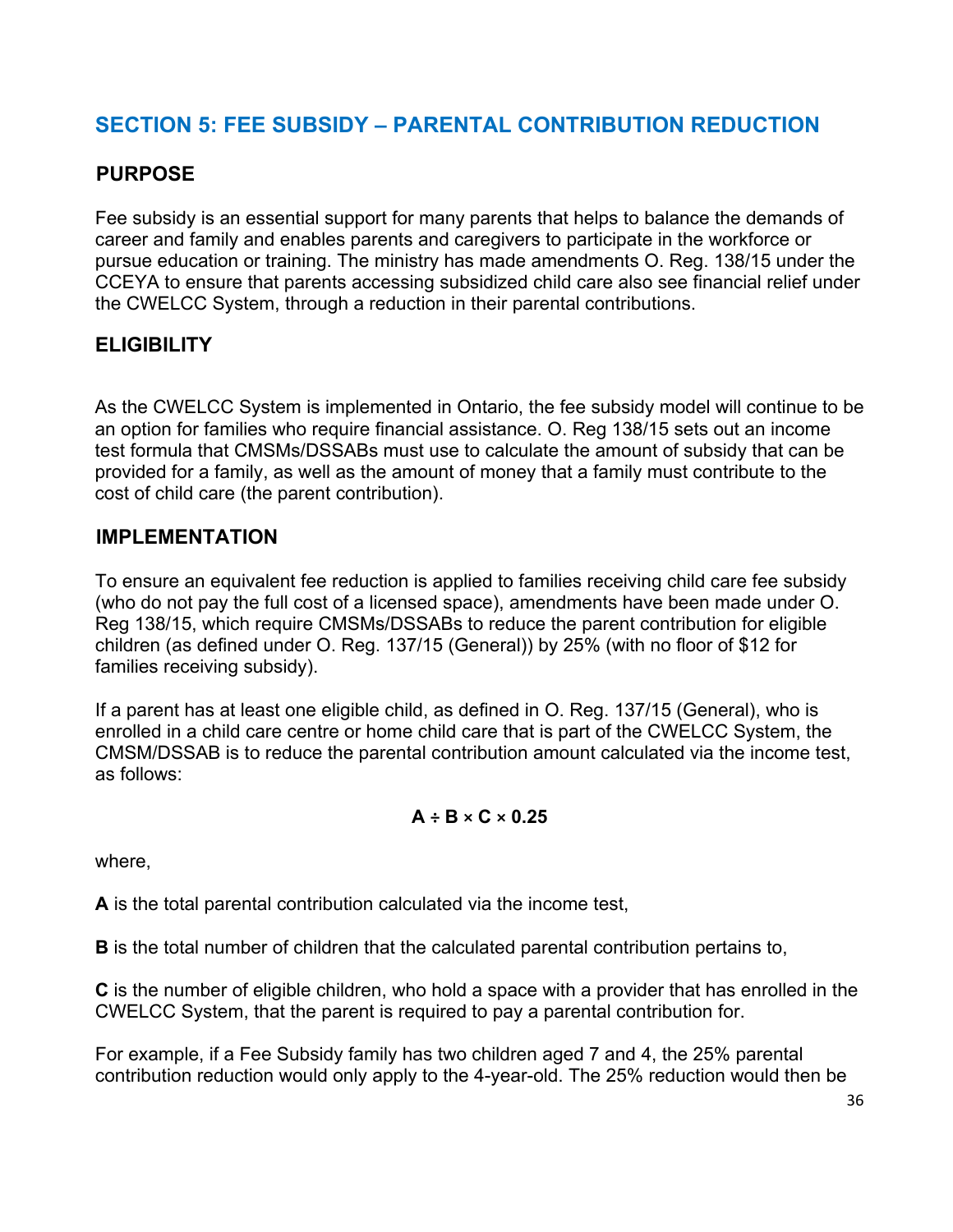## SECTION 5: FEE SUBSIDY – PARENTAL CONTRIBUTION REDUCTION

### PURPOSE

Fee subsidy is an essential support for many parents that helps to balance the demands of career and family and enables parents and caregivers to participate in the workforce or pursue education or training. The ministry has made amendments O. Reg. 138/15 under the CCEYA to ensure that parents accessing subsidized child care also see financial relief under the CWELCC System, through a reduction in their parental contributions.

### ELIGIBILITY

As the CWELCC System is implemented in Ontario, the fee subsidy model will continue to be an option for families who require financial assistance. O. Reg 138/15 sets out an income test formula that CMSMs/DSSABs must use to calculate the amount of subsidy that can be provided for a family, as well as the amount of money that a family must contribute to the cost of child care (the parent contribution).

### IMPLEMENTATION

To ensure an equivalent fee reduction is applied to families receiving child care fee subsidy (who do not pay the full cost of a licensed space), amendments have been made under O. Reg 138/15, which require CMSMs/DSSABs to reduce the parent contribution for eligible children (as defined under O. Reg. 137/15 (General)) by 25% (with no floor of $12 for families receiving subsidy).

If a parent has at least one eligible child, as defined in O. Reg. 137/15 (General), who is enrolled in a child care centre or home child care that is part of the CWELCC System, the CMSM/DSSAB is to reduce the parental contribution amount calculated via the income test, as follows:

$$A \div B \times C \times 0.25$$

where,

**A** is the total parental contribution calculated via the income test,

**B** is the total number of children that the calculated parental contribution pertains to,

**C** is the number of eligible children, who hold a space with a provider that has enrolled in the CWELCC System, that the parent is required to pay a parental contribution for.

For example, if a Fee Subsidy family has two children aged 7 and 4, the 25% parental contribution reduction would only apply to the 4-year-old. The 25% reduction would then be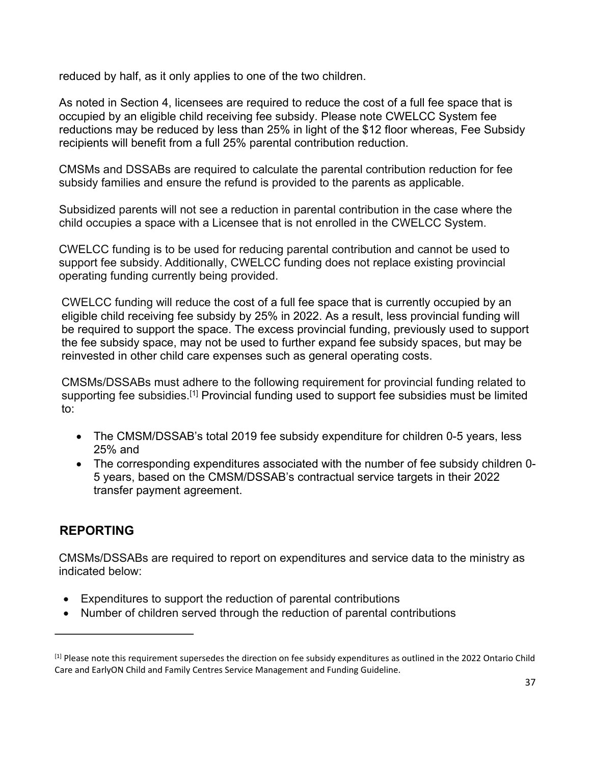reduced by half, as it only applies to one of the two children.

As noted in Section 4, licensees are required to reduce the cost of a full fee space that is occupied by an eligible child receiving fee subsidy. Please note CWELCC System fee reductions may be reduced by less than 25% in light of the $12 floor whereas, Fee Subsidy recipients will benefit from a full 25% parental contribution reduction.

CMSMs and DSSABs are required to calculate the parental contribution reduction for fee subsidy families and ensure the refund is provided to the parents as applicable.

Subsidized parents will not see a reduction in parental contribution in the case where the child occupies a space with a Licensee that is not enrolled in the CWELCC System.

CWELCC funding is to be used for reducing parental contribution and cannot be used to support fee subsidy. Additionally, CWELCC funding does not replace existing provincial operating funding currently being provided.

CWELCC funding will reduce the cost of a full fee space that is currently occupied by an eligible child receiving fee subsidy by 25% in 2022. As a result, less provincial funding will be required to support the space. The excess provincial funding, previously used to support the fee subsidy space, may not be used to further expand fee subsidy spaces, but may be reinvested in other child care expenses such as general operating costs.

CMSMs/DSSABs must adhere to the following requirement for provincial funding related to supporting fee subsidies.[1] Provincial funding used to support fee subsidies must be limited to:

- The CMSM/DSSAB's total 2019 fee subsidy expenditure for children 0-5 years, less 25% and
- The corresponding expenditures associated with the number of fee subsidy children 0-5 years, based on the CMSM/DSSAB's contractual service targets in their 2022 transfer payment agreement.

## REPORTING

CMSMs/DSSABs are required to report on expenditures and service data to the ministry as indicated below:

- Expenditures to support the reduction of parental contributions
- Number of children served through the reduction of parental contributions

---

[1] Please note this requirement supersedes the direction on fee subsidy expenditures as outlined in the 2022 Ontario Child Care and EarlyON Child and Family Centres Service Management and Funding Guideline.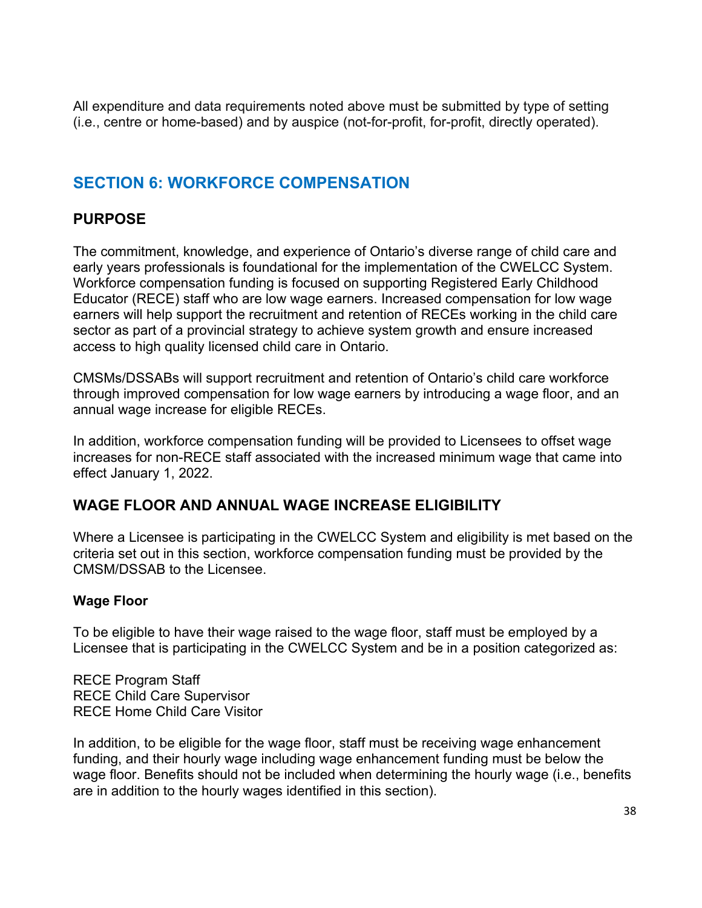All expenditure and data requirements noted above must be submitted by type of setting (i.e., centre or home-based) and by auspice (not-for-profit, for-profit, directly operated).

## SECTION 6: WORKFORCE COMPENSATION

### PURPOSE

The commitment, knowledge, and experience of Ontario's diverse range of child care and early years professionals is foundational for the implementation of the CWELCC System. Workforce compensation funding is focused on supporting Registered Early Childhood Educator (RECE) staff who are low wage earners. Increased compensation for low wage earners will help support the recruitment and retention of RECEs working in the child care sector as part of a provincial strategy to achieve system growth and ensure increased access to high quality licensed child care in Ontario.

CMSMs/DSSABs will support recruitment and retention of Ontario's child care workforce through improved compensation for low wage earners by introducing a wage floor, and an annual wage increase for eligible RECEs.

In addition, workforce compensation funding will be provided to Licensees to offset wage increases for non-RECE staff associated with the increased minimum wage that came into effect January 1, 2022.

### WAGE FLOOR AND ANNUAL WAGE INCREASE ELIGIBILITY

Where a Licensee is participating in the CWELCC System and eligibility is met based on the criteria set out in this section, workforce compensation funding must be provided by the CMSM/DSSAB to the Licensee.

#### Wage Floor

To be eligible to have their wage raised to the wage floor, staff must be employed by a Licensee that is participating in the CWELCC System and be in a position categorized as:

RECE Program Staff
RECE Child Care Supervisor
RECE Home Child Care Visitor

In addition, to be eligible for the wage floor, staff must be receiving wage enhancement funding, and their hourly wage including wage enhancement funding must be below the wage floor. Benefits should not be included when determining the hourly wage (i.e., benefits are in addition to the hourly wages identified in this section).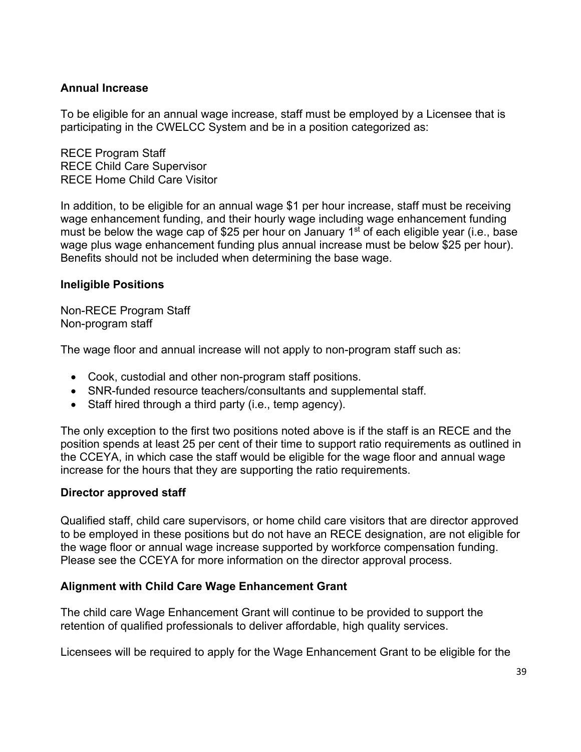### Annual Increase

To be eligible for an annual wage increase, staff must be employed by a Licensee that is participating in the CWELCC System and be in a position categorized as:

RECE Program Staff
RECE Child Care Supervisor
RECE Home Child Care Visitor

In addition, to be eligible for an annual wage $1 per hour increase, staff must be receiving wage enhancement funding, and their hourly wage including wage enhancement funding must be below the wage cap of $25 per hour on January 1st of each eligible year (i.e., base wage plus wage enhancement funding plus annual increase must be below $25 per hour). Benefits should not be included when determining the base wage.

### Ineligible Positions

Non-RECE Program Staff
Non-program staff

The wage floor and annual increase will not apply to non-program staff such as:

- Cook, custodial and other non-program staff positions.
- SNR-funded resource teachers/consultants and supplemental staff.
- Staff hired through a third party (i.e., temp agency).

The only exception to the first two positions noted above is if the staff is an RECE and the position spends at least 25 per cent of their time to support ratio requirements as outlined in the CCEYA, in which case the staff would be eligible for the wage floor and annual wage increase for the hours that they are supporting the ratio requirements.

### Director approved staff

Qualified staff, child care supervisors, or home child care visitors that are director approved to be employed in these positions but do not have an RECE designation, are not eligible for the wage floor or annual wage increase supported by workforce compensation funding. Please see the CCEYA for more information on the director approval process.

### Alignment with Child Care Wage Enhancement Grant

The child care Wage Enhancement Grant will continue to be provided to support the retention of qualified professionals to deliver affordable, high quality services.

Licensees will be required to apply for the Wage Enhancement Grant to be eligible for the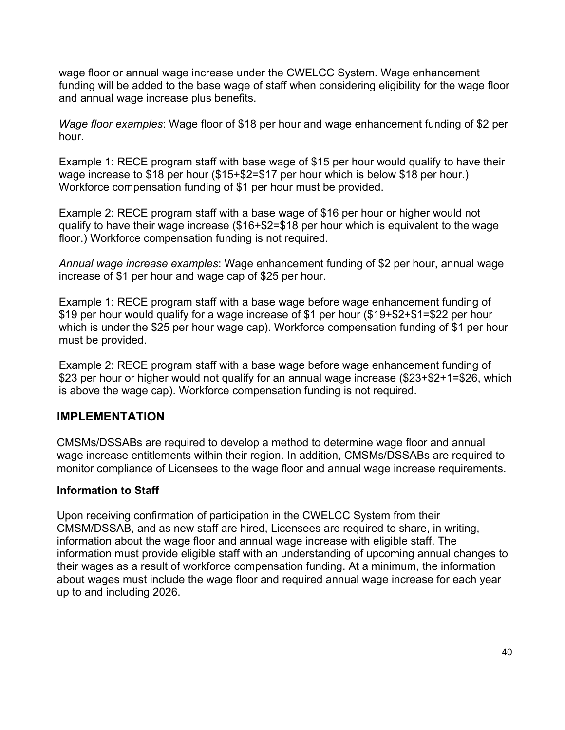wage floor or annual wage increase under the CWELCC System. Wage enhancement funding will be added to the base wage of staff when considering eligibility for the wage floor and annual wage increase plus benefits.

*Wage floor examples*: Wage floor of $18 per hour and wage enhancement funding of $2 per hour.

Example 1: RECE program staff with base wage of $15 per hour would qualify to have their wage increase to $18 per hour ($15+$2=$17 per hour which is below $18 per hour.) Workforce compensation funding of $1 per hour must be provided.

Example 2: RECE program staff with a base wage of $16 per hour or higher would not qualify to have their wage increase ($16+$2=$18 per hour which is equivalent to the wage floor.) Workforce compensation funding is not required.

*Annual wage increase examples*: Wage enhancement funding of $2 per hour, annual wage increase of $1 per hour and wage cap of $25 per hour.

Example 1: RECE program staff with a base wage before wage enhancement funding of $19 per hour would qualify for a wage increase of $1 per hour ($19+$2+$1=$22 per hour which is under the $25 per hour wage cap). Workforce compensation funding of $1 per hour must be provided.

Example 2: RECE program staff with a base wage before wage enhancement funding of $23 per hour or higher would not qualify for an annual wage increase ($23+$2+1=$26, which is above the wage cap). Workforce compensation funding is not required.

## IMPLEMENTATION

CMSMs/DSSABs are required to develop a method to determine wage floor and annual wage increase entitlements within their region. In addition, CMSMs/DSSABs are required to monitor compliance of Licensees to the wage floor and annual wage increase requirements.

### Information to Staff

Upon receiving confirmation of participation in the CWELCC System from their CMSM/DSSAB, and as new staff are hired, Licensees are required to share, in writing, information about the wage floor and annual wage increase with eligible staff. The information must provide eligible staff with an understanding of upcoming annual changes to their wages as a result of workforce compensation funding. At a minimum, the information about wages must include the wage floor and required annual wage increase for each year up to and including 2026.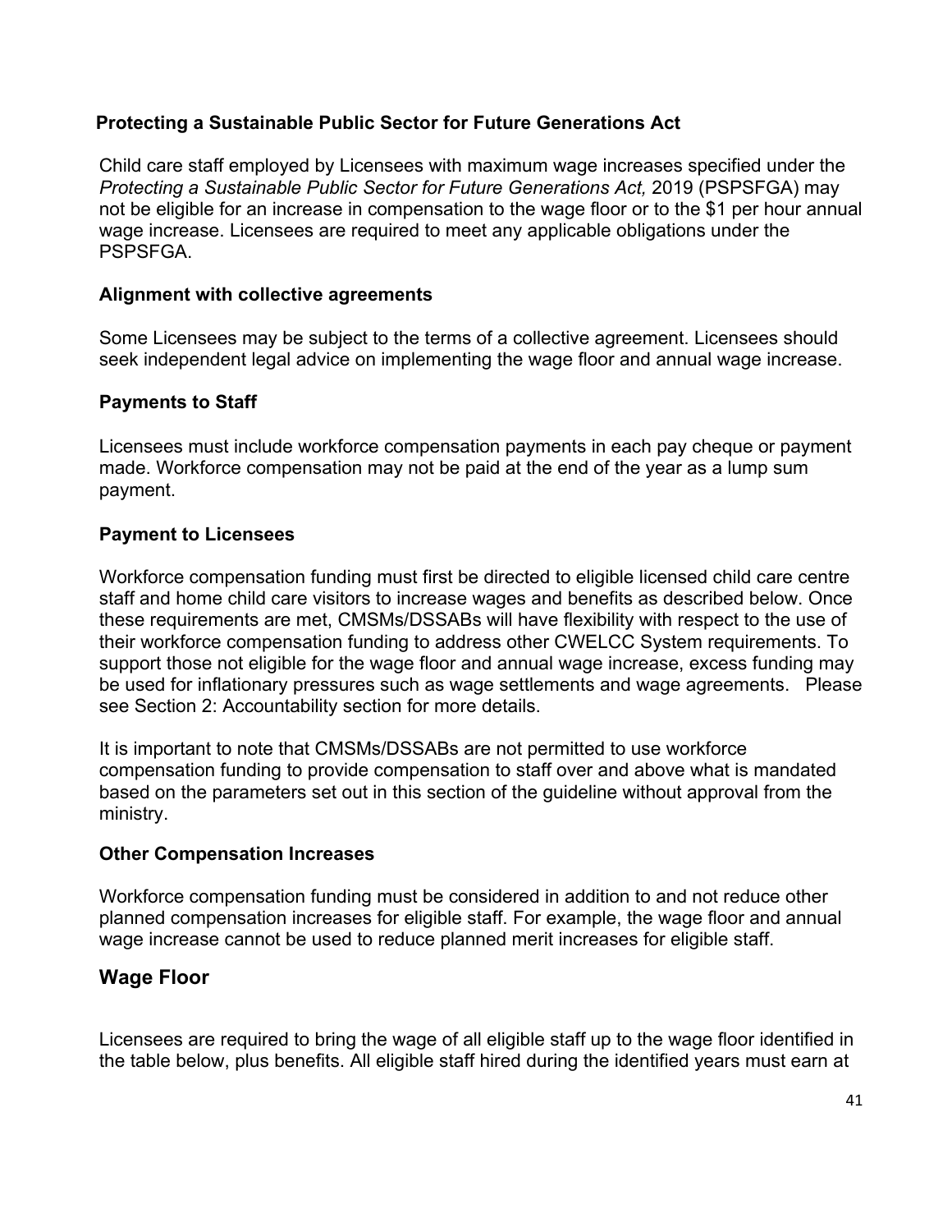### Protecting a Sustainable Public Sector for Future Generations Act

Child care staff employed by Licensees with maximum wage increases specified under the *Protecting a Sustainable Public Sector for Future Generations Act,* 2019 (PSPSFGA) may not be eligible for an increase in compensation to the wage floor or to the $1 per hour annual wage increase. Licensees are required to meet any applicable obligations under the PSPSFGA.

### Alignment with collective agreements

Some Licensees may be subject to the terms of a collective agreement. Licensees should seek independent legal advice on implementing the wage floor and annual wage increase.

### Payments to Staff

Licensees must include workforce compensation payments in each pay cheque or payment made. Workforce compensation may not be paid at the end of the year as a lump sum payment.

### Payment to Licensees

Workforce compensation funding must first be directed to eligible licensed child care centre staff and home child care visitors to increase wages and benefits as described below. Once these requirements are met, CMSMs/DSSABs will have flexibility with respect to the use of their workforce compensation funding to address other CWELCC System requirements. To support those not eligible for the wage floor and annual wage increase, excess funding may be used for inflationary pressures such as wage settlements and wage agreements. Please see Section 2: Accountability section for more details.

It is important to note that CMSMs/DSSABs are not permitted to use workforce compensation funding to provide compensation to staff over and above what is mandated based on the parameters set out in this section of the guideline without approval from the ministry.

### Other Compensation Increases

Workforce compensation funding must be considered in addition to and not reduce other planned compensation increases for eligible staff. For example, the wage floor and annual wage increase cannot be used to reduce planned merit increases for eligible staff.

## Wage Floor

Licensees are required to bring the wage of all eligible staff up to the wage floor identified in the table below, plus benefits. All eligible staff hired during the identified years must earn at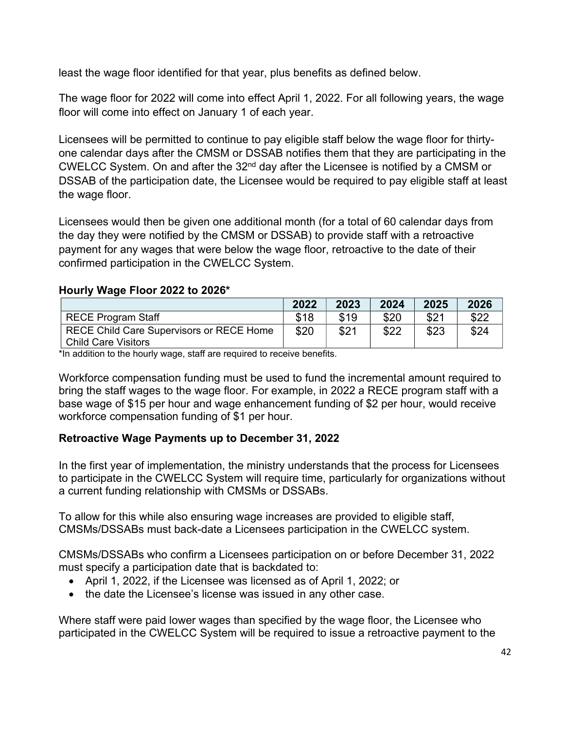least the wage floor identified for that year, plus benefits as defined below.

The wage floor for 2022 will come into effect April 1, 2022. For all following years, the wage floor will come into effect on January 1 of each year.

Licensees will be permitted to continue to pay eligible staff below the wage floor for thirty-one calendar days after the CMSM or DSSAB notifies them that they are participating in the CWELCC System. On and after the 32nd day after the Licensee is notified by a CMSM or DSSAB of the participation date, the Licensee would be required to pay eligible staff at least the wage floor.

Licensees would then be given one additional month (for a total of 60 calendar days from the day they were notified by the CMSM or DSSAB) to provide staff with a retroactive payment for any wages that were below the wage floor, retroactive to the date of their confirmed participation in the CWELCC System.

**Hourly Wage Floor 2022 to 2026***

| | 2022 | 2023 | 2024 | 2025 | 2026 |
|---|---|---|---|---|---|
| RECE Program Staff | $18 | $19 | $20 | $21 | $22 |
| RECE Child Care Supervisors or RECE Home Child Care Visitors | $20 | $21 | $22 | $23 | $24 |

*In addition to the hourly wage, staff are required to receive benefits.

Workforce compensation funding must be used to fund the incremental amount required to bring the staff wages to the wage floor. For example, in 2022 a RECE program staff with a base wage of $15 per hour and wage enhancement funding of $2 per hour, would receive workforce compensation funding of $1 per hour.

**Retroactive Wage Payments up to December 31, 2022**

In the first year of implementation, the ministry understands that the process for Licensees to participate in the CWELCC System will require time, particularly for organizations without a current funding relationship with CMSMs or DSSABs.

To allow for this while also ensuring wage increases are provided to eligible staff, CMSMs/DSSABs must back-date a Licensees participation in the CWELCC system.

CMSMs/DSSABs who confirm a Licensees participation on or before December 31, 2022 must specify a participation date that is backdated to:

- April 1, 2022, if the Licensee was licensed as of April 1, 2022; or
- the date the Licensee's license was issued in any other case.

Where staff were paid lower wages than specified by the wage floor, the Licensee who participated in the CWELCC System will be required to issue a retroactive payment to the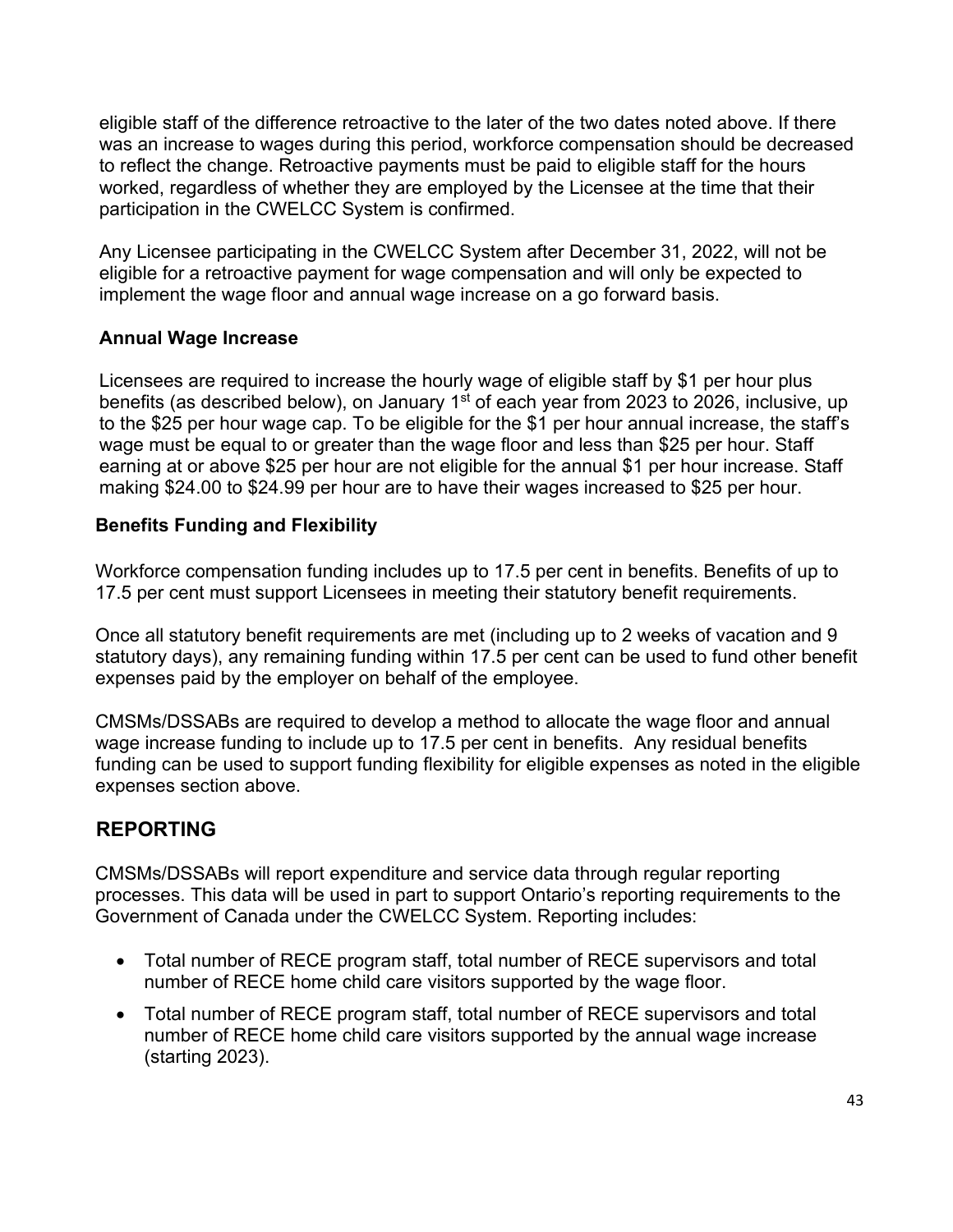eligible staff of the difference retroactive to the later of the two dates noted above. If there was an increase to wages during this period, workforce compensation should be decreased to reflect the change. Retroactive payments must be paid to eligible staff for the hours worked, regardless of whether they are employed by the Licensee at the time that their participation in the CWELCC System is confirmed.

Any Licensee participating in the CWELCC System after December 31, 2022, will not be eligible for a retroactive payment for wage compensation and will only be expected to implement the wage floor and annual wage increase on a go forward basis.

### Annual Wage Increase

Licensees are required to increase the hourly wage of eligible staff by $1 per hour plus benefits (as described below), on January 1st of each year from 2023 to 2026, inclusive, up to the $25 per hour wage cap. To be eligible for the $1 per hour annual increase, the staff's wage must be equal to or greater than the wage floor and less than $25 per hour. Staff earning at or above $25 per hour are not eligible for the annual $1 per hour increase. Staff making $24.00 to $24.99 per hour are to have their wages increased to $25 per hour.

### Benefits Funding and Flexibility

Workforce compensation funding includes up to 17.5 per cent in benefits. Benefits of up to 17.5 per cent must support Licensees in meeting their statutory benefit requirements.

Once all statutory benefit requirements are met (including up to 2 weeks of vacation and 9 statutory days), any remaining funding within 17.5 per cent can be used to fund other benefit expenses paid by the employer on behalf of the employee.

CMSMs/DSSABs are required to develop a method to allocate the wage floor and annual wage increase funding to include up to 17.5 per cent in benefits. Any residual benefits funding can be used to support funding flexibility for eligible expenses as noted in the eligible expenses section above.

## REPORTING

CMSMs/DSSABs will report expenditure and service data through regular reporting processes. This data will be used in part to support Ontario's reporting requirements to the Government of Canada under the CWELCC System. Reporting includes:

- Total number of RECE program staff, total number of RECE supervisors and total number of RECE home child care visitors supported by the wage floor.
- Total number of RECE program staff, total number of RECE supervisors and total number of RECE home child care visitors supported by the annual wage increase (starting 2023).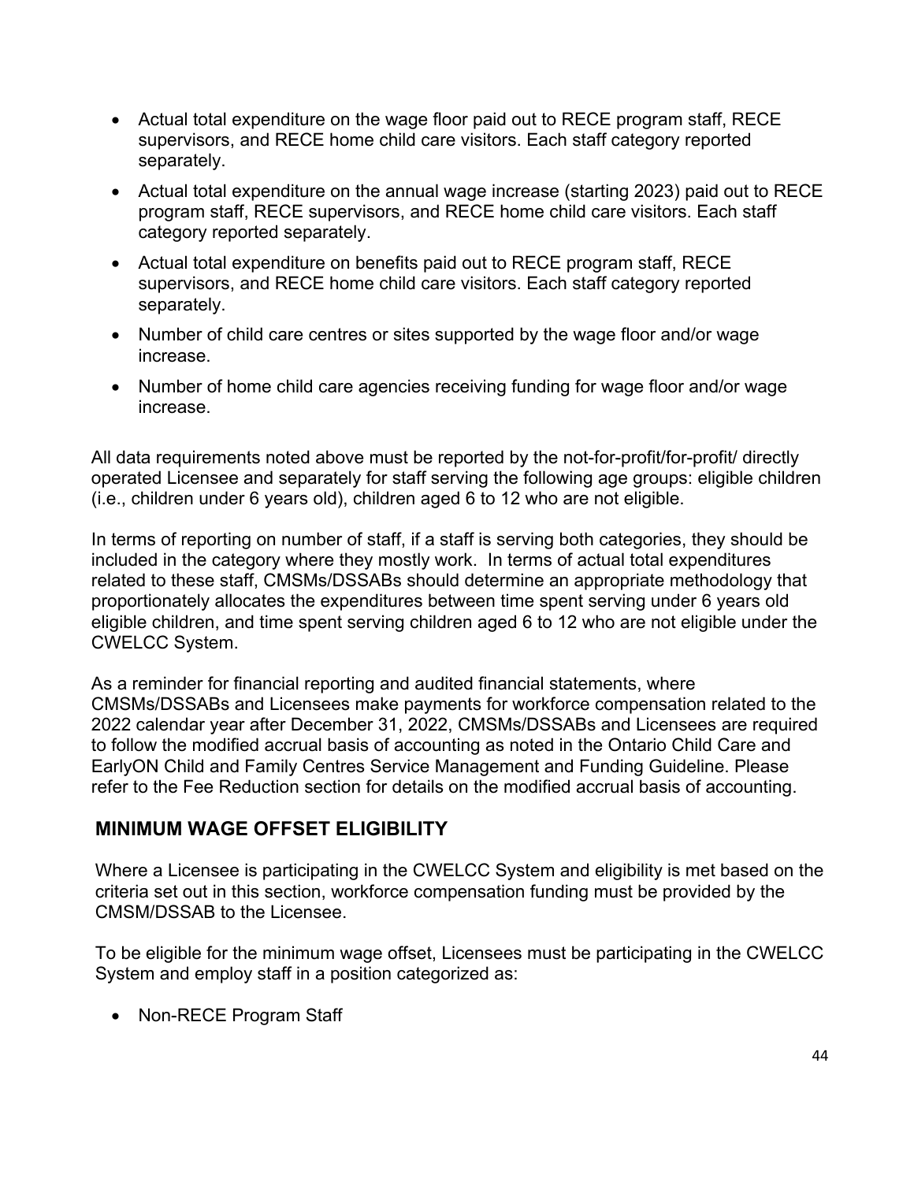- Actual total expenditure on the wage floor paid out to RECE program staff, RECE supervisors, and RECE home child care visitors. Each staff category reported separately.
- Actual total expenditure on the annual wage increase (starting 2023) paid out to RECE program staff, RECE supervisors, and RECE home child care visitors. Each staff category reported separately.
- Actual total expenditure on benefits paid out to RECE program staff, RECE supervisors, and RECE home child care visitors. Each staff category reported separately.
- Number of child care centres or sites supported by the wage floor and/or wage increase.
- Number of home child care agencies receiving funding for wage floor and/or wage increase.

All data requirements noted above must be reported by the not-for-profit/for-profit/ directly operated Licensee and separately for staff serving the following age groups: eligible children (i.e., children under 6 years old), children aged 6 to 12 who are not eligible.

In terms of reporting on number of staff, if a staff is serving both categories, they should be included in the category where they mostly work. In terms of actual total expenditures related to these staff, CMSMs/DSSABs should determine an appropriate methodology that proportionately allocates the expenditures between time spent serving under 6 years old eligible children, and time spent serving children aged 6 to 12 who are not eligible under the CWELCC System.

As a reminder for financial reporting and audited financial statements, where CMSMs/DSSABs and Licensees make payments for workforce compensation related to the 2022 calendar year after December 31, 2022, CMSMs/DSSABs and Licensees are required to follow the modified accrual basis of accounting as noted in the Ontario Child Care and EarlyON Child and Family Centres Service Management and Funding Guideline. Please refer to the Fee Reduction section for details on the modified accrual basis of accounting.

## MINIMUM WAGE OFFSET ELIGIBILITY

Where a Licensee is participating in the CWELCC System and eligibility is met based on the criteria set out in this section, workforce compensation funding must be provided by the CMSM/DSSAB to the Licensee.

To be eligible for the minimum wage offset, Licensees must be participating in the CWELCC System and employ staff in a position categorized as:

- Non-RECE Program Staff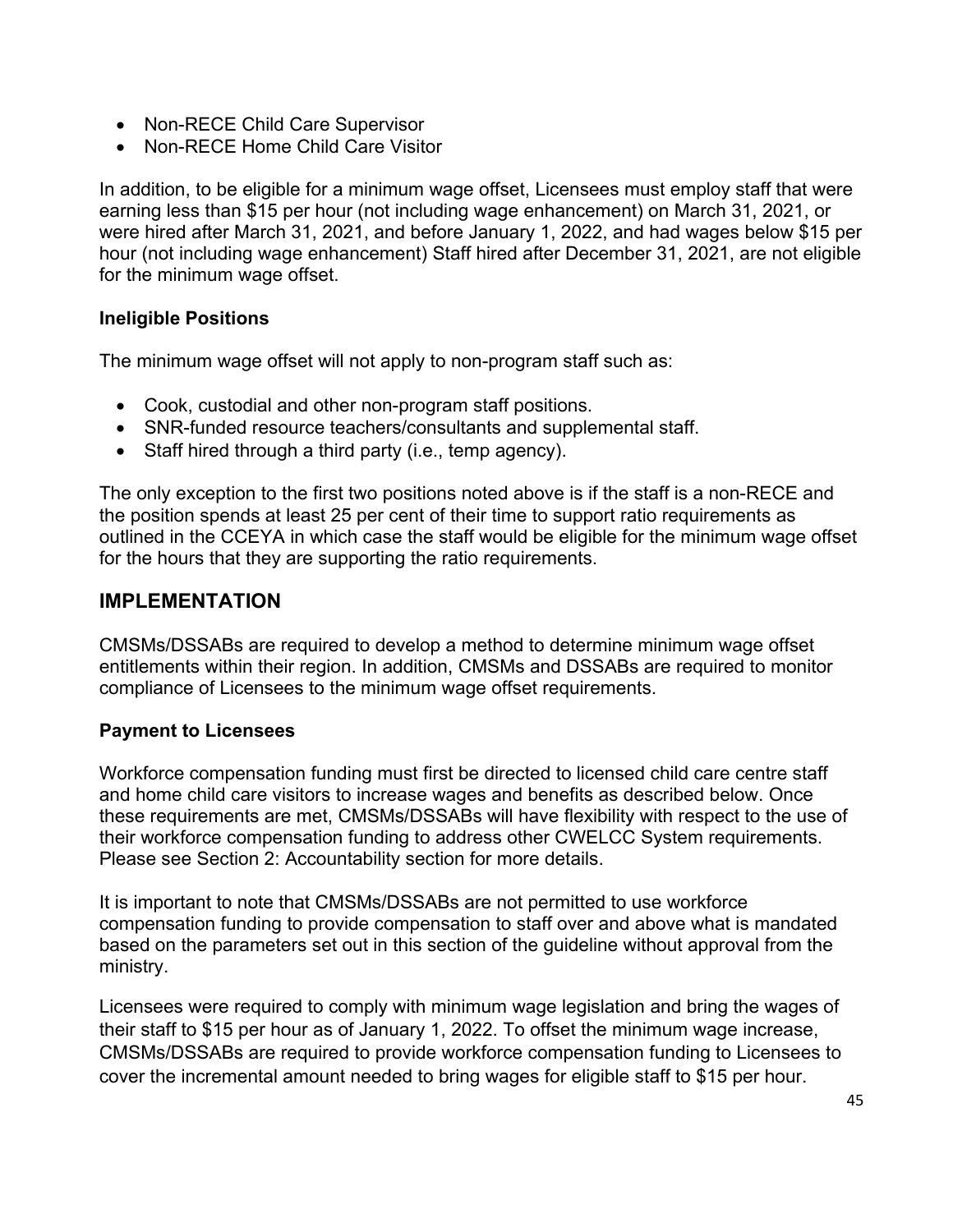- Non-RECE Child Care Supervisor
- Non-RECE Home Child Care Visitor

In addition, to be eligible for a minimum wage offset, Licensees must employ staff that were earning less than $15 per hour (not including wage enhancement) on March 31, 2021, or were hired after March 31, 2021, and before January 1, 2022, and had wages below $15 per hour (not including wage enhancement) Staff hired after December 31, 2021, are not eligible for the minimum wage offset.

**Ineligible Positions**

The minimum wage offset will not apply to non-program staff such as:

- Cook, custodial and other non-program staff positions.
- SNR-funded resource teachers/consultants and supplemental staff.
- Staff hired through a third party (i.e., temp agency).

The only exception to the first two positions noted above is if the staff is a non-RECE and the position spends at least 25 per cent of their time to support ratio requirements as outlined in the CCEYA in which case the staff would be eligible for the minimum wage offset for the hours that they are supporting the ratio requirements.

## IMPLEMENTATION

CMSMs/DSSABs are required to develop a method to determine minimum wage offset entitlements within their region. In addition, CMSMs and DSSABs are required to monitor compliance of Licensees to the minimum wage offset requirements.

**Payment to Licensees**

Workforce compensation funding must first be directed to licensed child care centre staff and home child care visitors to increase wages and benefits as described below. Once these requirements are met, CMSMs/DSSABs will have flexibility with respect to the use of their workforce compensation funding to address other CWELCC System requirements. Please see Section 2: Accountability section for more details.

It is important to note that CMSMs/DSSABs are not permitted to use workforce compensation funding to provide compensation to staff over and above what is mandated based on the parameters set out in this section of the guideline without approval from the ministry.

Licensees were required to comply with minimum wage legislation and bring the wages of their staff to $15 per hour as of January 1, 2022. To offset the minimum wage increase, CMSMs/DSSABs are required to provide workforce compensation funding to Licensees to cover the incremental amount needed to bring wages for eligible staff to $15 per hour.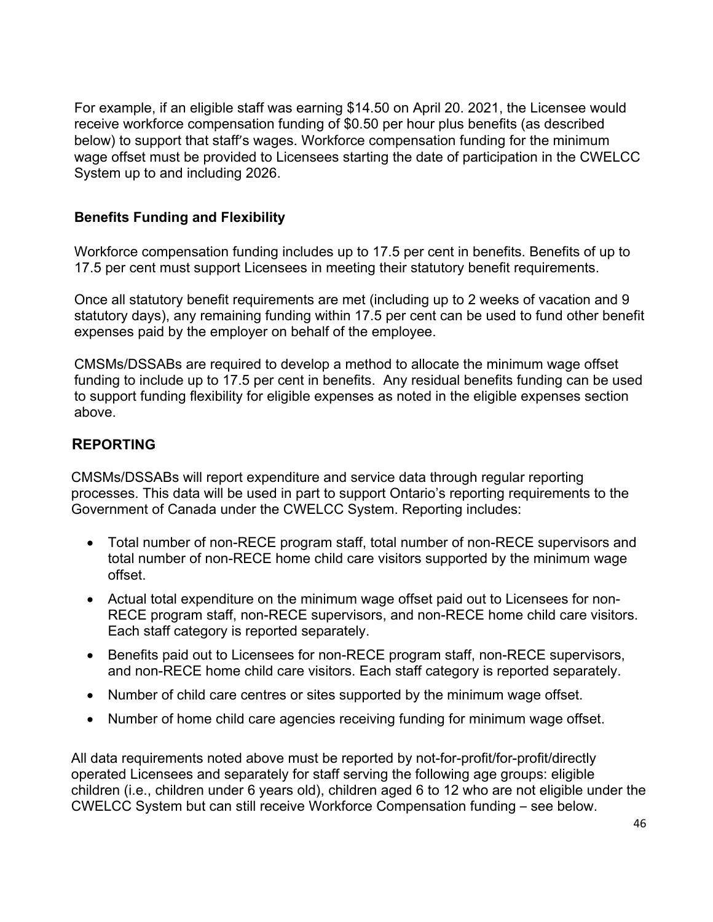For example, if an eligible staff was earning $14.50 on April 20. 2021, the Licensee would receive workforce compensation funding of $0.50 per hour plus benefits (as described below) to support that staff's wages. Workforce compensation funding for the minimum wage offset must be provided to Licensees starting the date of participation in the CWELCC System up to and including 2026.

### Benefits Funding and Flexibility

Workforce compensation funding includes up to 17.5 per cent in benefits. Benefits of up to 17.5 per cent must support Licensees in meeting their statutory benefit requirements.

Once all statutory benefit requirements are met (including up to 2 weeks of vacation and 9 statutory days), any remaining funding within 17.5 per cent can be used to fund other benefit expenses paid by the employer on behalf of the employee.

CMSMs/DSSABs are required to develop a method to allocate the minimum wage offset funding to include up to 17.5 per cent in benefits. Any residual benefits funding can be used to support funding flexibility for eligible expenses as noted in the eligible expenses section above.

## REPORTING

CMSMs/DSSABs will report expenditure and service data through regular reporting processes. This data will be used in part to support Ontario's reporting requirements to the Government of Canada under the CWELCC System. Reporting includes:

- Total number of non-RECE program staff, total number of non-RECE supervisors and total number of non-RECE home child care visitors supported by the minimum wage offset.
- Actual total expenditure on the minimum wage offset paid out to Licensees for non-RECE program staff, non-RECE supervisors, and non-RECE home child care visitors. Each staff category is reported separately.
- Benefits paid out to Licensees for non-RECE program staff, non-RECE supervisors, and non-RECE home child care visitors. Each staff category is reported separately.
- Number of child care centres or sites supported by the minimum wage offset.
- Number of home child care agencies receiving funding for minimum wage offset.

All data requirements noted above must be reported by not-for-profit/for-profit/directly operated Licensees and separately for staff serving the following age groups: eligible children (i.e., children under 6 years old), children aged 6 to 12 who are not eligible under the CWELCC System but can still receive Workforce Compensation funding – see below.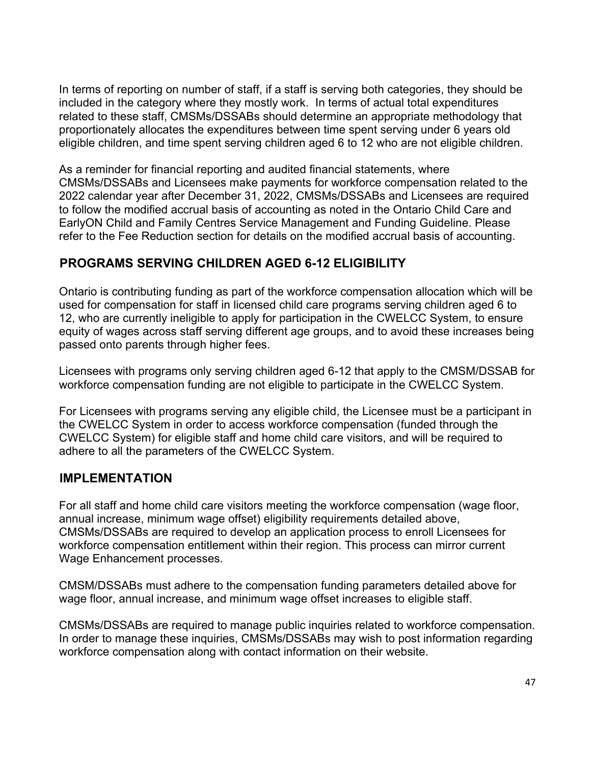In terms of reporting on number of staff, if a staff is serving both categories, they should be included in the category where they mostly work. In terms of actual total expenditures related to these staff, CMSMs/DSSABs should determine an appropriate methodology that proportionately allocates the expenditures between time spent serving under 6 years old eligible children, and time spent serving children aged 6 to 12 who are not eligible children.

As a reminder for financial reporting and audited financial statements, where CMSMs/DSSABs and Licensees make payments for workforce compensation related to the 2022 calendar year after December 31, 2022, CMSMs/DSSABs and Licensees are required to follow the modified accrual basis of accounting as noted in the Ontario Child Care and EarlyON Child and Family Centres Service Management and Funding Guideline. Please refer to the Fee Reduction section for details on the modified accrual basis of accounting.

## PROGRAMS SERVING CHILDREN AGED 6-12 ELIGIBILITY

Ontario is contributing funding as part of the workforce compensation allocation which will be used for compensation for staff in licensed child care programs serving children aged 6 to 12, who are currently ineligible to apply for participation in the CWELCC System, to ensure equity of wages across staff serving different age groups, and to avoid these increases being passed onto parents through higher fees.

Licensees with programs only serving children aged 6-12 that apply to the CMSM/DSSAB for workforce compensation funding are not eligible to participate in the CWELCC System.

For Licensees with programs serving any eligible child, the Licensee must be a participant in the CWELCC System in order to access workforce compensation (funded through the CWELCC System) for eligible staff and home child care visitors, and will be required to adhere to all the parameters of the CWELCC System.

## IMPLEMENTATION

For all staff and home child care visitors meeting the workforce compensation (wage floor, annual increase, minimum wage offset) eligibility requirements detailed above, CMSMs/DSSABs are required to develop an application process to enroll Licensees for workforce compensation entitlement within their region. This process can mirror current Wage Enhancement processes.

CMSM/DSSABs must adhere to the compensation funding parameters detailed above for wage floor, annual increase, and minimum wage offset increases to eligible staff.

CMSMs/DSSABs are required to manage public inquiries related to workforce compensation. In order to manage these inquiries, CMSMs/DSSABs may wish to post information regarding workforce compensation along with contact information on their website.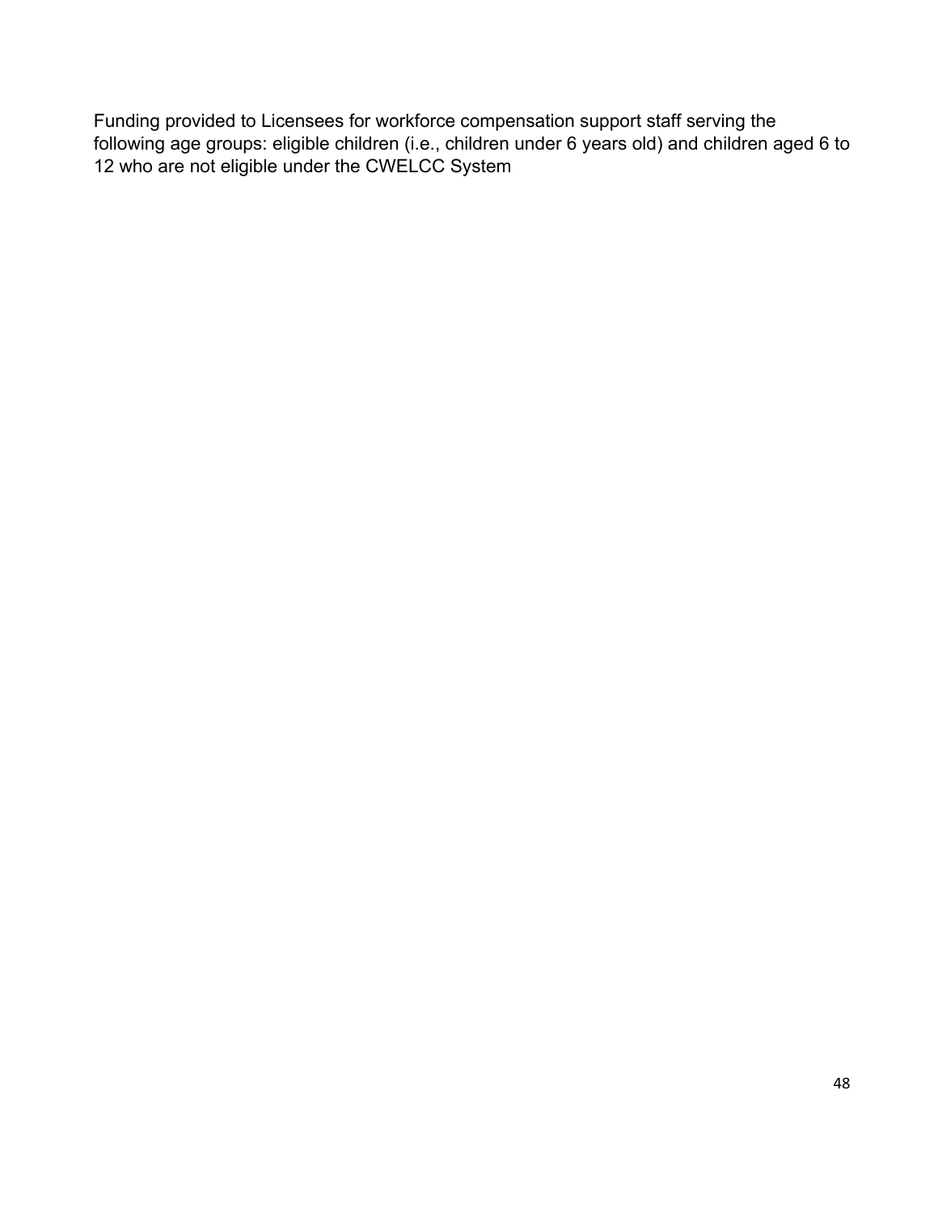Funding provided to Licensees for workforce compensation support staff serving the following age groups: eligible children (i.e., children under 6 years old) and children aged 6 to 12 who are not eligible under the CWELCC System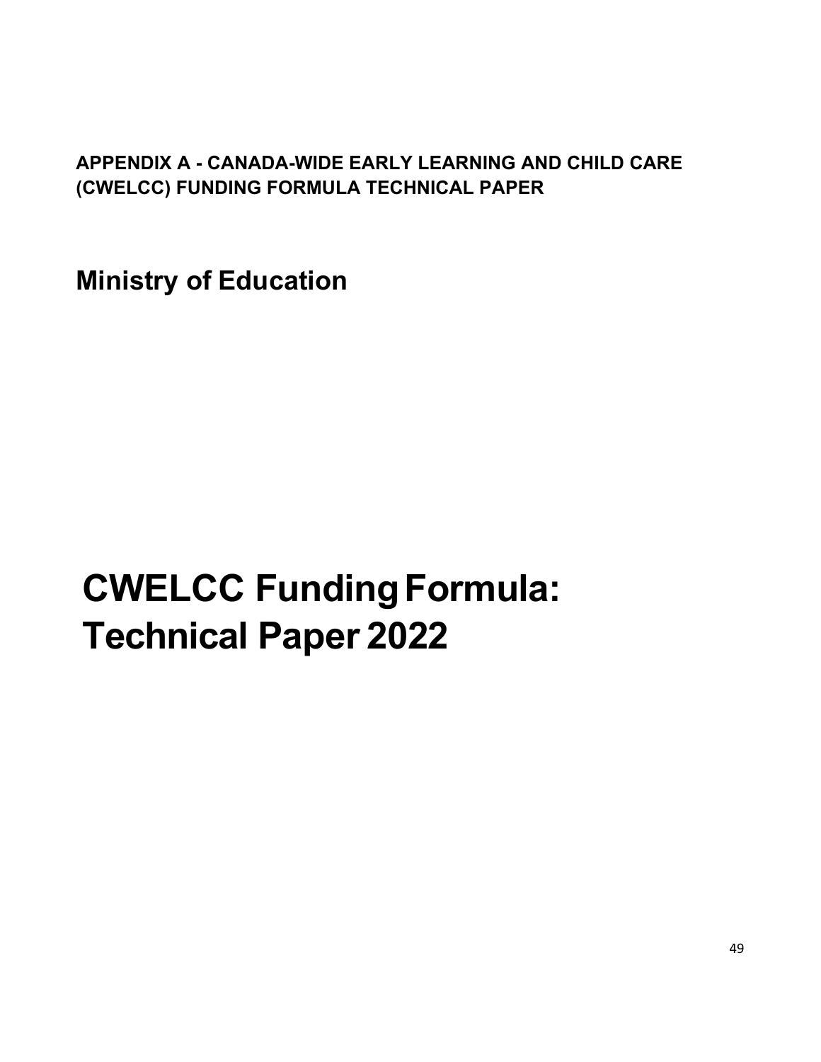**APPENDIX A - CANADA-WIDE EARLY LEARNING AND CHILD CARE (CWELCC) FUNDING FORMULA TECHNICAL PAPER**

**Ministry of Education**

# CWELCC Funding Formula: Technical Paper 2022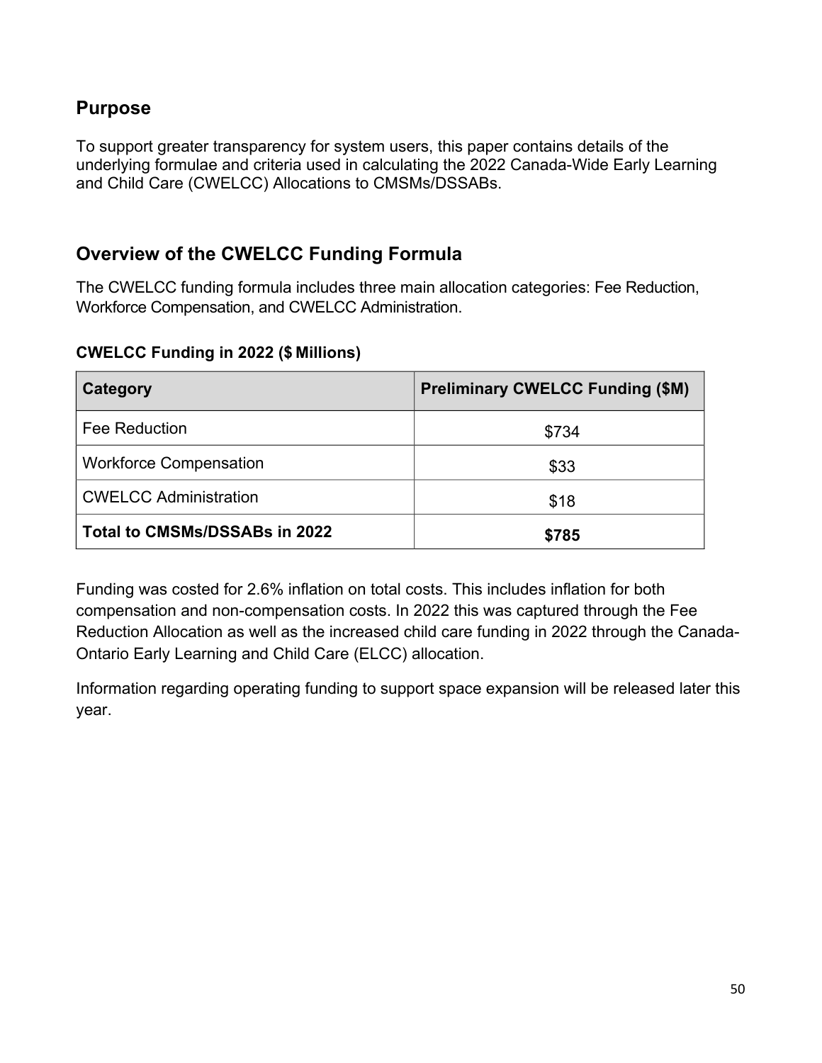## Purpose

To support greater transparency for system users, this paper contains details of the underlying formulae and criteria used in calculating the 2022 Canada-Wide Early Learning and Child Care (CWELCC) Allocations to CMSMs/DSSABs.

## Overview of the CWELCC Funding Formula

The CWELCC funding formula includes three main allocation categories: Fee Reduction, Workforce Compensation, and CWELCC Administration.

**CWELCC Funding in 2022 ($ Millions)**

| Category | Preliminary CWELCC Funding ($M) |
| --- | --- |
| Fee Reduction | $734 |
| Workforce Compensation | $33 |
| CWELCC Administration | $18 |
| **Total to CMSMs/DSSABs in 2022** | **$785** |

Funding was costed for 2.6% inflation on total costs. This includes inflation for both compensation and non-compensation costs. In 2022 this was captured through the Fee Reduction Allocation as well as the increased child care funding in 2022 through the Canada-Ontario Early Learning and Child Care (ELCC) allocation.

Information regarding operating funding to support space expansion will be released later this year.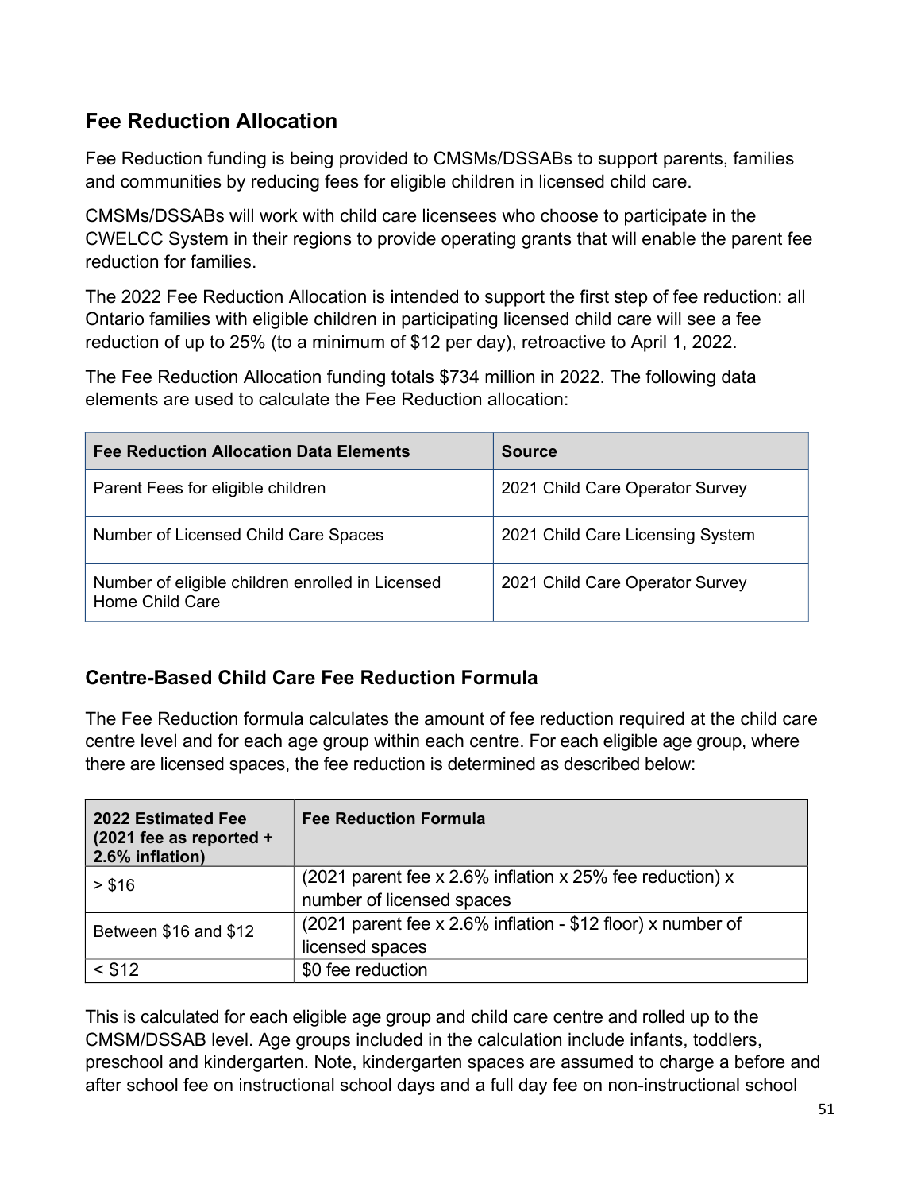## Fee Reduction Allocation

Fee Reduction funding is being provided to CMSMs/DSSABs to support parents, families and communities by reducing fees for eligible children in licensed child care.

CMSMs/DSSABs will work with child care licensees who choose to participate in the CWELCC System in their regions to provide operating grants that will enable the parent fee reduction for families.

The 2022 Fee Reduction Allocation is intended to support the first step of fee reduction: all Ontario families with eligible children in participating licensed child care will see a fee reduction of up to 25% (to a minimum of $12 per day), retroactive to April 1, 2022.

The Fee Reduction Allocation funding totals $734 million in 2022. The following data elements are used to calculate the Fee Reduction allocation:

| Fee Reduction Allocation Data Elements | Source |
| --- | --- |
| Parent Fees for eligible children | 2021 Child Care Operator Survey |
| Number of Licensed Child Care Spaces | 2021 Child Care Licensing System |
| Number of eligible children enrolled in Licensed Home Child Care | 2021 Child Care Operator Survey |

### Centre-Based Child Care Fee Reduction Formula

The Fee Reduction formula calculates the amount of fee reduction required at the child care centre level and for each age group within each centre. For each eligible age group, where there are licensed spaces, the fee reduction is determined as described below:

| 2022 Estimated Fee (2021 fee as reported + 2.6% inflation) | Fee Reduction Formula |
| --- | --- |
| > $16 | (2021 parent fee x 2.6% inflation x 25% fee reduction) x number of licensed spaces |
| Between $16 and $12 | (2021 parent fee x 2.6% inflation - $12 floor) x number of licensed spaces |
| < $12 | $0 fee reduction |

This is calculated for each eligible age group and child care centre and rolled up to the CMSM/DSSAB level. Age groups included in the calculation include infants, toddlers, preschool and kindergarten. Note, kindergarten spaces are assumed to charge a before and after school fee on instructional school days and a full day fee on non-instructional school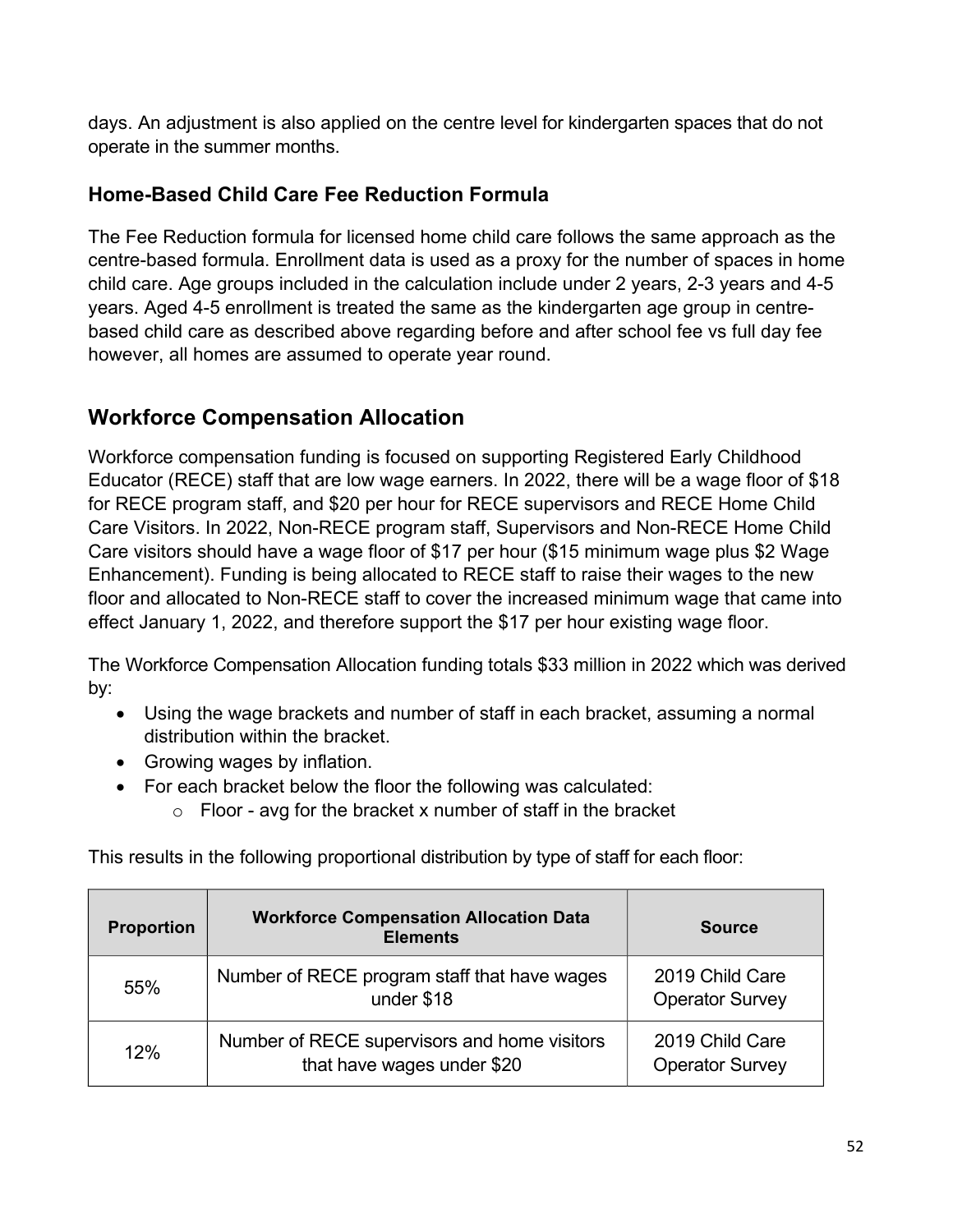days. An adjustment is also applied on the centre level for kindergarten spaces that do not operate in the summer months.

### Home-Based Child Care Fee Reduction Formula

The Fee Reduction formula for licensed home child care follows the same approach as the centre-based formula. Enrollment data is used as a proxy for the number of spaces in home child care. Age groups included in the calculation include under 2 years, 2-3 years and 4-5 years. Aged 4-5 enrollment is treated the same as the kindergarten age group in centre-based child care as described above regarding before and after school fee vs full day fee however, all homes are assumed to operate year round.

## Workforce Compensation Allocation

Workforce compensation funding is focused on supporting Registered Early Childhood Educator (RECE) staff that are low wage earners. In 2022, there will be a wage floor of $18 for RECE program staff, and $20 per hour for RECE supervisors and RECE Home Child Care Visitors. In 2022, Non-RECE program staff, Supervisors and Non-RECE Home Child Care visitors should have a wage floor of $17 per hour ($15 minimum wage plus $2 Wage Enhancement). Funding is being allocated to RECE staff to raise their wages to the new floor and allocated to Non-RECE staff to cover the increased minimum wage that came into effect January 1, 2022, and therefore support the $17 per hour existing wage floor.

The Workforce Compensation Allocation funding totals $33 million in 2022 which was derived by:

- Using the wage brackets and number of staff in each bracket, assuming a normal distribution within the bracket.
- Growing wages by inflation.
- For each bracket below the floor the following was calculated:
  - Floor - avg for the bracket x number of staff in the bracket

This results in the following proportional distribution by type of staff for each floor:

| Proportion | Workforce Compensation Allocation Data Elements | Source |
|---|---|---|
| 55% | Number of RECE program staff that have wages under $18 | 2019 Child Care Operator Survey |
| 12% | Number of RECE supervisors and home visitors that have wages under $20 | 2019 Child Care Operator Survey |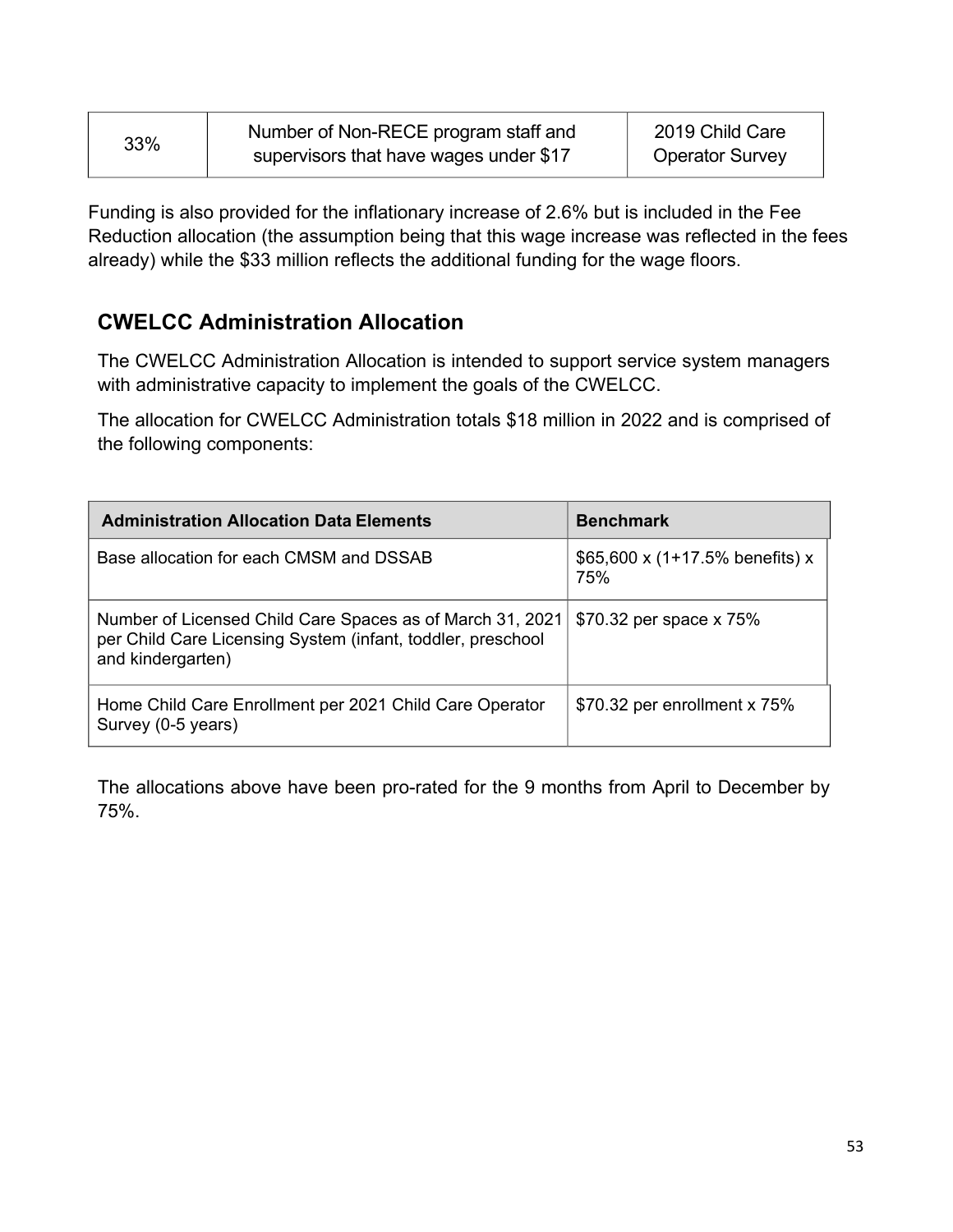| 33% | Number of Non-RECE program staff and supervisors that have wages under $17 | 2019 Child Care Operator Survey |
|---|---|---|

Funding is also provided for the inflationary increase of 2.6% but is included in the Fee Reduction allocation (the assumption being that this wage increase was reflected in the fees already) while the $33 million reflects the additional funding for the wage floors.

## CWELCC Administration Allocation

The CWELCC Administration Allocation is intended to support service system managers with administrative capacity to implement the goals of the CWELCC.

The allocation for CWELCC Administration totals $18 million in 2022 and is comprised of the following components:

| Administration Allocation Data Elements | Benchmark |
|---|---|
| Base allocation for each CMSM and DSSAB | $65,600 x (1+17.5% benefits) x 75% |
| Number of Licensed Child Care Spaces as of March 31, 2021 per Child Care Licensing System (infant, toddler, preschool and kindergarten) | $70.32 per space x 75% |
| Home Child Care Enrollment per 2021 Child Care Operator Survey (0-5 years) | $70.32 per enrollment x 75% |

The allocations above have been pro-rated for the 9 months from April to December by 75%.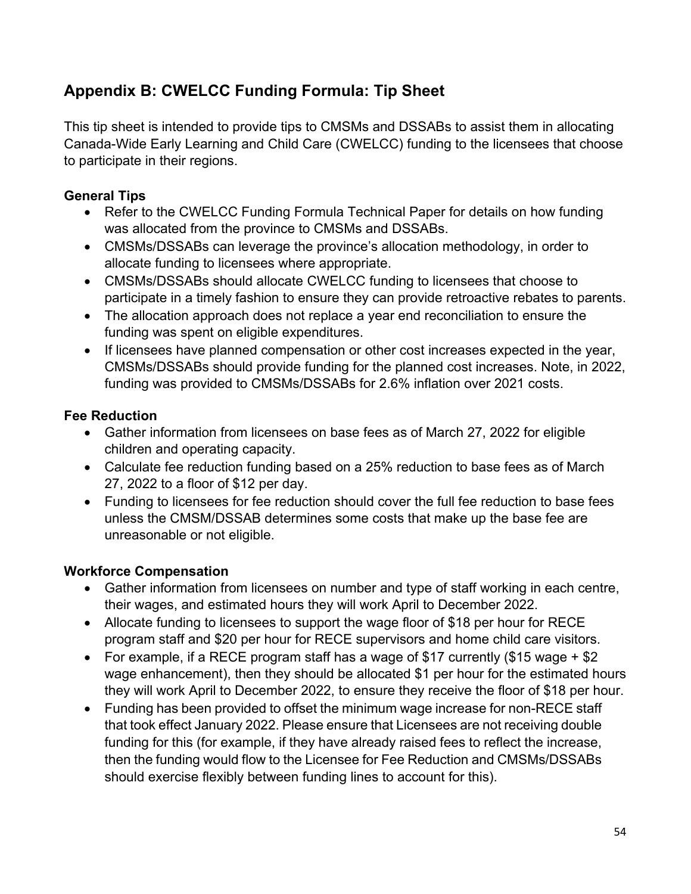## Appendix B: CWELCC Funding Formula: Tip Sheet

This tip sheet is intended to provide tips to CMSMs and DSSABs to assist them in allocating Canada-Wide Early Learning and Child Care (CWELCC) funding to the licensees that choose to participate in their regions.

### General Tips

- Refer to the CWELCC Funding Formula Technical Paper for details on how funding was allocated from the province to CMSMs and DSSABs.
- CMSMs/DSSABs can leverage the province's allocation methodology, in order to allocate funding to licensees where appropriate.
- CMSMs/DSSABs should allocate CWELCC funding to licensees that choose to participate in a timely fashion to ensure they can provide retroactive rebates to parents.
- The allocation approach does not replace a year end reconciliation to ensure the funding was spent on eligible expenditures.
- If licensees have planned compensation or other cost increases expected in the year, CMSMs/DSSABs should provide funding for the planned cost increases. Note, in 2022, funding was provided to CMSMs/DSSABs for 2.6% inflation over 2021 costs.

### Fee Reduction

- Gather information from licensees on base fees as of March 27, 2022 for eligible children and operating capacity.
- Calculate fee reduction funding based on a 25% reduction to base fees as of March 27, 2022 to a floor of $12 per day.
- Funding to licensees for fee reduction should cover the full fee reduction to base fees unless the CMSM/DSSAB determines some costs that make up the base fee are unreasonable or not eligible.

### Workforce Compensation

- Gather information from licensees on number and type of staff working in each centre, their wages, and estimated hours they will work April to December 2022.
- Allocate funding to licensees to support the wage floor of $18 per hour for RECE program staff and $20 per hour for RECE supervisors and home child care visitors.
- For example, if a RECE program staff has a wage of $17 currently ($15 wage + $2 wage enhancement), then they should be allocated $1 per hour for the estimated hours they will work April to December 2022, to ensure they receive the floor of $18 per hour.
- Funding has been provided to offset the minimum wage increase for non-RECE staff that took effect January 2022. Please ensure that Licensees are not receiving double funding for this (for example, if they have already raised fees to reflect the increase, then the funding would flow to the Licensee for Fee Reduction and CMSMs/DSSABs should exercise flexibly between funding lines to account for this).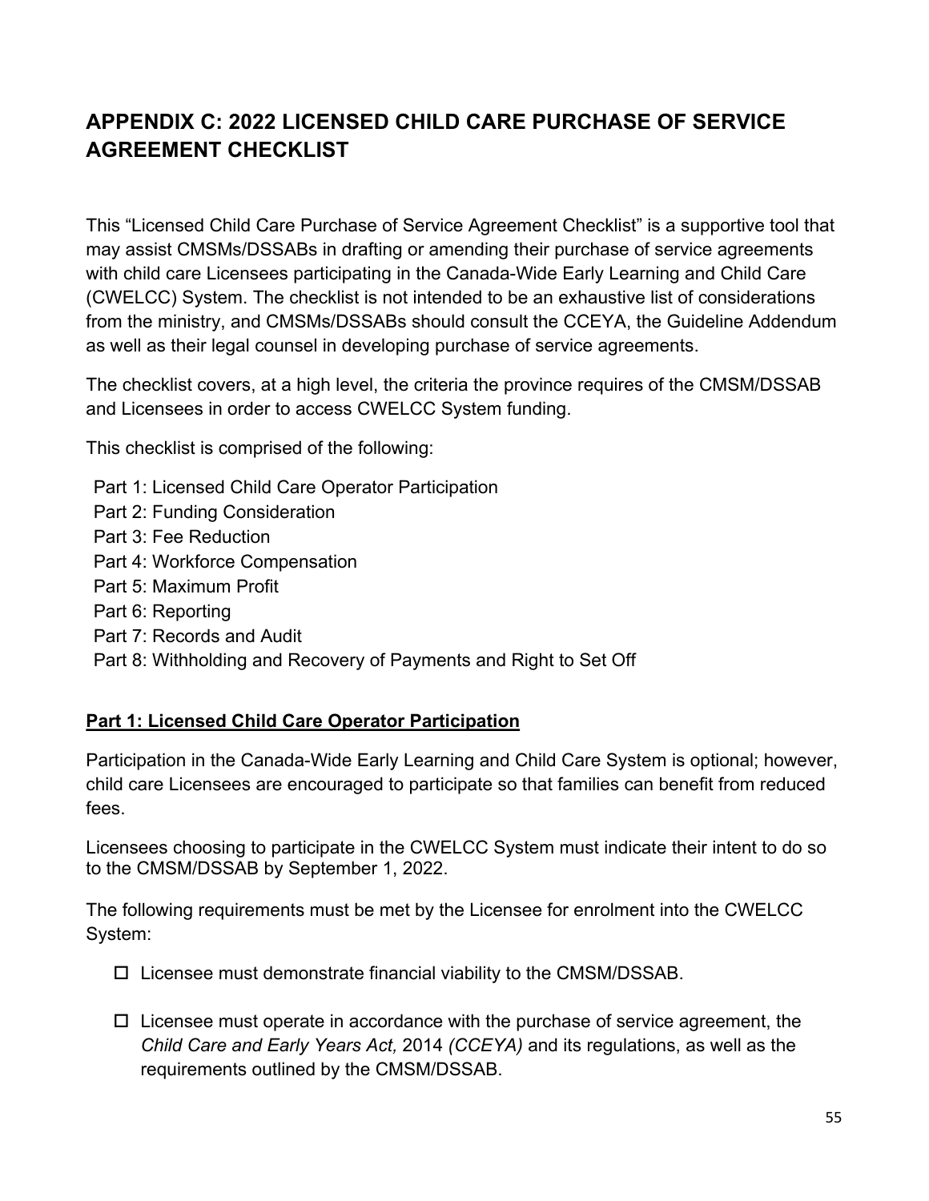## APPENDIX C: 2022 LICENSED CHILD CARE PURCHASE OF SERVICE AGREEMENT CHECKLIST

This "Licensed Child Care Purchase of Service Agreement Checklist" is a supportive tool that may assist CMSMs/DSSABs in drafting or amending their purchase of service agreements with child care Licensees participating in the Canada-Wide Early Learning and Child Care (CWELCC) System. The checklist is not intended to be an exhaustive list of considerations from the ministry, and CMSMs/DSSABs should consult the CCEYA, the Guideline Addendum as well as their legal counsel in developing purchase of service agreements.

The checklist covers, at a high level, the criteria the province requires of the CMSM/DSSAB and Licensees in order to access CWELCC System funding.

This checklist is comprised of the following:

- Part 1: Licensed Child Care Operator Participation
- Part 2: Funding Consideration
- Part 3: Fee Reduction
- Part 4: Workforce Compensation
- Part 5: Maximum Profit
- Part 6: Reporting
- Part 7: Records and Audit
- Part 8: Withholding and Recovery of Payments and Right to Set Off

**<u>Part 1: Licensed Child Care Operator Participation</u>**

Participation in the Canada-Wide Early Learning and Child Care System is optional; however, child care Licensees are encouraged to participate so that families can benefit from reduced fees.

Licensees choosing to participate in the CWELCC System must indicate their intent to do so to the CMSM/DSSAB by September 1, 2022.

The following requirements must be met by the Licensee for enrolment into the CWELCC System:

- ☐ Licensee must demonstrate financial viability to the CMSM/DSSAB.
- ☐ Licensee must operate in accordance with the purchase of service agreement, the *Child Care and Early Years Act,* 2014 *(CCEYA)* and its regulations, as well as the requirements outlined by the CMSM/DSSAB.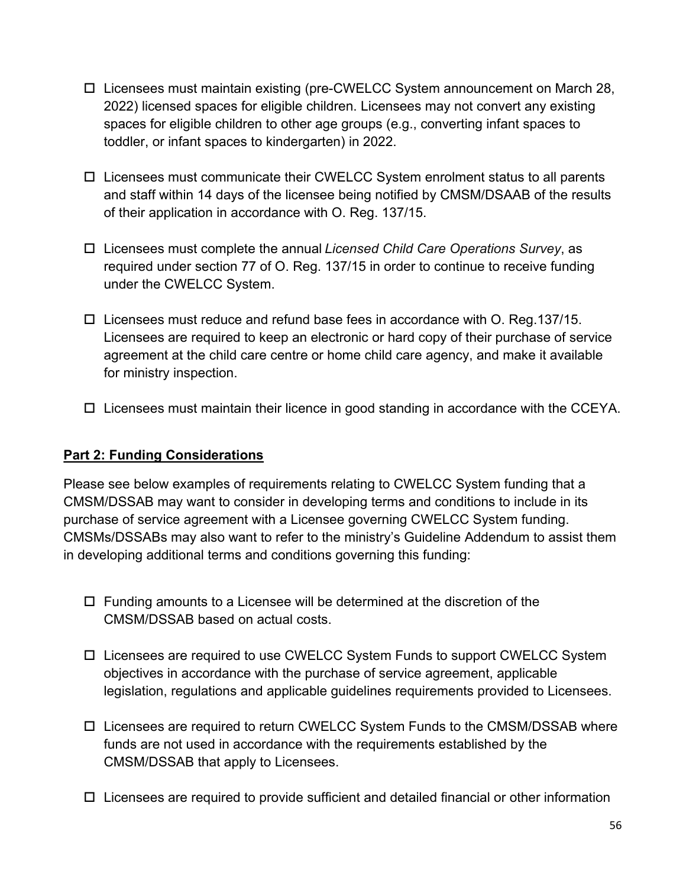- ☐ Licensees must maintain existing (pre-CWELCC System announcement on March 28, 2022) licensed spaces for eligible children. Licensees may not convert any existing spaces for eligible children to other age groups (e.g., converting infant spaces to toddler, or infant spaces to kindergarten) in 2022.

- ☐ Licensees must communicate their CWELCC System enrolment status to all parents and staff within 14 days of the licensee being notified by CMSM/DSAAB of the results of their application in accordance with O. Reg. 137/15.

- ☐ Licensees must complete the annual *Licensed Child Care Operations Survey*, as required under section 77 of O. Reg. 137/15 in order to continue to receive funding under the CWELCC System.

- ☐ Licensees must reduce and refund base fees in accordance with O. Reg.137/15. Licensees are required to keep an electronic or hard copy of their purchase of service agreement at the child care centre or home child care agency, and make it available for ministry inspection.

- ☐ Licensees must maintain their licence in good standing in accordance with the CCEYA.

## <u>Part 2: Funding Considerations</u>

Please see below examples of requirements relating to CWELCC System funding that a CMSM/DSSAB may want to consider in developing terms and conditions to include in its purchase of service agreement with a Licensee governing CWELCC System funding. CMSMs/DSSABs may also want to refer to the ministry's Guideline Addendum to assist them in developing additional terms and conditions governing this funding:

- ☐ Funding amounts to a Licensee will be determined at the discretion of the CMSM/DSSAB based on actual costs.

- ☐ Licensees are required to use CWELCC System Funds to support CWELCC System objectives in accordance with the purchase of service agreement, applicable legislation, regulations and applicable guidelines requirements provided to Licensees.

- ☐ Licensees are required to return CWELCC System Funds to the CMSM/DSSAB where funds are not used in accordance with the requirements established by the CMSM/DSSAB that apply to Licensees.

- ☐ Licensees are required to provide sufficient and detailed financial or other information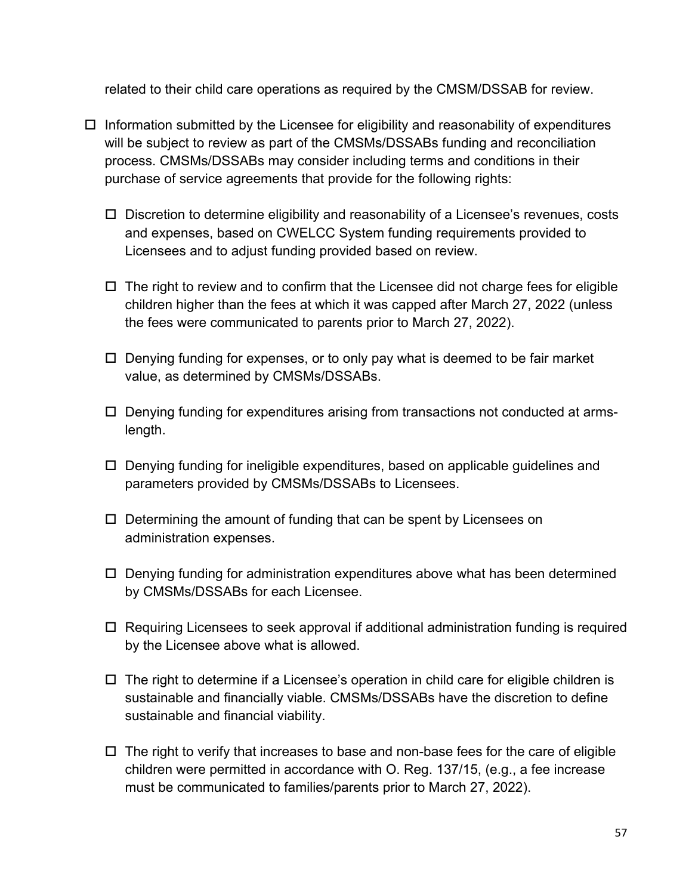related to their child care operations as required by the CMSM/DSSAB for review.

- Information submitted by the Licensee for eligibility and reasonability of expenditures will be subject to review as part of the CMSMs/DSSABs funding and reconciliation process. CMSMs/DSSABs may consider including terms and conditions in their purchase of service agreements that provide for the following rights:
  - Discretion to determine eligibility and reasonability of a Licensee's revenues, costs and expenses, based on CWELCC System funding requirements provided to Licensees and to adjust funding provided based on review.
  - The right to review and to confirm that the Licensee did not charge fees for eligible children higher than the fees at which it was capped after March 27, 2022 (unless the fees were communicated to parents prior to March 27, 2022).
  - Denying funding for expenses, or to only pay what is deemed to be fair market value, as determined by CMSMs/DSSABs.
  - Denying funding for expenditures arising from transactions not conducted at arms-length.
  - Denying funding for ineligible expenditures, based on applicable guidelines and parameters provided by CMSMs/DSSABs to Licensees.
  - Determining the amount of funding that can be spent by Licensees on administration expenses.
  - Denying funding for administration expenditures above what has been determined by CMSMs/DSSABs for each Licensee.
  - Requiring Licensees to seek approval if additional administration funding is required by the Licensee above what is allowed.
  - The right to determine if a Licensee's operation in child care for eligible children is sustainable and financially viable. CMSMs/DSSABs have the discretion to define sustainable and financial viability.
  - The right to verify that increases to base and non-base fees for the care of eligible children were permitted in accordance with O. Reg. 137/15, (e.g., a fee increase must be communicated to families/parents prior to March 27, 2022).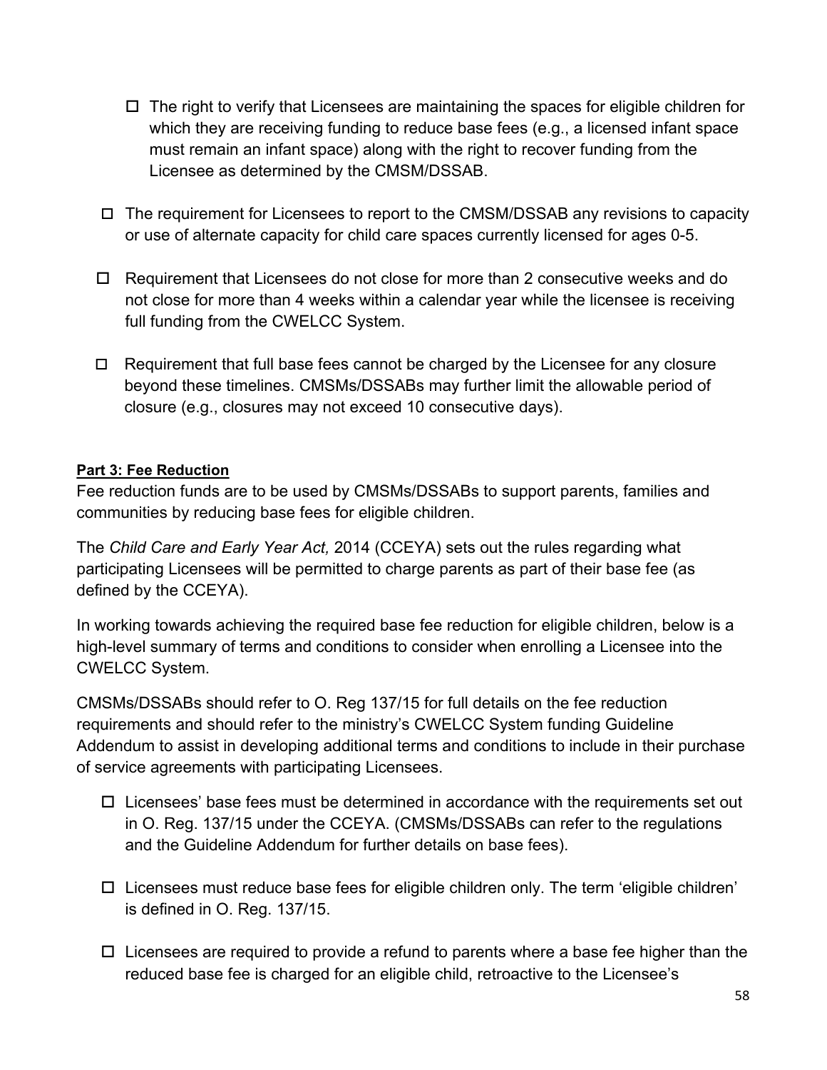- ☐ The right to verify that Licensees are maintaining the spaces for eligible children for which they are receiving funding to reduce base fees (e.g., a licensed infant space must remain an infant space) along with the right to recover funding from the Licensee as determined by the CMSM/DSSAB.

☐ The requirement for Licensees to report to the CMSM/DSSAB any revisions to capacity or use of alternate capacity for child care spaces currently licensed for ages 0-5.

☐ Requirement that Licensees do not close for more than 2 consecutive weeks and do not close for more than 4 weeks within a calendar year while the licensee is receiving full funding from the CWELCC System.

☐ Requirement that full base fees cannot be charged by the Licensee for any closure beyond these timelines. CMSMs/DSSABs may further limit the allowable period of closure (e.g., closures may not exceed 10 consecutive days).

**Part 3: Fee Reduction**

Fee reduction funds are to be used by CMSMs/DSSABs to support parents, families and communities by reducing base fees for eligible children.

The *Child Care and Early Year Act,* 2014 (CCEYA) sets out the rules regarding what participating Licensees will be permitted to charge parents as part of their base fee (as defined by the CCEYA).

In working towards achieving the required base fee reduction for eligible children, below is a high-level summary of terms and conditions to consider when enrolling a Licensee into the CWELCC System.

CMSMs/DSSABs should refer to O. Reg 137/15 for full details on the fee reduction requirements and should refer to the ministry's CWELCC System funding Guideline Addendum to assist in developing additional terms and conditions to include in their purchase of service agreements with participating Licensees.

☐ Licensees' base fees must be determined in accordance with the requirements set out in O. Reg. 137/15 under the CCEYA. (CMSMs/DSSABs can refer to the regulations and the Guideline Addendum for further details on base fees).

☐ Licensees must reduce base fees for eligible children only. The term 'eligible children' is defined in O. Reg. 137/15.

☐ Licensees are required to provide a refund to parents where a base fee higher than the reduced base fee is charged for an eligible child, retroactive to the Licensee's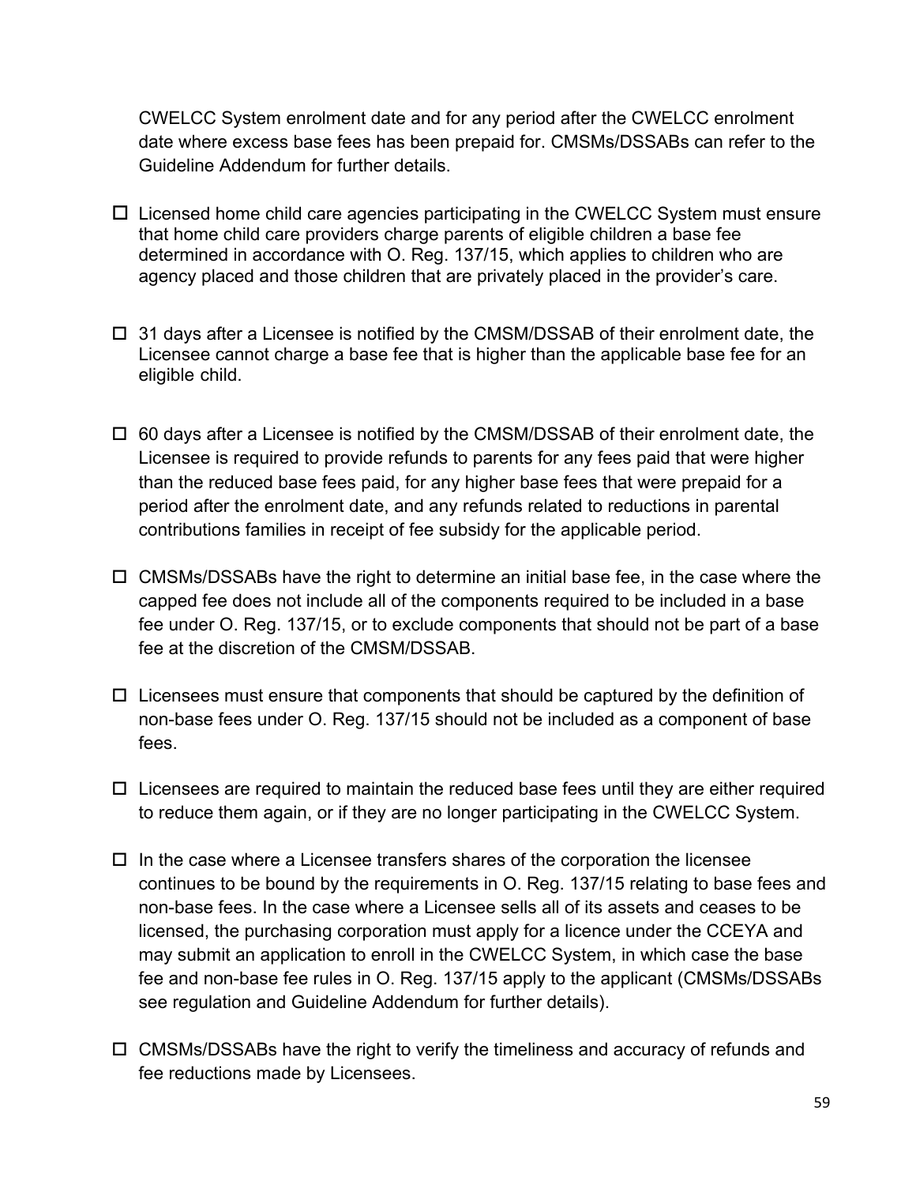CWELCC System enrolment date and for any period after the CWELCC enrolment date where excess base fees has been prepaid for. CMSMs/DSSABs can refer to the Guideline Addendum for further details.

- ☐ Licensed home child care agencies participating in the CWELCC System must ensure that home child care providers charge parents of eligible children a base fee determined in accordance with O. Reg. 137/15, which applies to children who are agency placed and those children that are privately placed in the provider's care.

- ☐ 31 days after a Licensee is notified by the CMSM/DSSAB of their enrolment date, the Licensee cannot charge a base fee that is higher than the applicable base fee for an eligible child.

- ☐ 60 days after a Licensee is notified by the CMSM/DSSAB of their enrolment date, the Licensee is required to provide refunds to parents for any fees paid that were higher than the reduced base fees paid, for any higher base fees that were prepaid for a period after the enrolment date, and any refunds related to reductions in parental contributions families in receipt of fee subsidy for the applicable period.

- ☐ CMSMs/DSSABs have the right to determine an initial base fee, in the case where the capped fee does not include all of the components required to be included in a base fee under O. Reg. 137/15, or to exclude components that should not be part of a base fee at the discretion of the CMSM/DSSAB.

- ☐ Licensees must ensure that components that should be captured by the definition of non-base fees under O. Reg. 137/15 should not be included as a component of base fees.

- ☐ Licensees are required to maintain the reduced base fees until they are either required to reduce them again, or if they are no longer participating in the CWELCC System.

- ☐ In the case where a Licensee transfers shares of the corporation the licensee continues to be bound by the requirements in O. Reg. 137/15 relating to base fees and non-base fees. In the case where a Licensee sells all of its assets and ceases to be licensed, the purchasing corporation must apply for a licence under the CCEYA and may submit an application to enroll in the CWELCC System, in which case the base fee and non-base fee rules in O. Reg. 137/15 apply to the applicant (CMSMs/DSSABs see regulation and Guideline Addendum for further details).

- ☐ CMSMs/DSSABs have the right to verify the timeliness and accuracy of refunds and fee reductions made by Licensees.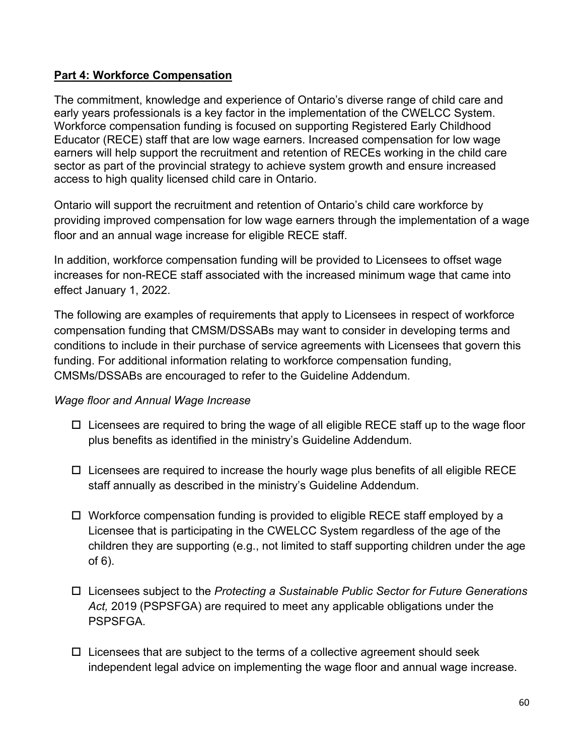## Part 4: Workforce Compensation

The commitment, knowledge and experience of Ontario's diverse range of child care and early years professionals is a key factor in the implementation of the CWELCC System. Workforce compensation funding is focused on supporting Registered Early Childhood Educator (RECE) staff that are low wage earners. Increased compensation for low wage earners will help support the recruitment and retention of RECEs working in the child care sector as part of the provincial strategy to achieve system growth and ensure increased access to high quality licensed child care in Ontario.

Ontario will support the recruitment and retention of Ontario's child care workforce by providing improved compensation for low wage earners through the implementation of a wage floor and an annual wage increase for eligible RECE staff.

In addition, workforce compensation funding will be provided to Licensees to offset wage increases for non-RECE staff associated with the increased minimum wage that came into effect January 1, 2022.

The following are examples of requirements that apply to Licensees in respect of workforce compensation funding that CMSM/DSSABs may want to consider in developing terms and conditions to include in their purchase of service agreements with Licensees that govern this funding. For additional information relating to workforce compensation funding, CMSMs/DSSABs are encouraged to refer to the Guideline Addendum.

*Wage floor and Annual Wage Increase*

- ☐ Licensees are required to bring the wage of all eligible RECE staff up to the wage floor plus benefits as identified in the ministry's Guideline Addendum.
- ☐ Licensees are required to increase the hourly wage plus benefits of all eligible RECE staff annually as described in the ministry's Guideline Addendum.
- ☐ Workforce compensation funding is provided to eligible RECE staff employed by a Licensee that is participating in the CWELCC System regardless of the age of the children they are supporting (e.g., not limited to staff supporting children under the age of 6).
- ☐ Licensees subject to the *Protecting a Sustainable Public Sector for Future Generations Act,* 2019 (PSPSFGA) are required to meet any applicable obligations under the PSPSFGA.
- ☐ Licensees that are subject to the terms of a collective agreement should seek independent legal advice on implementing the wage floor and annual wage increase.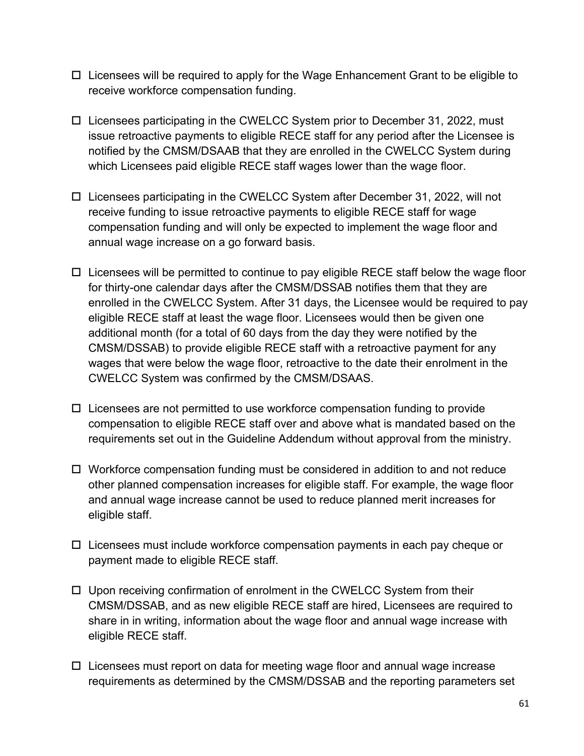- ☐ Licensees will be required to apply for the Wage Enhancement Grant to be eligible to receive workforce compensation funding.

- ☐ Licensees participating in the CWELCC System prior to December 31, 2022, must issue retroactive payments to eligible RECE staff for any period after the Licensee is notified by the CMSM/DSAAB that they are enrolled in the CWELCC System during which Licensees paid eligible RECE staff wages lower than the wage floor.

- ☐ Licensees participating in the CWELCC System after December 31, 2022, will not receive funding to issue retroactive payments to eligible RECE staff for wage compensation funding and will only be expected to implement the wage floor and annual wage increase on a go forward basis.

- ☐ Licensees will be permitted to continue to pay eligible RECE staff below the wage floor for thirty-one calendar days after the CMSM/DSSAB notifies them that they are enrolled in the CWELCC System. After 31 days, the Licensee would be required to pay eligible RECE staff at least the wage floor. Licensees would then be given one additional month (for a total of 60 days from the day they were notified by the CMSM/DSSAB) to provide eligible RECE staff with a retroactive payment for any wages that were below the wage floor, retroactive to the date their enrolment in the CWELCC System was confirmed by the CMSM/DSAAS.

- ☐ Licensees are not permitted to use workforce compensation funding to provide compensation to eligible RECE staff over and above what is mandated based on the requirements set out in the Guideline Addendum without approval from the ministry.

- ☐ Workforce compensation funding must be considered in addition to and not reduce other planned compensation increases for eligible staff. For example, the wage floor and annual wage increase cannot be used to reduce planned merit increases for eligible staff.

- ☐ Licensees must include workforce compensation payments in each pay cheque or payment made to eligible RECE staff.

- ☐ Upon receiving confirmation of enrolment in the CWELCC System from their CMSM/DSSAB, and as new eligible RECE staff are hired, Licensees are required to share in in writing, information about the wage floor and annual wage increase with eligible RECE staff.

- ☐ Licensees must report on data for meeting wage floor and annual wage increase requirements as determined by the CMSM/DSSAB and the reporting parameters set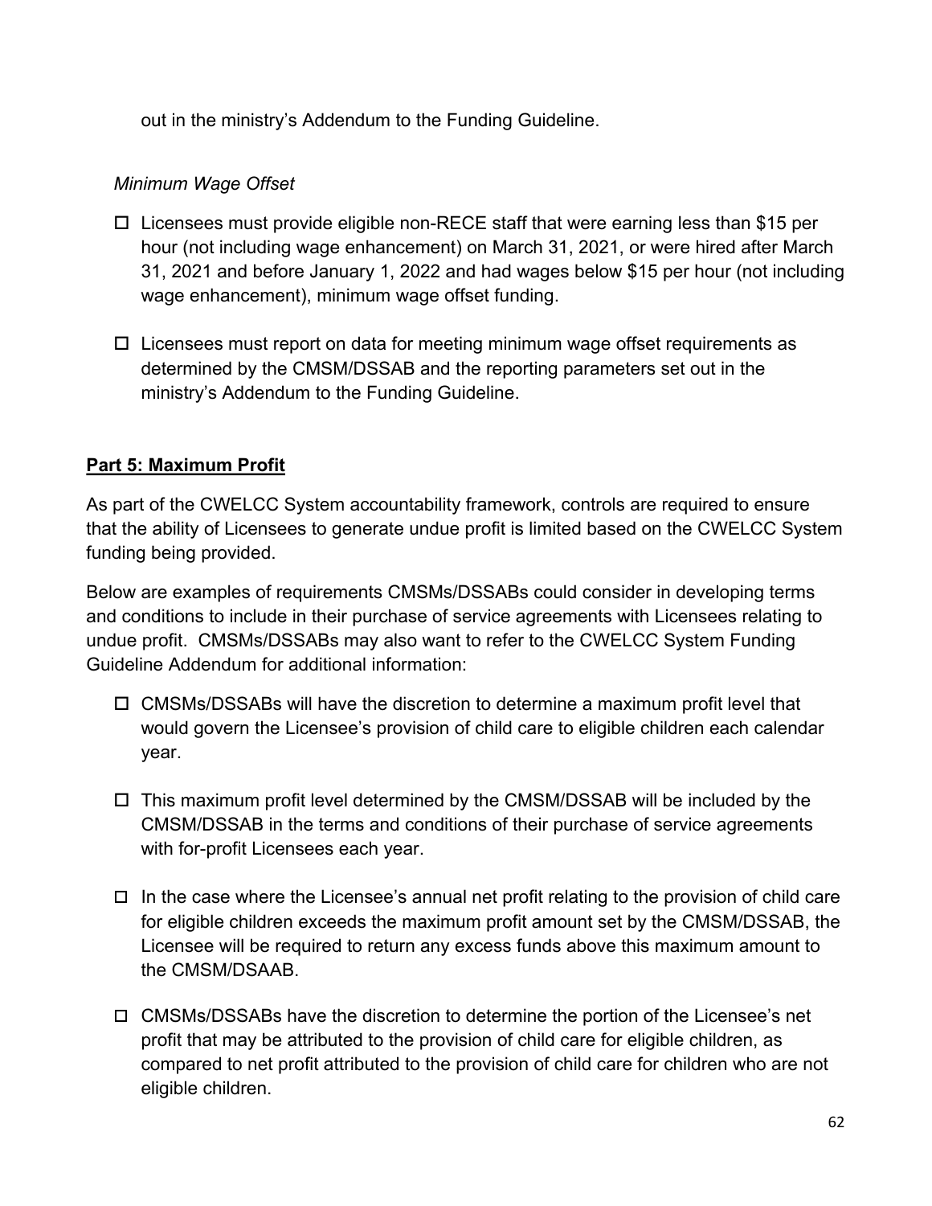out in the ministry's Addendum to the Funding Guideline.

*Minimum Wage Offset*

- ☐ Licensees must provide eligible non-RECE staff that were earning less than $15 per hour (not including wage enhancement) on March 31, 2021, or were hired after March 31, 2021 and before January 1, 2022 and had wages below $15 per hour (not including wage enhancement), minimum wage offset funding.

- ☐ Licensees must report on data for meeting minimum wage offset requirements as determined by the CMSM/DSSAB and the reporting parameters set out in the ministry's Addendum to the Funding Guideline.

## **Part 5: Maximum Profit**

As part of the CWELCC System accountability framework, controls are required to ensure that the ability of Licensees to generate undue profit is limited based on the CWELCC System funding being provided.

Below are examples of requirements CMSMs/DSSABs could consider in developing terms and conditions to include in their purchase of service agreements with Licensees relating to undue profit. CMSMs/DSSABs may also want to refer to the CWELCC System Funding Guideline Addendum for additional information:

- ☐ CMSMs/DSSABs will have the discretion to determine a maximum profit level that would govern the Licensee's provision of child care to eligible children each calendar year.

- ☐ This maximum profit level determined by the CMSM/DSSAB will be included by the CMSM/DSSAB in the terms and conditions of their purchase of service agreements with for-profit Licensees each year.

- ☐ In the case where the Licensee's annual net profit relating to the provision of child care for eligible children exceeds the maximum profit amount set by the CMSM/DSSAB, the Licensee will be required to return any excess funds above this maximum amount to the CMSM/DSAAB.

- ☐ CMSMs/DSSABs have the discretion to determine the portion of the Licensee's net profit that may be attributed to the provision of child care for eligible children, as compared to net profit attributed to the provision of child care for children who are not eligible children.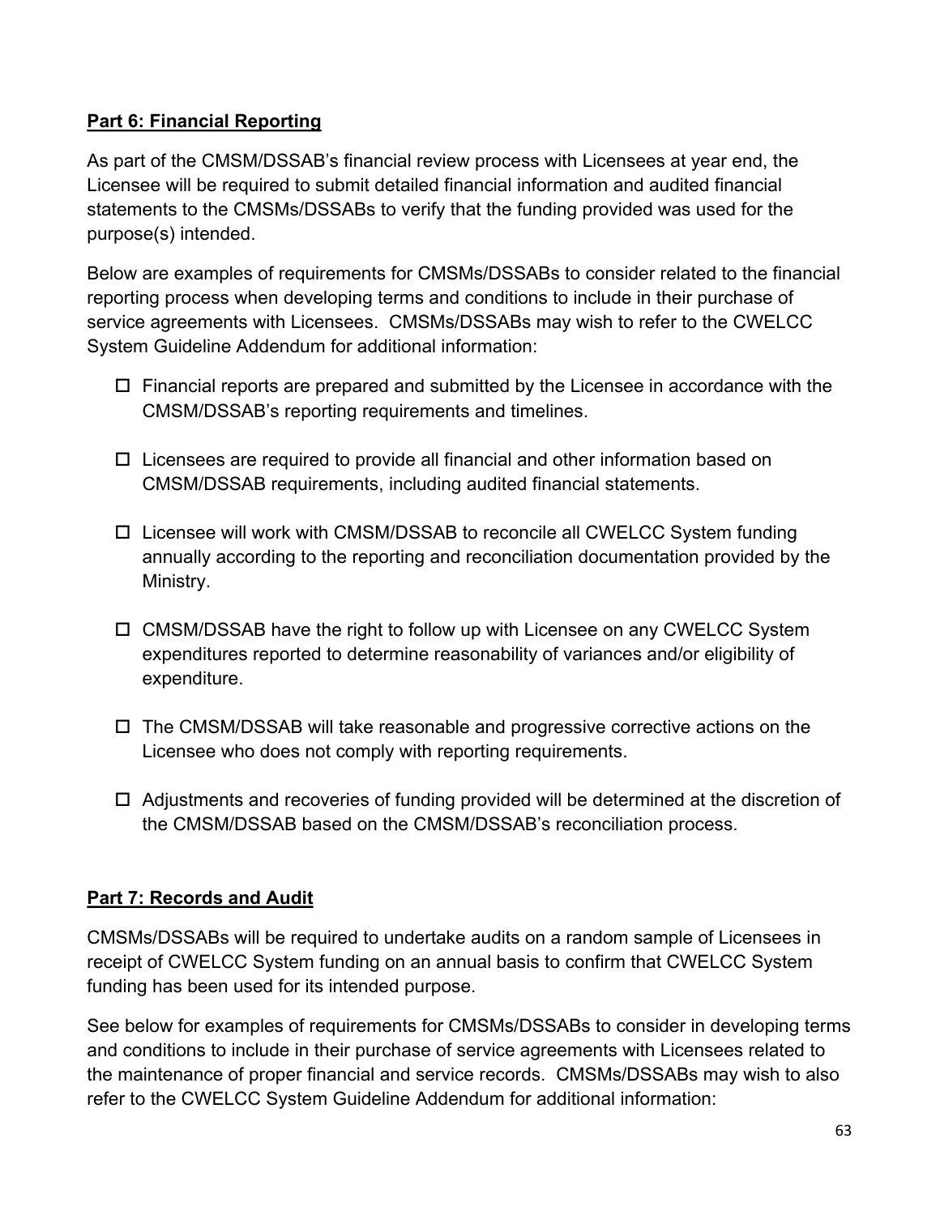**Part 6: Financial Reporting**

As part of the CMSM/DSSAB's financial review process with Licensees at year end, the Licensee will be required to submit detailed financial information and audited financial statements to the CMSMs/DSSABs to verify that the funding provided was used for the purpose(s) intended.

Below are examples of requirements for CMSMs/DSSABs to consider related to the financial reporting process when developing terms and conditions to include in their purchase of service agreements with Licensees. CMSMs/DSSABs may wish to refer to the CWELCC System Guideline Addendum for additional information:

- ☐ Financial reports are prepared and submitted by the Licensee in accordance with the CMSM/DSSAB's reporting requirements and timelines.
- ☐ Licensees are required to provide all financial and other information based on CMSM/DSSAB requirements, including audited financial statements.
- ☐ Licensee will work with CMSM/DSSAB to reconcile all CWELCC System funding annually according to the reporting and reconciliation documentation provided by the Ministry.
- ☐ CMSM/DSSAB have the right to follow up with Licensee on any CWELCC System expenditures reported to determine reasonability of variances and/or eligibility of expenditure.
- ☐ The CMSM/DSSAB will take reasonable and progressive corrective actions on the Licensee who does not comply with reporting requirements.
- ☐ Adjustments and recoveries of funding provided will be determined at the discretion of the CMSM/DSSAB based on the CMSM/DSSAB's reconciliation process.

**Part 7: Records and Audit**

CMSMs/DSSABs will be required to undertake audits on a random sample of Licensees in receipt of CWELCC System funding on an annual basis to confirm that CWELCC System funding has been used for its intended purpose.

See below for examples of requirements for CMSMs/DSSABs to consider in developing terms and conditions to include in their purchase of service agreements with Licensees related to the maintenance of proper financial and service records. CMSMs/DSSABs may wish to also refer to the CWELCC System Guideline Addendum for additional information: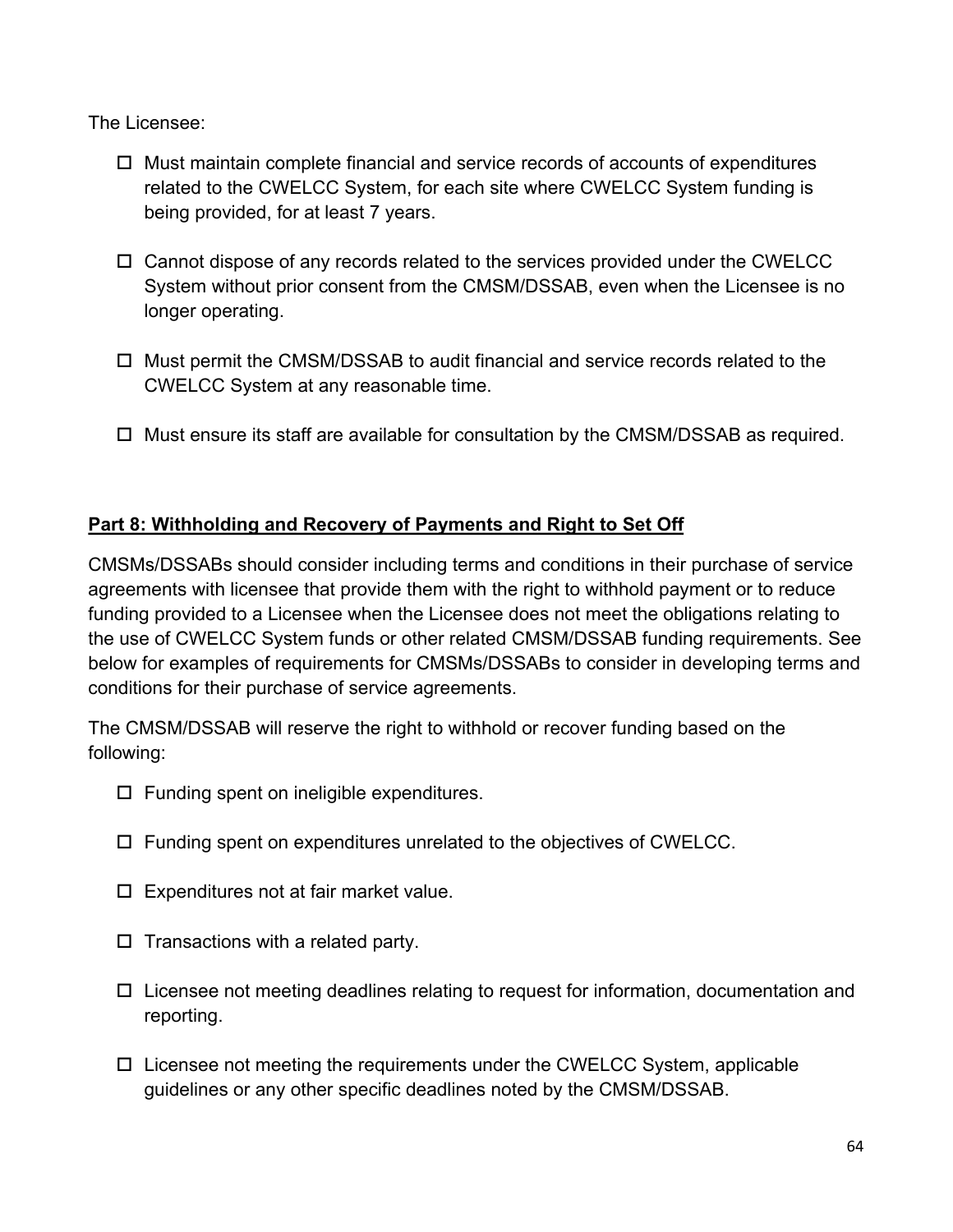The Licensee:

- ☐ Must maintain complete financial and service records of accounts of expenditures related to the CWELCC System, for each site where CWELCC System funding is being provided, for at least 7 years.
- ☐ Cannot dispose of any records related to the services provided under the CWELCC System without prior consent from the CMSM/DSSAB, even when the Licensee is no longer operating.
- ☐ Must permit the CMSM/DSSAB to audit financial and service records related to the CWELCC System at any reasonable time.
- ☐ Must ensure its staff are available for consultation by the CMSM/DSSAB as required.

## Part 8: Withholding and Recovery of Payments and Right to Set Off

CMSMs/DSSABs should consider including terms and conditions in their purchase of service agreements with licensee that provide them with the right to withhold payment or to reduce funding provided to a Licensee when the Licensee does not meet the obligations relating to the use of CWELCC System funds or other related CMSM/DSSAB funding requirements. See below for examples of requirements for CMSMs/DSSABs to consider in developing terms and conditions for their purchase of service agreements.

The CMSM/DSSAB will reserve the right to withhold or recover funding based on the following:

- ☐ Funding spent on ineligible expenditures.
- ☐ Funding spent on expenditures unrelated to the objectives of CWELCC.
- ☐ Expenditures not at fair market value.
- ☐ Transactions with a related party.
- ☐ Licensee not meeting deadlines relating to request for information, documentation and reporting.
- ☐ Licensee not meeting the requirements under the CWELCC System, applicable guidelines or any other specific deadlines noted by the CMSM/DSSAB.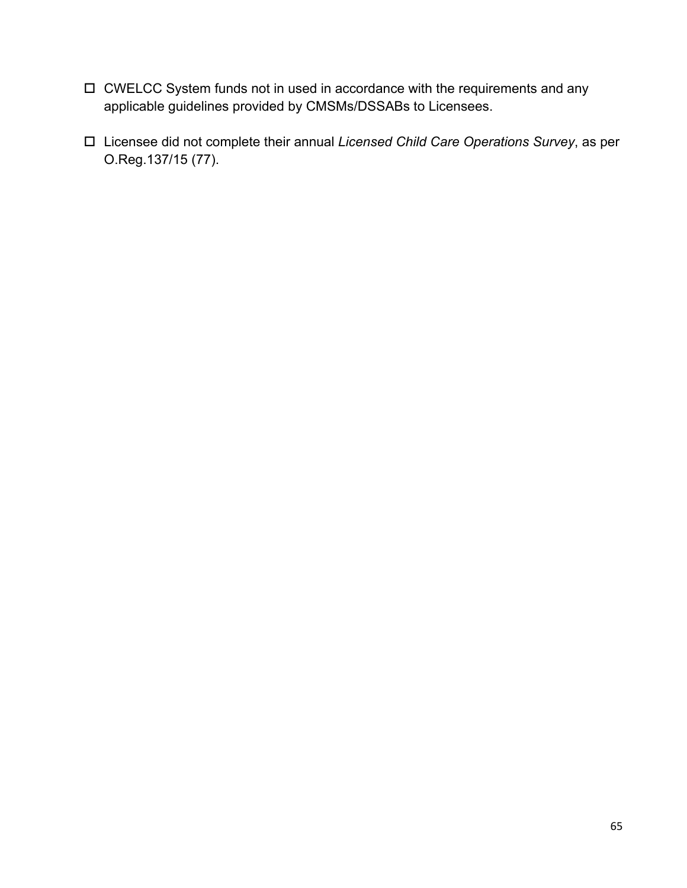- ☐ CWELCC System funds not in used in accordance with the requirements and any applicable guidelines provided by CMSMs/DSSABs to Licensees.

- ☐ Licensee did not complete their annual *Licensed Child Care Operations Survey*, as per O.Reg.137/15 (77).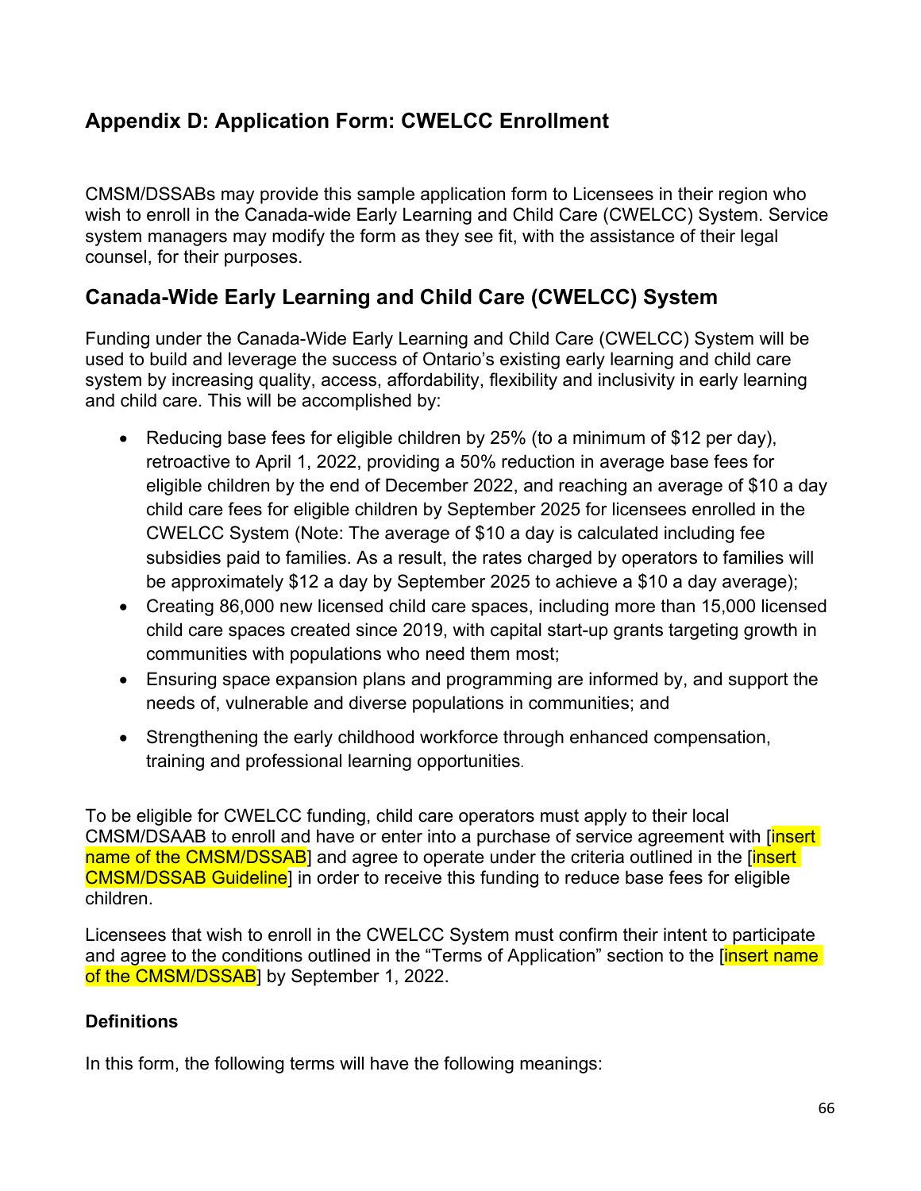## Appendix D: Application Form: CWELCC Enrollment

CMSM/DSSABs may provide this sample application form to Licensees in their region who wish to enroll in the Canada-wide Early Learning and Child Care (CWELCC) System. Service system managers may modify the form as they see fit, with the assistance of their legal counsel, for their purposes.

## Canada-Wide Early Learning and Child Care (CWELCC) System

Funding under the Canada-Wide Early Learning and Child Care (CWELCC) System will be used to build and leverage the success of Ontario's existing early learning and child care system by increasing quality, access, affordability, flexibility and inclusivity in early learning and child care. This will be accomplished by:

- Reducing base fees for eligible children by 25% (to a minimum of $12 per day), retroactive to April 1, 2022, providing a 50% reduction in average base fees for eligible children by the end of December 2022, and reaching an average of $10 a day child care fees for eligible children by September 2025 for licensees enrolled in the CWELCC System (Note: The average of $10 a day is calculated including fee subsidies paid to families. As a result, the rates charged by operators to families will be approximately $12 a day by September 2025 to achieve a $10 a day average);
- Creating 86,000 new licensed child care spaces, including more than 15,000 licensed child care spaces created since 2019, with capital start-up grants targeting growth in communities with populations who need them most;
- Ensuring space expansion plans and programming are informed by, and support the needs of, vulnerable and diverse populations in communities; and
- Strengthening the early childhood workforce through enhanced compensation, training and professional learning opportunities.

To be eligible for CWELCC funding, child care operators must apply to their local CMSM/DSAAB to enroll and have or enter into a purchase of service agreement with [insert name of the CMSM/DSSAB] and agree to operate under the criteria outlined in the [insert CMSM/DSSAB Guideline] in order to receive this funding to reduce base fees for eligible children.

Licensees that wish to enroll in the CWELCC System must confirm their intent to participate and agree to the conditions outlined in the "Terms of Application" section to the [insert name of the CMSM/DSSAB] by September 1, 2022.

**Definitions**

In this form, the following terms will have the following meanings: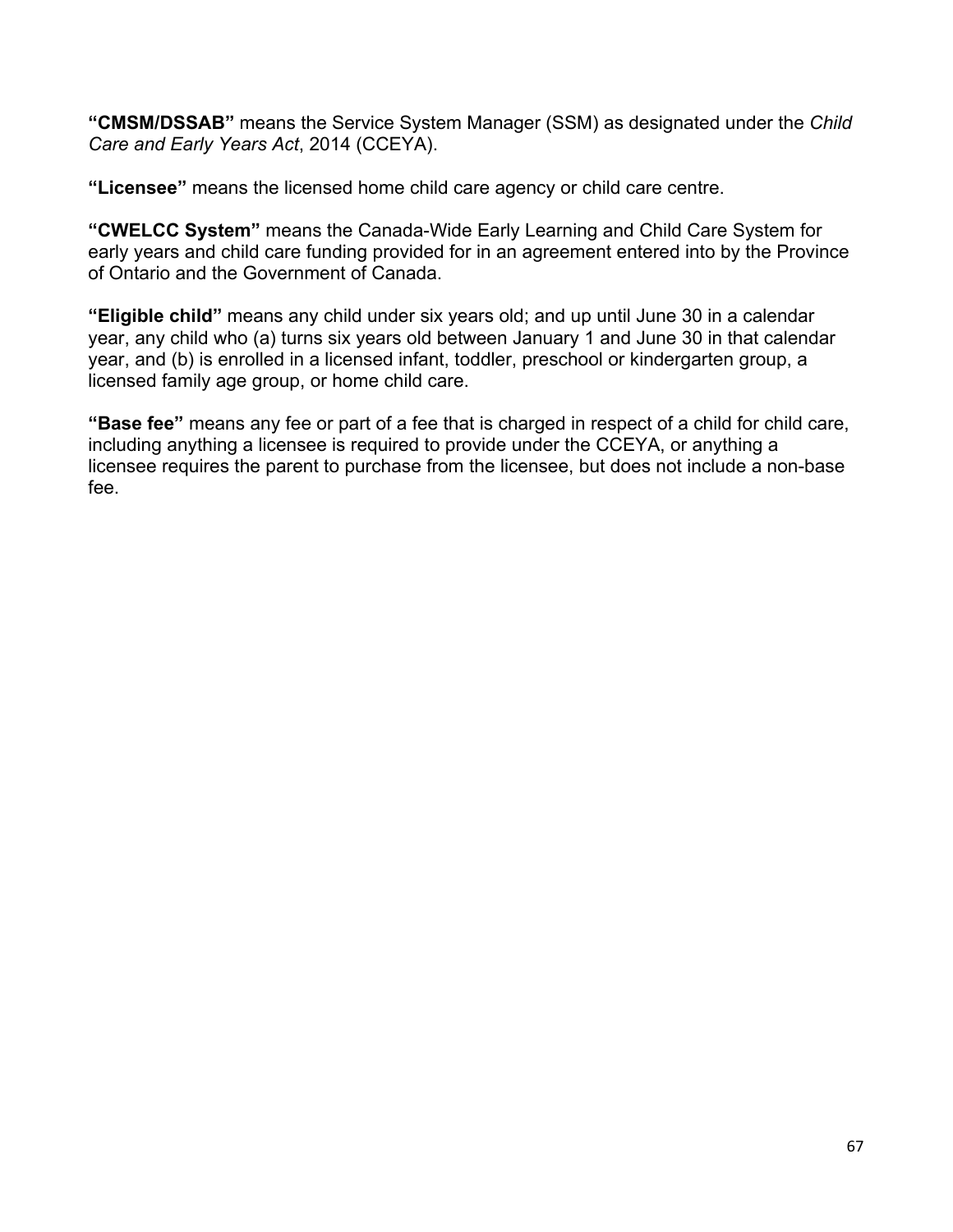**“CMSM/DSSAB”** means the Service System Manager (SSM) as designated under the *Child Care and Early Years Act*, 2014 (CCEYA).

**“Licensee”** means the licensed home child care agency or child care centre.

**“CWELCC System”** means the Canada-Wide Early Learning and Child Care System for early years and child care funding provided for in an agreement entered into by the Province of Ontario and the Government of Canada.

**“Eligible child”** means any child under six years old; and up until June 30 in a calendar year, any child who (a) turns six years old between January 1 and June 30 in that calendar year, and (b) is enrolled in a licensed infant, toddler, preschool or kindergarten group, a licensed family age group, or home child care.

**“Base fee”** means any fee or part of a fee that is charged in respect of a child for child care, including anything a licensee is required to provide under the CCEYA, or anything a licensee requires the parent to purchase from the licensee, but does not include a non-base fee.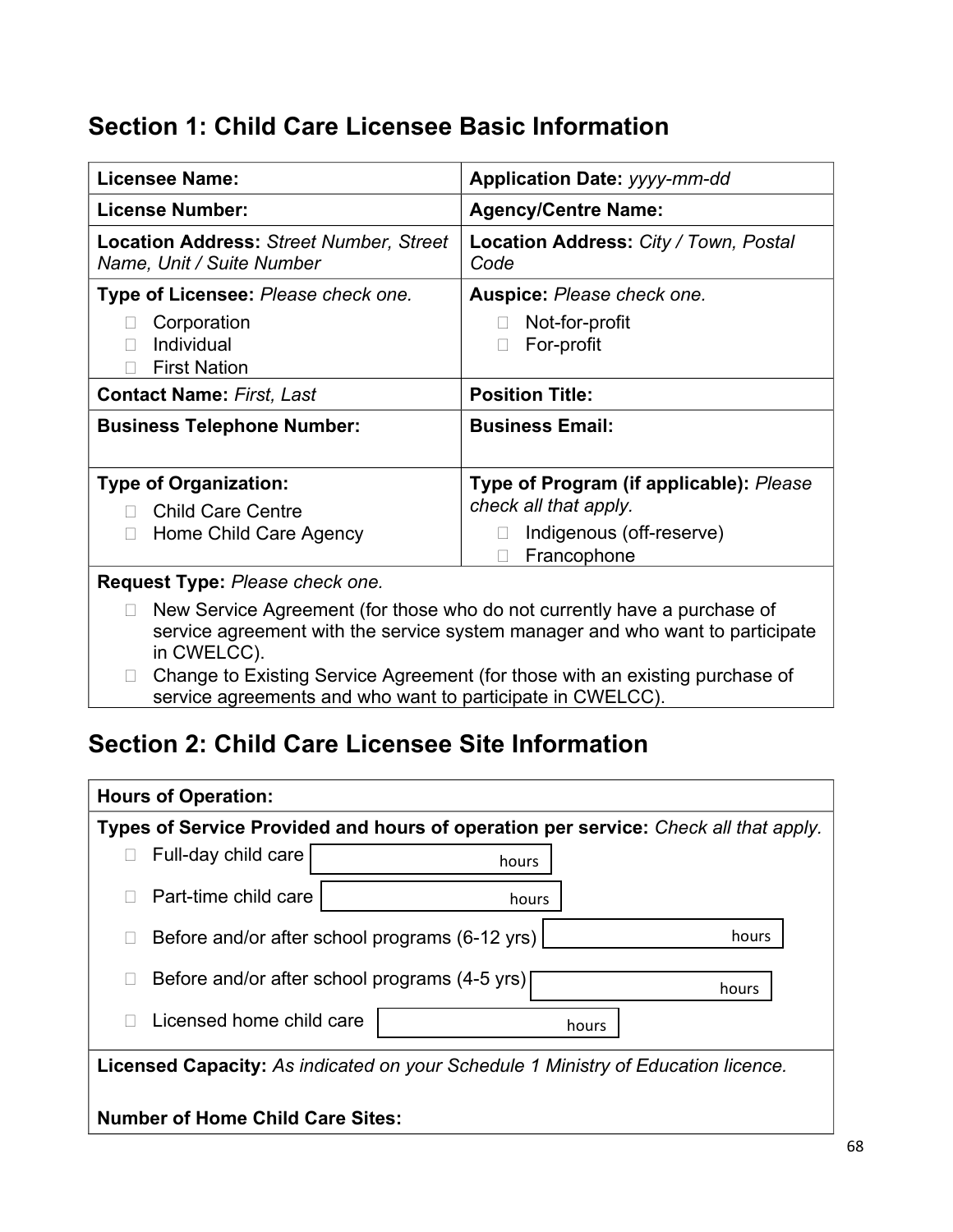## Section 1: Child Care Licensee Basic Information

| **Licensee Name:** | **Application Date:** *yyyy-mm-dd* |
|---|---|
| **License Number:** | **Agency/Centre Name:** |
| **Location Address:** *Street Number, Street Name, Unit / Suite Number* | **Location Address:** *City / Town, Postal Code* |
| **Type of Licensee:** *Please check one.*<br>☐ Corporation<br>☐ Individual<br>☐ First Nation | **Auspice:** *Please check one.*<br>☐ Not-for-profit<br>☐ For-profit |
| **Contact Name:** *First, Last* | **Position Title:** |
| **Business Telephone Number:** | **Business Email:** |
| **Type of Organization:**<br>☐ Child Care Centre<br>☐ Home Child Care Agency | **Type of Program (if applicable):** *Please check all that apply.*<br>☐ Indigenous (off-reserve)<br>☐ Francophone |
| **Request Type:** *Please check one.*<br>☐ New Service Agreement (for those who do not currently have a purchase of service agreement with the service system manager and who want to participate in CWELCC).<br>☐ Change to Existing Service Agreement (for those with an existing purchase of service agreements and who want to participate in CWELCC). | |

## Section 2: Child Care Licensee Site Information

| **Hours of Operation:** |
|---|
| **Types of Service Provided and hours of operation per service:** *Check all that apply.*<br>☐ Full-day child care ______ hours<br>☐ Part-time child care ______ hours<br>☐ Before and/or after school programs (6-12 yrs) ______ hours<br>☐ Before and/or after school programs (4-5 yrs) ______ hours<br>☐ Licensed home child care ______ hours |
| **Licensed Capacity:** *As indicated on your Schedule 1 Ministry of Education licence.*<br><br>**Number of Home Child Care Sites:** |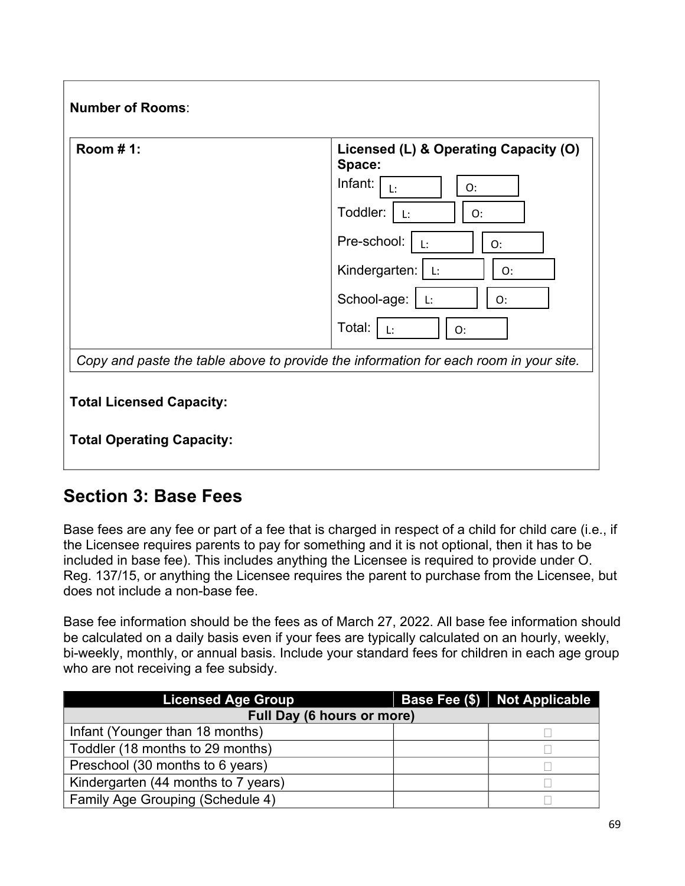**Number of Rooms**:

| **Room # 1:** | **Licensed (L) & Operating Capacity (O) Space:**<br>Infant: L: O:<br>Toddler: L: O:<br>Pre-school: L: O:<br>Kindergarten: L: O:<br>School-age: L: O:<br>Total: L: O: |
|---|---|
| *Copy and paste the table above to provide the information for each room in your site.* | |

**Total Licensed Capacity:**

**Total Operating Capacity:**

## Section 3: Base Fees

Base fees are any fee or part of a fee that is charged in respect of a child for child care (i.e., if the Licensee requires parents to pay for something and it is not optional, then it has to be included in base fee). This includes anything the Licensee is required to provide under O. Reg. 137/15, or anything the Licensee requires the parent to purchase from the Licensee, but does not include a non-base fee.

Base fee information should be the fees as of March 27, 2022. All base fee information should be calculated on a daily basis even if your fees are typically calculated on an hourly, weekly, bi-weekly, monthly, or annual basis. Include your standard fees for children in each age group who are not receiving a fee subsidy.

| Licensed Age Group | Base Fee ($) | Not Applicable |
|---|---|---|
| **Full Day (6 hours or more)** | | |
| Infant (Younger than 18 months) | | ☐ |
| Toddler (18 months to 29 months) | | ☐ |
| Preschool (30 months to 6 years) | | ☐ |
| Kindergarten (44 months to 7 years) | | ☐ |
| Family Age Grouping (Schedule 4) | | ☐ |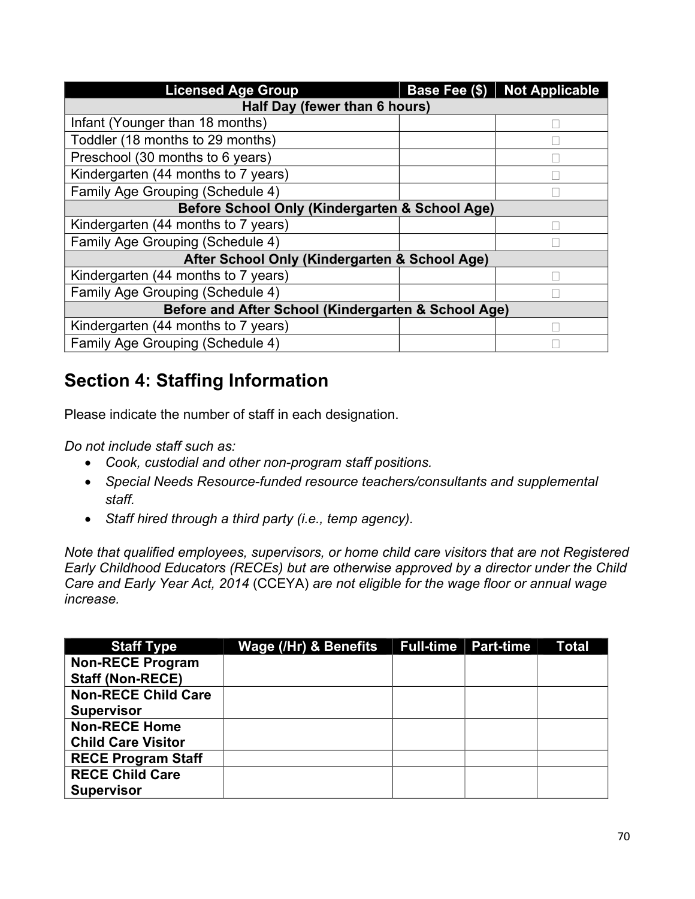| Licensed Age Group | Base Fee ($) | Not Applicable |
|---|---|---|
| **Half Day (fewer than 6 hours)** | | |
| Infant (Younger than 18 months) | | ☐ |
| Toddler (18 months to 29 months) | | ☐ |
| Preschool (30 months to 6 years) | | ☐ |
| Kindergarten (44 months to 7 years) | | ☐ |
| Family Age Grouping (Schedule 4) | | ☐ |
| **Before School Only (Kindergarten & School Age)** | | |
| Kindergarten (44 months to 7 years) | | ☐ |
| Family Age Grouping (Schedule 4) | | ☐ |
| **After School Only (Kindergarten & School Age)** | | |
| Kindergarten (44 months to 7 years) | | ☐ |
| Family Age Grouping (Schedule 4) | | ☐ |
| **Before and After School (Kindergarten & School Age)** | | |
| Kindergarten (44 months to 7 years) | | ☐ |
| Family Age Grouping (Schedule 4) | | ☐ |

## Section 4: Staffing Information

Please indicate the number of staff in each designation.

*Do not include staff such as:*

- *Cook, custodial and other non-program staff positions.*
- *Special Needs Resource-funded resource teachers/consultants and supplemental staff.*
- *Staff hired through a third party (i.e., temp agency).*

*Note that qualified employees, supervisors, or home child care visitors that are not Registered Early Childhood Educators (RECEs) but are otherwise approved by a director under the Child Care and Early Year Act, 2014* (CCEYA) *are not eligible for the wage floor or annual wage increase.*

| Staff Type | Wage (/Hr) & Benefits | Full-time | Part-time | Total |
|---|---|---|---|---|
| **Non-RECE Program Staff (Non-RECE)** | | | | |
| **Non-RECE Child Care Supervisor** | | | | |
| **Non-RECE Home Child Care Visitor** | | | | |
| **RECE Program Staff** | | | | |
| **RECE Child Care Supervisor** | | | | |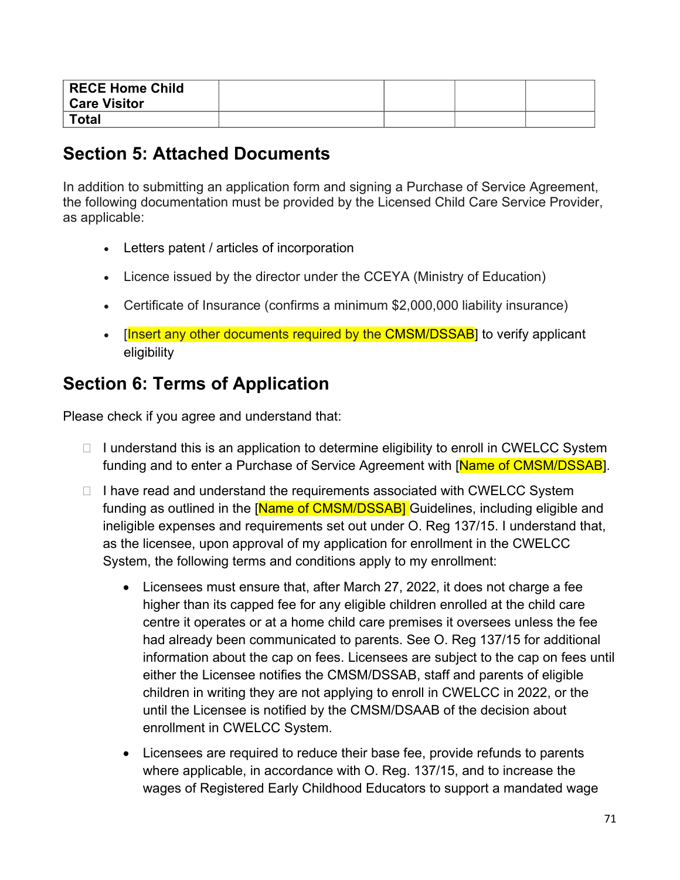| RECE Home Child Care Visitor | | | | |
|---|---|---|---|---|
| Total | | | | |

## Section 5: Attached Documents

In addition to submitting an application form and signing a Purchase of Service Agreement, the following documentation must be provided by the Licensed Child Care Service Provider, as applicable:

- Letters patent / articles of incorporation
- Licence issued by the director under the CCEYA (Ministry of Education)
- Certificate of Insurance (confirms a minimum $2,000,000 liability insurance)
- [Insert any other documents required by the CMSM/DSSAB] to verify applicant eligibility

## Section 6: Terms of Application

Please check if you agree and understand that:

- ☐ I understand this is an application to determine eligibility to enroll in CWELCC System funding and to enter a Purchase of Service Agreement with [Name of CMSM/DSSAB].
- ☐ I have read and understand the requirements associated with CWELCC System funding as outlined in the [Name of CMSM/DSSAB] Guidelines, including eligible and ineligible expenses and requirements set out under O. Reg 137/15. I understand that, as the licensee, upon approval of my application for enrollment in the CWELCC System, the following terms and conditions apply to my enrollment:
  - Licensees must ensure that, after March 27, 2022, it does not charge a fee higher than its capped fee for any eligible children enrolled at the child care centre it operates or at a home child care premises it oversees unless the fee had already been communicated to parents. See O. Reg 137/15 for additional information about the cap on fees. Licensees are subject to the cap on fees until either the Licensee notifies the CMSM/DSSAB, staff and parents of eligible children in writing they are not applying to enroll in CWELCC in 2022, or the until the Licensee is notified by the CMSM/DSAAB of the decision about enrollment in CWELCC System.
  - Licensees are required to reduce their base fee, provide refunds to parents where applicable, in accordance with O. Reg. 137/15, and to increase the wages of Registered Early Childhood Educators to support a mandated wage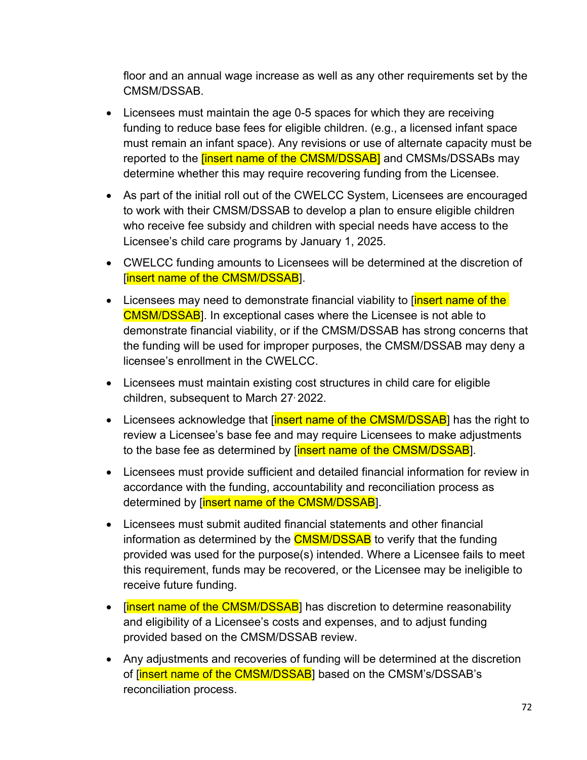floor and an annual wage increase as well as any other requirements set by the CMSM/DSSAB.

- Licensees must maintain the age 0-5 spaces for which they are receiving funding to reduce base fees for eligible children. (e.g., a licensed infant space must remain an infant space). Any revisions or use of alternate capacity must be reported to the [insert name of the CMSM/DSSAB] and CMSMs/DSSABs may determine whether this may require recovering funding from the Licensee.
- As part of the initial roll out of the CWELCC System, Licensees are encouraged to work with their CMSM/DSSAB to develop a plan to ensure eligible children who receive fee subsidy and children with special needs have access to the Licensee's child care programs by January 1, 2025.
- CWELCC funding amounts to Licensees will be determined at the discretion of [insert name of the CMSM/DSSAB].
- Licensees may need to demonstrate financial viability to [insert name of the CMSM/DSSAB]. In exceptional cases where the Licensee is not able to demonstrate financial viability, or if the CMSM/DSSAB has strong concerns that the funding will be used for improper purposes, the CMSM/DSSAB may deny a licensee's enrollment in the CWELCC.
- Licensees must maintain existing cost structures in child care for eligible children, subsequent to March 27, 2022.
- Licensees acknowledge that [insert name of the CMSM/DSSAB] has the right to review a Licensee's base fee and may require Licensees to make adjustments to the base fee as determined by [insert name of the CMSM/DSSAB].
- Licensees must provide sufficient and detailed financial information for review in accordance with the funding, accountability and reconciliation process as determined by [insert name of the CMSM/DSSAB].
- Licensees must submit audited financial statements and other financial information as determined by the CMSM/DSSAB to verify that the funding provided was used for the purpose(s) intended. Where a Licensee fails to meet this requirement, funds may be recovered, or the Licensee may be ineligible to receive future funding.
- [insert name of the CMSM/DSSAB] has discretion to determine reasonability and eligibility of a Licensee's costs and expenses, and to adjust funding provided based on the CMSM/DSSAB review.
- Any adjustments and recoveries of funding will be determined at the discretion of [insert name of the CMSM/DSSAB] based on the CMSM's/DSSAB's reconciliation process.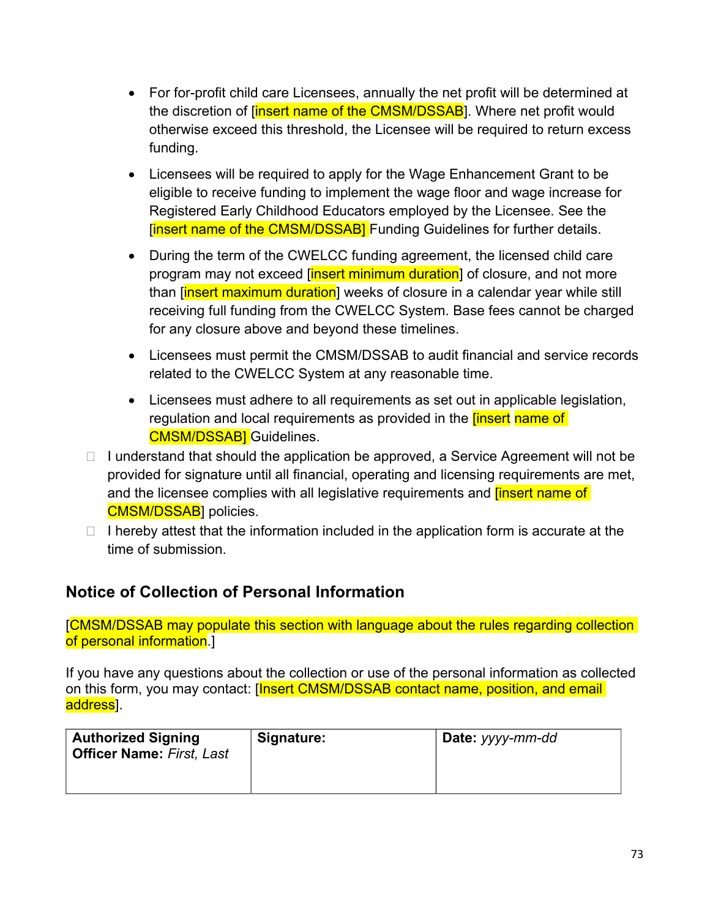- For for-profit child care Licensees, annually the net profit will be determined at the discretion of [insert name of the CMSM/DSSAB]. Where net profit would otherwise exceed this threshold, the Licensee will be required to return excess funding.
- Licensees will be required to apply for the Wage Enhancement Grant to be eligible to receive funding to implement the wage floor and wage increase for Registered Early Childhood Educators employed by the Licensee. See the [insert name of the CMSM/DSSAB] Funding Guidelines for further details.
- During the term of the CWELCC funding agreement, the licensed child care program may not exceed [insert minimum duration] of closure, and not more than [insert maximum duration] weeks of closure in a calendar year while still receiving full funding from the CWELCC System. Base fees cannot be charged for any closure above and beyond these timelines.
- Licensees must permit the CMSM/DSSAB to audit financial and service records related to the CWELCC System at any reasonable time.
- Licensees must adhere to all requirements as set out in applicable legislation, regulation and local requirements as provided in the [insert name of CMSM/DSSAB] Guidelines.

☐ I understand that should the application be approved, a Service Agreement will not be provided for signature until all financial, operating and licensing requirements are met, and the licensee complies with all legislative requirements and [insert name of CMSM/DSSAB] policies.

☐ I hereby attest that the information included in the application form is accurate at the time of submission.

## Notice of Collection of Personal Information

[CMSM/DSSAB may populate this section with language about the rules regarding collection of personal information.]

If you have any questions about the collection or use of the personal information as collected on this form, you may contact: [Insert CMSM/DSSAB contact name, position, and email address].

| **Authorized Signing Officer Name:** *First, Last* | **Signature:** | **Date:** *yyyy-mm-dd* |
|---|---|---|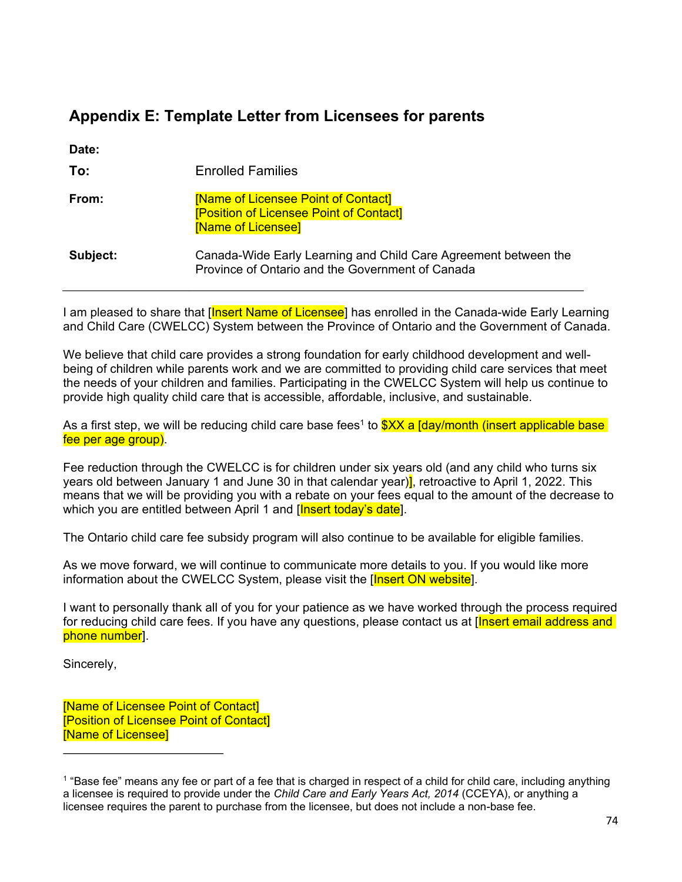## Appendix E: Template Letter from Licensees for parents

| | |
|---|---|
| **Date:** | |
| **To:** | Enrolled Families |
| **From:** | [Name of Licensee Point of Contact]<br>[Position of Licensee Point of Contact]<br>[Name of Licensee] |
| **Subject:** | Canada-Wide Early Learning and Child Care Agreement between the Province of Ontario and the Government of Canada |

---

I am pleased to share that [Insert Name of Licensee] has enrolled in the Canada-wide Early Learning and Child Care (CWELCC) System between the Province of Ontario and the Government of Canada.

We believe that child care provides a strong foundation for early childhood development and well-being of children while parents work and we are committed to providing child care services that meet the needs of your children and families. Participating in the CWELCC System will help us continue to provide high quality child care that is accessible, affordable, inclusive, and sustainable.

As a first step, we will be reducing child care base fees[1] to $XX a [day/month (insert applicable base fee per age group).

Fee reduction through the CWELCC is for children under six years old (and any child who turns six years old between January 1 and June 30 in that calendar year)], retroactive to April 1, 2022. This means that we will be providing you with a rebate on your fees equal to the amount of the decrease to which you are entitled between April 1 and [Insert today's date].

The Ontario child care fee subsidy program will also continue to be available for eligible families.

As we move forward, we will continue to communicate more details to you. If you would like more information about the CWELCC System, please visit the [Insert ON website].

I want to personally thank all of you for your patience as we have worked through the process required for reducing child care fees. If you have any questions, please contact us at [Insert email address and phone number].

Sincerely,

[Name of Licensee Point of Contact]
[Position of Licensee Point of Contact]
[Name of Licensee]

---

[1] "Base fee" means any fee or part of a fee that is charged in respect of a child for child care, including anything a licensee is required to provide under the *Child Care and Early Years Act, 2014* (CCEYA), or anything a licensee requires the parent to purchase from the licensee, but does not include a non-base fee.